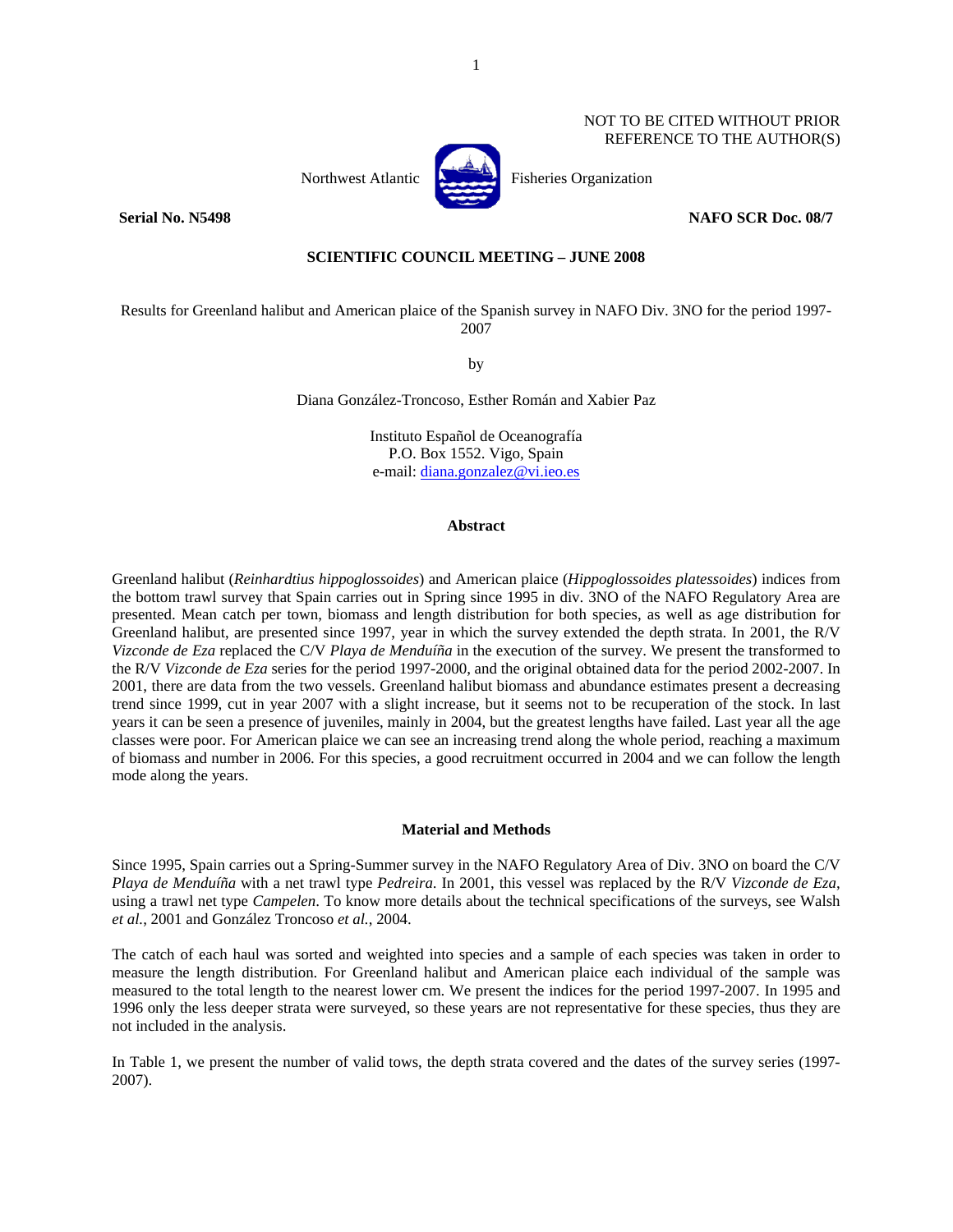NOT TO BE CITED WITHOUT PRIOR
REFERENCE TO THE AUTHOR(S)

Northwest Atlantic Fisheries Organization

**Serial No. N5498** **NAFO SCR Doc. 08/7**

**SCIENTIFIC COUNCIL MEETING – JUNE 2008**

Results for Greenland halibut and American plaice of the Spanish survey in NAFO Div. 3NO for the period 1997-2007

by

Diana González-Troncoso, Esther Román and Xabier Paz

Instituto Español de Oceanografía
P.O. Box 1552. Vigo, Spain
e-mail: diana.gonzalez@vi.ieo.es

## Abstract

Greenland halibut (*Reinhardtius hippoglossoides*) and American plaice (*Hippoglossoides platessoides*) indices from the bottom trawl survey that Spain carries out in Spring since 1995 in div. 3NO of the NAFO Regulatory Area are presented. Mean catch per town, biomass and length distribution for both species, as well as age distribution for Greenland halibut, are presented since 1997, year in which the survey extended the depth strata. In 2001, the R/V *Vizconde de Eza* replaced the C/V *Playa de Menduíña* in the execution of the survey. We present the transformed to the R/V *Vizconde de Eza* series for the period 1997-2000, and the original obtained data for the period 2002-2007. In 2001, there are data from the two vessels. Greenland halibut biomass and abundance estimates present a decreasing trend since 1999, cut in year 2007 with a slight increase, but it seems not to be recuperation of the stock. In last years it can be seen a presence of juveniles, mainly in 2004, but the greatest lengths have failed. Last year all the age classes were poor. For American plaice we can see an increasing trend along the whole period, reaching a maximum of biomass and number in 2006. For this species, a good recruitment occurred in 2004 and we can follow the length mode along the years.

## Material and Methods

Since 1995, Spain carries out a Spring-Summer survey in the NAFO Regulatory Area of Div. 3NO on board the C/V *Playa de Menduíña* with a net trawl type *Pedreira*. In 2001, this vessel was replaced by the R/V *Vizconde de Eza*, using a trawl net type *Campelen*. To know more details about the technical specifications of the surveys, see Walsh *et al.*, 2001 and González Troncoso *et al.*, 2004.

The catch of each haul was sorted and weighted into species and a sample of each species was taken in order to measure the length distribution. For Greenland halibut and American plaice each individual of the sample was measured to the total length to the nearest lower cm. We present the indices for the period 1997-2007. In 1995 and 1996 only the less deeper strata were surveyed, so these years are not representative for these species, thus they are not included in the analysis.

In Table 1, we present the number of valid tows, the depth strata covered and the dates of the survey series (1997-2007).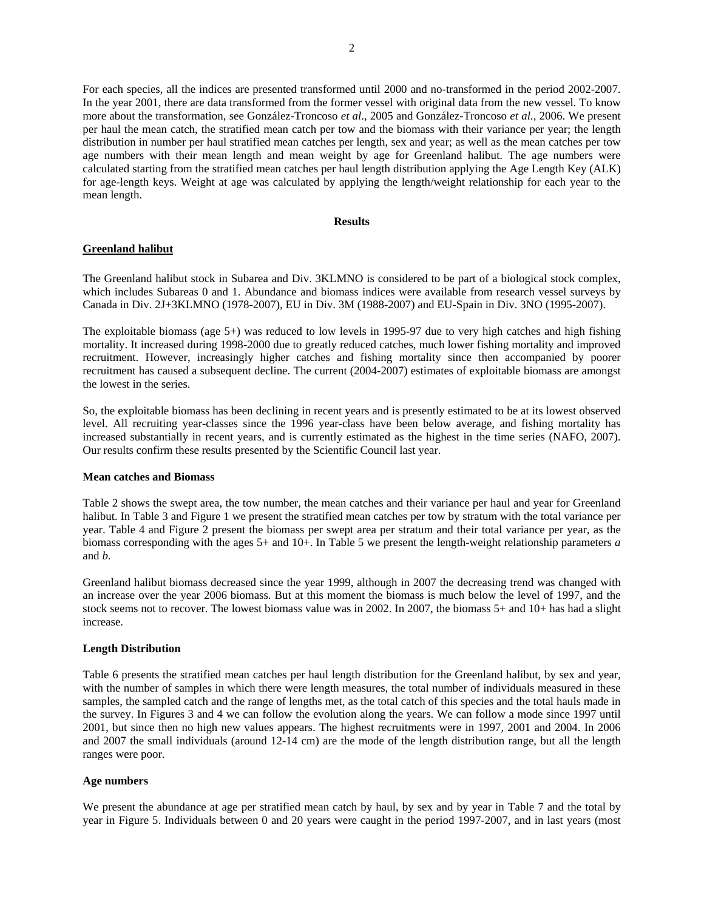For each species, all the indices are presented transformed until 2000 and no-transformed in the period 2002-2007. In the year 2001, there are data transformed from the former vessel with original data from the new vessel. To know more about the transformation, see González-Troncoso *et al*., 2005 and González-Troncoso *et al.*, 2006. We present per haul the mean catch, the stratified mean catch per tow and the biomass with their variance per year; the length distribution in number per haul stratified mean catches per length, sex and year; as well as the mean catches per tow age numbers with their mean length and mean weight by age for Greenland halibut. The age numbers were calculated starting from the stratified mean catches per haul length distribution applying the Age Length Key (ALK) for age-length keys. Weight at age was calculated by applying the length/weight relationship for each year to the mean length.

## Results

### Greenland halibut

The Greenland halibut stock in Subarea and Div. 3KLMNO is considered to be part of a biological stock complex, which includes Subareas 0 and 1. Abundance and biomass indices were available from research vessel surveys by Canada in Div. 2J+3KLMNO (1978-2007), EU in Div. 3M (1988-2007) and EU-Spain in Div. 3NO (1995-2007).

The exploitable biomass (age 5+) was reduced to low levels in 1995-97 due to very high catches and high fishing mortality. It increased during 1998-2000 due to greatly reduced catches, much lower fishing mortality and improved recruitment. However, increasingly higher catches and fishing mortality since then accompanied by poorer recruitment has caused a subsequent decline. The current (2004-2007) estimates of exploitable biomass are amongst the lowest in the series.

So, the exploitable biomass has been declining in recent years and is presently estimated to be at its lowest observed level. All recruiting year-classes since the 1996 year-class have been below average, and fishing mortality has increased substantially in recent years, and is currently estimated as the highest in the time series (NAFO, 2007). Our results confirm these results presented by the Scientific Council last year.

#### Mean catches and Biomass

Table 2 shows the swept area, the tow number, the mean catches and their variance per haul and year for Greenland halibut. In Table 3 and Figure 1 we present the stratified mean catches per tow by stratum with the total variance per year. Table 4 and Figure 2 present the biomass per swept area per stratum and their total variance per year, as the biomass corresponding with the ages 5+ and 10+. In Table 5 we present the length-weight relationship parameters *a* and *b*.

Greenland halibut biomass decreased since the year 1999, although in 2007 the decreasing trend was changed with an increase over the year 2006 biomass. But at this moment the biomass is much below the level of 1997, and the stock seems not to recover. The lowest biomass value was in 2002. In 2007, the biomass 5+ and 10+ has had a slight increase.

#### Length Distribution

Table 6 presents the stratified mean catches per haul length distribution for the Greenland halibut, by sex and year, with the number of samples in which there were length measures, the total number of individuals measured in these samples, the sampled catch and the range of lengths met, as the total catch of this species and the total hauls made in the survey. In Figures 3 and 4 we can follow the evolution along the years. We can follow a mode since 1997 until 2001, but since then no high new values appears. The highest recruitments were in 1997, 2001 and 2004. In 2006 and 2007 the small individuals (around 12-14 cm) are the mode of the length distribution range, but all the length ranges were poor.

#### Age numbers

We present the abundance at age per stratified mean catch by haul, by sex and by year in Table 7 and the total by year in Figure 5. Individuals between 0 and 20 years were caught in the period 1997-2007, and in last years (most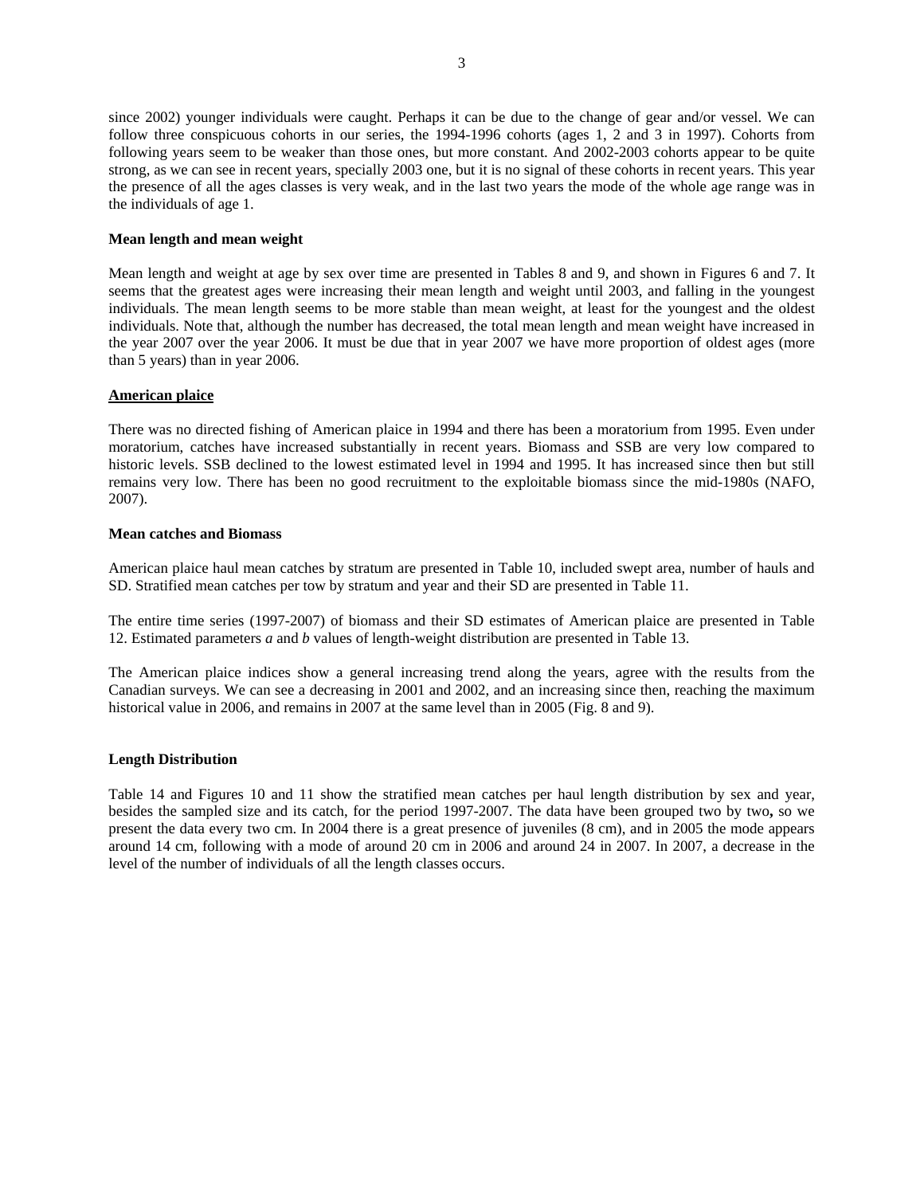since 2002) younger individuals were caught. Perhaps it can be due to the change of gear and/or vessel. We can follow three conspicuous cohorts in our series, the 1994-1996 cohorts (ages 1, 2 and 3 in 1997). Cohorts from following years seem to be weaker than those ones, but more constant. And 2002-2003 cohorts appear to be quite strong, as we can see in recent years, specially 2003 one, but it is no signal of these cohorts in recent years. This year the presence of all the ages classes is very weak, and in the last two years the mode of the whole age range was in the individuals of age 1.

**Mean length and mean weight**

Mean length and weight at age by sex over time are presented in Tables 8 and 9, and shown in Figures 6 and 7. It seems that the greatest ages were increasing their mean length and weight until 2003, and falling in the youngest individuals. The mean length seems to be more stable than mean weight, at least for the youngest and the oldest individuals. Note that, although the number has decreased, the total mean length and mean weight have increased in the year 2007 over the year 2006. It must be due that in year 2007 we have more proportion of oldest ages (more than 5 years) than in year 2006.

## American plaice

There was no directed fishing of American plaice in 1994 and there has been a moratorium from 1995. Even under moratorium, catches have increased substantially in recent years. Biomass and SSB are very low compared to historic levels. SSB declined to the lowest estimated level in 1994 and 1995. It has increased since then but still remains very low. There has been no good recruitment to the exploitable biomass since the mid-1980s (NAFO, 2007).

**Mean catches and Biomass**

American plaice haul mean catches by stratum are presented in Table 10, included swept area, number of hauls and SD. Stratified mean catches per tow by stratum and year and their SD are presented in Table 11.

The entire time series (1997-2007) of biomass and their SD estimates of American plaice are presented in Table 12. Estimated parameters *a* and *b* values of length-weight distribution are presented in Table 13.

The American plaice indices show a general increasing trend along the years, agree with the results from the Canadian surveys. We can see a decreasing in 2001 and 2002, and an increasing since then, reaching the maximum historical value in 2006, and remains in 2007 at the same level than in 2005 (Fig. 8 and 9).

**Length Distribution**

Table 14 and Figures 10 and 11 show the stratified mean catches per haul length distribution by sex and year, besides the sampled size and its catch, for the period 1997-2007. The data have been grouped two by two**,** so we present the data every two cm. In 2004 there is a great presence of juveniles (8 cm), and in 2005 the mode appears around 14 cm, following with a mode of around 20 cm in 2006 and around 24 in 2007. In 2007, a decrease in the level of the number of individuals of all the length classes occurs.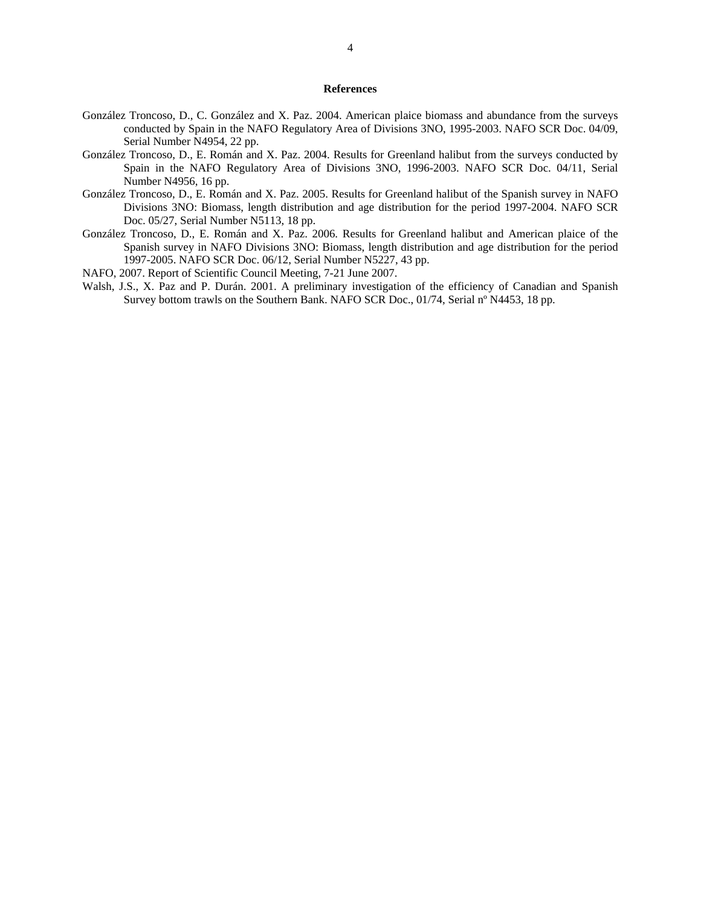## References

González Troncoso, D., C. González and X. Paz. 2004. American plaice biomass and abundance from the surveys conducted by Spain in the NAFO Regulatory Area of Divisions 3NO, 1995-2003. NAFO SCR Doc. 04/09, Serial Number N4954, 22 pp.

González Troncoso, D., E. Román and X. Paz. 2004. Results for Greenland halibut from the surveys conducted by Spain in the NAFO Regulatory Area of Divisions 3NO, 1996-2003. NAFO SCR Doc. 04/11, Serial Number N4956, 16 pp.

González Troncoso, D., E. Román and X. Paz. 2005. Results for Greenland halibut of the Spanish survey in NAFO Divisions 3NO: Biomass, length distribution and age distribution for the period 1997-2004. NAFO SCR Doc. 05/27, Serial Number N5113, 18 pp.

González Troncoso, D., E. Román and X. Paz. 2006. Results for Greenland halibut and American plaice of the Spanish survey in NAFO Divisions 3NO: Biomass, length distribution and age distribution for the period 1997-2005. NAFO SCR Doc. 06/12, Serial Number N5227, 43 pp.

NAFO, 2007. Report of Scientific Council Meeting, 7-21 June 2007.

Walsh, J.S., X. Paz and P. Durán. 2001. A preliminary investigation of the efficiency of Canadian and Spanish Survey bottom trawls on the Southern Bank. NAFO SCR Doc., 01/74, Serial nº N4453, 18 pp.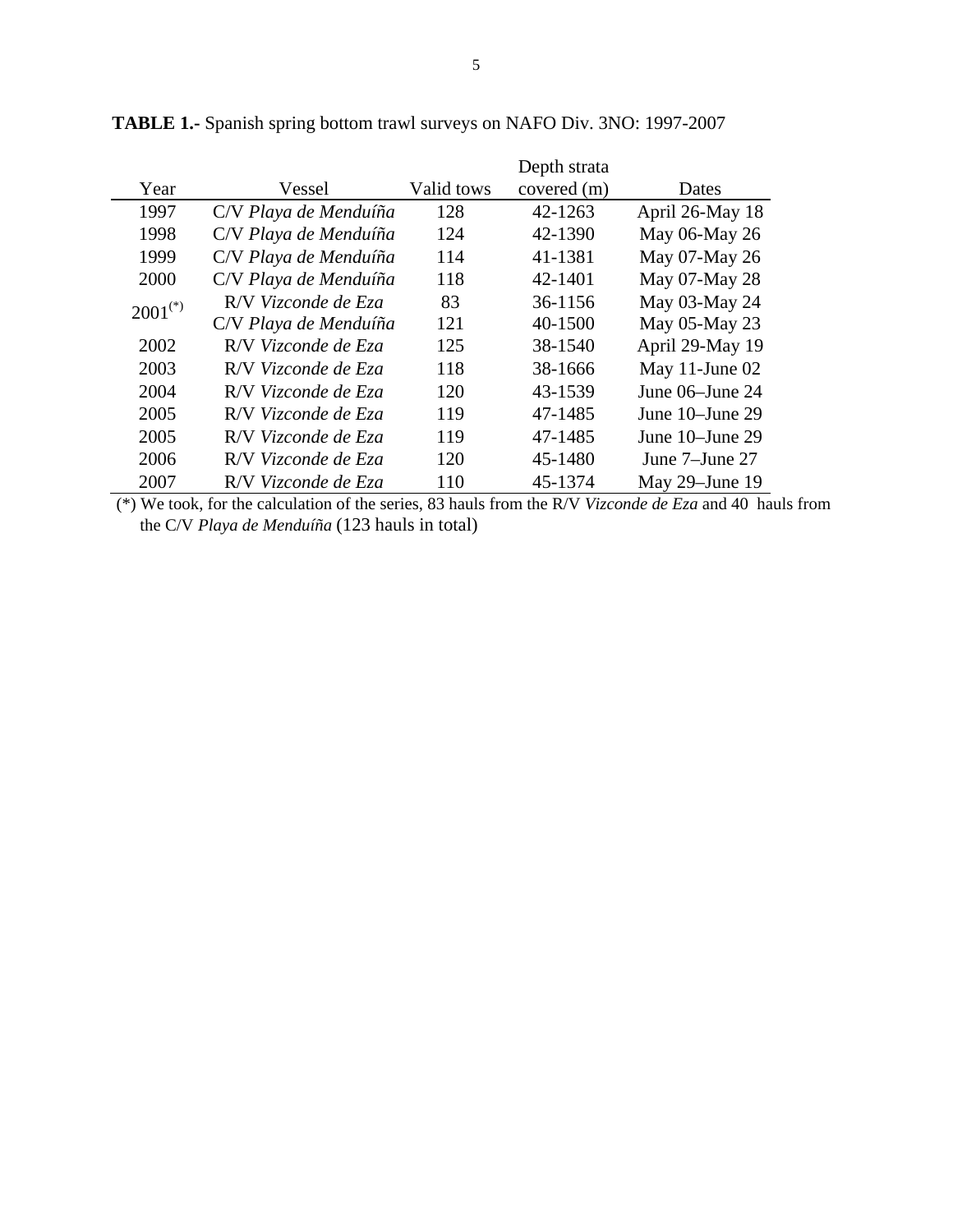**TABLE 1.-** Spanish spring bottom trawl surveys on NAFO Div. 3NO: 1997-2007

| Year | Vessel | Valid tows | Depth strata covered (m) | Dates |
|---|---|---|---|---|
| 1997 | C/V *Playa de Menduíña* | 128 | 42-1263 | April 26-May 18 |
| 1998 | C/V *Playa de Menduíña* | 124 | 42-1390 | May 06-May 26 |
| 1999 | C/V *Playa de Menduíña* | 114 | 41-1381 | May 07-May 26 |
| 2000 | C/V *Playa de Menduíña* | 118 | 42-1401 | May 07-May 28 |
| 2001(*) | R/V *Vizconde de Eza* | 83 | 36-1156 | May 03-May 24 |
| | C/V *Playa de Menduíña* | 121 | 40-1500 | May 05-May 23 |
| 2002 | R/V *Vizconde de Eza* | 125 | 38-1540 | April 29-May 19 |
| 2003 | R/V *Vizconde de Eza* | 118 | 38-1666 | May 11-June 02 |
| 2004 | R/V *Vizconde de Eza* | 120 | 43-1539 | June 06–June 24 |
| 2005 | R/V *Vizconde de Eza* | 119 | 47-1485 | June 10–June 29 |
| 2005 | R/V *Vizconde de Eza* | 119 | 47-1485 | June 10–June 29 |
| 2006 | R/V *Vizconde de Eza* | 120 | 45-1480 | June 7–June 27 |
| 2007 | R/V *Vizconde de Eza* | 110 | 45-1374 | May 29–June 19 |

(*) We took, for the calculation of the series, 83 hauls from the R/V *Vizconde de Eza* and 40 hauls from the C/V *Playa de Menduíña* (123 hauls in total)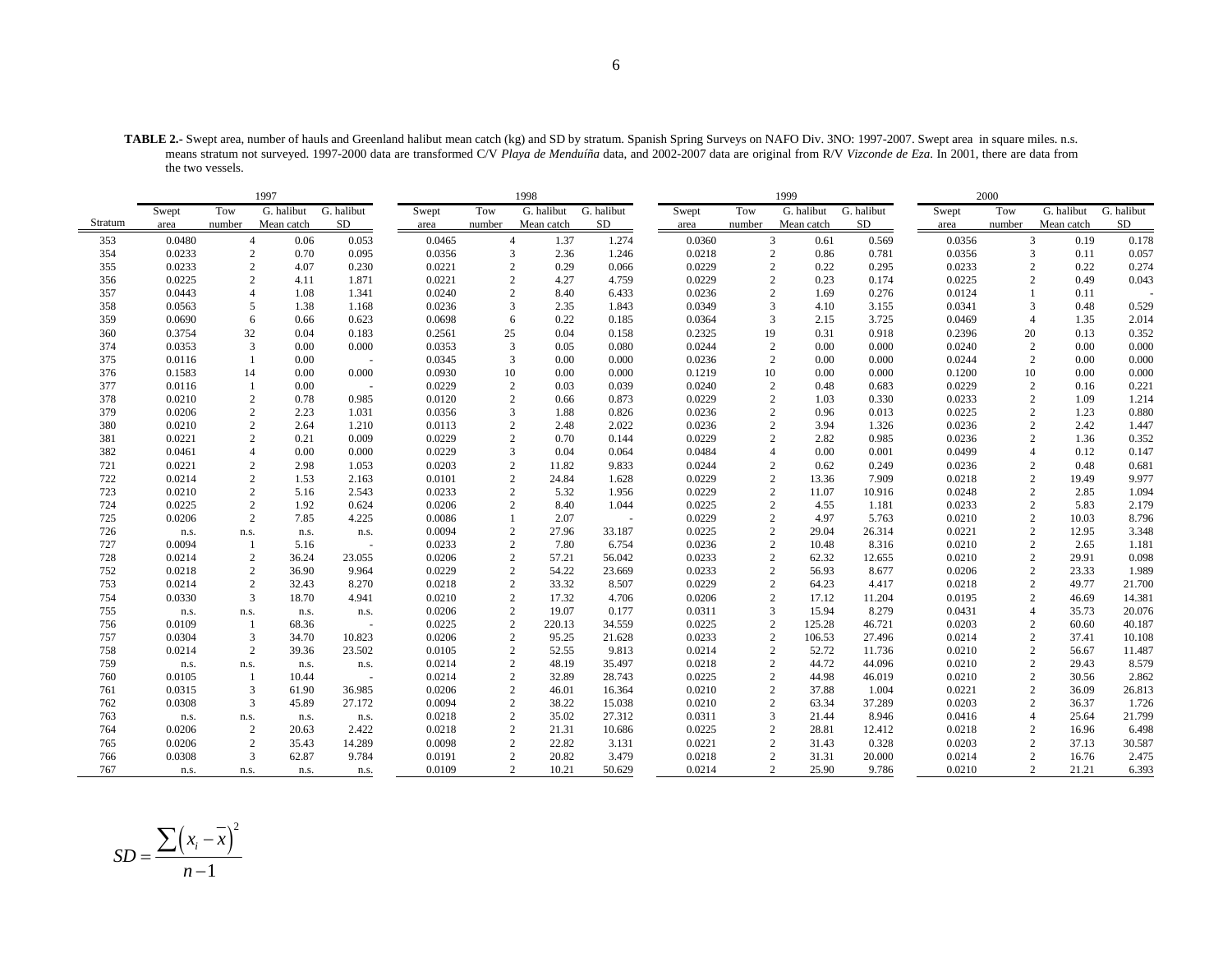**TABLE 2.-** Swept area, number of hauls and Greenland halibut mean catch (kg) and SD by stratum. Spanish Spring Surveys on NAFO Div. 3NO: 1997-2007. Swept area in square miles. n.s. means stratum not surveyed. 1997-2000 data are transformed C/V *Playa de Menduíña* data, and 2002-2007 data are original from R/V *Vizconde de Eza*. In 2001, there are data from the two vessels.

| | 1997 | | | | 1998 | | | | 1999 | | | | 2000 | | | |
|---|---|---|---|---|---|---|---|---|---|---|---|---|---|---|---|---|
| Stratum | Swept area | Tow number | G. halibut Mean catch | G. halibut SD | Swept area | Tow number | G. halibut Mean catch | G. halibut SD | Swept area | Tow number | G. halibut Mean catch | G. halibut SD | Swept area | Tow number | G. halibut Mean catch | G. halibut SD |
| 353 | 0.0480 | 4 | 0.06 | 0.053 | 0.0465 | 4 | 1.37 | 1.274 | 0.0360 | 3 | 0.61 | 0.569 | 0.0356 | 3 | 0.19 | 0.178 |
| 354 | 0.0233 | 2 | 0.70 | 0.095 | 0.0356 | 3 | 2.36 | 1.246 | 0.0218 | 2 | 0.86 | 0.781 | 0.0356 | 3 | 0.11 | 0.057 |
| 355 | 0.0233 | 2 | 4.07 | 0.230 | 0.0221 | 2 | 0.29 | 0.066 | 0.0229 | 2 | 0.22 | 0.295 | 0.0233 | 2 | 0.22 | 0.274 |
| 356 | 0.0225 | 2 | 4.11 | 1.871 | 0.0221 | 2 | 4.27 | 4.759 | 0.0229 | 2 | 0.23 | 0.174 | 0.0225 | 2 | 0.49 | 0.043 |
| 357 | 0.0443 | 4 | 1.08 | 1.341 | 0.0240 | 2 | 8.40 | 6.433 | 0.0236 | 2 | 1.69 | 0.276 | 0.0124 | 1 | 0.11 | - |
| 358 | 0.0563 | 5 | 1.38 | 1.168 | 0.0236 | 3 | 2.35 | 1.843 | 0.0349 | 3 | 4.10 | 3.155 | 0.0341 | 3 | 0.48 | 0.529 |
| 359 | 0.0690 | 6 | 0.66 | 0.623 | 0.0698 | 6 | 0.22 | 0.185 | 0.0364 | 3 | 2.15 | 3.725 | 0.0469 | 4 | 1.35 | 2.014 |
| 360 | 0.3754 | 32 | 0.04 | 0.183 | 0.2561 | 25 | 0.04 | 0.158 | 0.2325 | 19 | 0.31 | 0.918 | 0.2396 | 20 | 0.13 | 0.352 |
| 374 | 0.0353 | 3 | 0.00 | 0.000 | 0.0353 | 3 | 0.05 | 0.080 | 0.0244 | 2 | 0.00 | 0.000 | 0.0240 | 2 | 0.00 | 0.000 |
| 375 | 0.0116 | 1 | 0.00 | - | 0.0345 | 3 | 0.00 | 0.000 | 0.0236 | 2 | 0.00 | 0.000 | 0.0244 | 2 | 0.00 | 0.000 |
| 376 | 0.1583 | 14 | 0.00 | 0.000 | 0.0930 | 10 | 0.00 | 0.000 | 0.1219 | 10 | 0.00 | 0.000 | 0.1200 | 10 | 0.00 | 0.000 |
| 377 | 0.0116 | 1 | 0.00 | - | 0.0229 | 2 | 0.03 | 0.039 | 0.0240 | 2 | 0.48 | 0.683 | 0.0229 | 2 | 0.16 | 0.221 |
| 378 | 0.0210 | 2 | 0.78 | 0.985 | 0.0120 | 2 | 0.66 | 0.873 | 0.0229 | 2 | 1.03 | 0.330 | 0.0233 | 2 | 1.09 | 1.214 |
| 379 | 0.0206 | 2 | 2.23 | 1.031 | 0.0356 | 3 | 1.88 | 0.826 | 0.0236 | 2 | 0.96 | 0.013 | 0.0225 | 2 | 1.23 | 0.880 |
| 380 | 0.0210 | 2 | 2.64 | 1.210 | 0.0113 | 2 | 2.48 | 2.022 | 0.0236 | 2 | 3.94 | 1.326 | 0.0236 | 2 | 2.42 | 1.447 |
| 381 | 0.0221 | 2 | 0.21 | 0.009 | 0.0229 | 2 | 0.70 | 0.144 | 0.0229 | 2 | 2.82 | 0.985 | 0.0236 | 2 | 1.36 | 0.352 |
| 382 | 0.0461 | 4 | 0.00 | 0.000 | 0.0229 | 3 | 0.04 | 0.064 | 0.0484 | 4 | 0.00 | 0.001 | 0.0499 | 4 | 0.12 | 0.147 |
| 721 | 0.0221 | 2 | 2.98 | 1.053 | 0.0203 | 2 | 11.82 | 9.833 | 0.0244 | 2 | 0.62 | 0.249 | 0.0236 | 2 | 0.48 | 0.681 |
| 722 | 0.0214 | 2 | 1.53 | 2.163 | 0.0101 | 2 | 24.84 | 1.628 | 0.0229 | 2 | 13.36 | 7.909 | 0.0218 | 2 | 19.49 | 9.977 |
| 723 | 0.0210 | 2 | 5.16 | 2.543 | 0.0233 | 2 | 5.32 | 1.956 | 0.0229 | 2 | 11.07 | 10.916 | 0.0248 | 2 | 2.85 | 1.094 |
| 724 | 0.0225 | 2 | 1.92 | 0.624 | 0.0206 | 2 | 8.40 | 1.044 | 0.0225 | 2 | 4.55 | 1.181 | 0.0233 | 2 | 5.83 | 2.179 |
| 725 | 0.0206 | 2 | 7.85 | 4.225 | 0.0086 | 1 | 2.07 | - | 0.0229 | 2 | 4.97 | 5.763 | 0.0210 | 2 | 10.03 | 8.796 |
| 726 | n.s. | n.s. | n.s. | n.s. | 0.0094 | 2 | 27.96 | 33.187 | 0.0225 | 2 | 29.04 | 26.314 | 0.0221 | 2 | 12.95 | 3.348 |
| 727 | 0.0094 | 1 | 5.16 | - | 0.0233 | 2 | 7.80 | 6.754 | 0.0236 | 2 | 10.48 | 8.316 | 0.0210 | 2 | 2.65 | 1.181 |
| 728 | 0.0214 | 2 | 36.24 | 23.055 | 0.0206 | 2 | 57.21 | 56.042 | 0.0233 | 2 | 62.32 | 12.655 | 0.0210 | 2 | 29.91 | 0.098 |
| 752 | 0.0218 | 2 | 36.90 | 9.964 | 0.0229 | 2 | 54.22 | 23.669 | 0.0233 | 2 | 56.93 | 8.677 | 0.0206 | 2 | 23.33 | 1.989 |
| 753 | 0.0214 | 2 | 32.43 | 8.270 | 0.0218 | 2 | 33.32 | 8.507 | 0.0229 | 2 | 64.23 | 4.417 | 0.0218 | 2 | 49.77 | 21.700 |
| 754 | 0.0330 | 3 | 18.70 | 4.941 | 0.0210 | 2 | 17.32 | 4.706 | 0.0206 | 2 | 17.12 | 11.204 | 0.0195 | 2 | 46.69 | 14.381 |
| 755 | n.s. | n.s. | n.s. | n.s. | 0.0206 | 2 | 19.07 | 0.177 | 0.0311 | 3 | 15.94 | 8.279 | 0.0431 | 4 | 35.73 | 20.076 |
| 756 | 0.0109 | 1 | 68.36 | - | 0.0225 | 2 | 220.13 | 34.559 | 0.0225 | 2 | 125.28 | 46.721 | 0.0203 | 2 | 60.60 | 40.187 |
| 757 | 0.0304 | 3 | 34.70 | 10.823 | 0.0206 | 2 | 95.25 | 21.628 | 0.0233 | 2 | 106.53 | 27.496 | 0.0214 | 2 | 37.41 | 10.108 |
| 758 | 0.0214 | 2 | 39.36 | 23.502 | 0.0105 | 2 | 52.55 | 9.813 | 0.0214 | 2 | 52.72 | 11.736 | 0.0210 | 2 | 56.67 | 11.487 |
| 759 | n.s. | n.s. | n.s. | n.s. | 0.0214 | 2 | 48.19 | 35.497 | 0.0218 | 2 | 44.72 | 44.096 | 0.0210 | 2 | 29.43 | 8.579 |
| 760 | 0.0105 | 1 | 10.44 | - | 0.0214 | 2 | 32.89 | 28.743 | 0.0225 | 2 | 44.98 | 46.019 | 0.0210 | 2 | 30.56 | 2.862 |
| 761 | 0.0315 | 3 | 61.90 | 36.985 | 0.0206 | 2 | 46.01 | 16.364 | 0.0210 | 2 | 37.88 | 1.004 | 0.0221 | 2 | 36.09 | 26.813 |
| 762 | 0.0308 | 3 | 45.89 | 27.172 | 0.0094 | 2 | 38.22 | 15.038 | 0.0210 | 2 | 63.34 | 37.289 | 0.0203 | 2 | 36.37 | 1.726 |
| 763 | n.s. | n.s. | n.s. | n.s. | 0.0218 | 2 | 35.02 | 27.312 | 0.0311 | 3 | 21.44 | 8.946 | 0.0416 | 4 | 25.64 | 21.799 |
| 764 | 0.0206 | 2 | 20.63 | 2.422 | 0.0218 | 2 | 21.31 | 10.686 | 0.0225 | 2 | 28.81 | 12.412 | 0.0218 | 2 | 16.96 | 6.498 |
| 765 | 0.0206 | 2 | 35.43 | 14.289 | 0.0098 | 2 | 22.82 | 3.131 | 0.0221 | 2 | 31.43 | 0.328 | 0.0203 | 2 | 37.13 | 30.587 |
| 766 | 0.0308 | 3 | 62.87 | 9.784 | 0.0191 | 2 | 20.82 | 3.479 | 0.0218 | 2 | 31.31 | 20.000 | 0.0214 | 2 | 16.76 | 2.475 |
| 767 | n.s. | n.s. | n.s. | n.s. | 0.0109 | 2 | 10.21 | 50.629 | 0.0214 | 2 | 25.90 | 9.786 | 0.0210 | 2 | 21.21 | 6.393 |

$$SD = \frac{\sum \left( x_i - \bar{x} \right)^2}{n-1}$$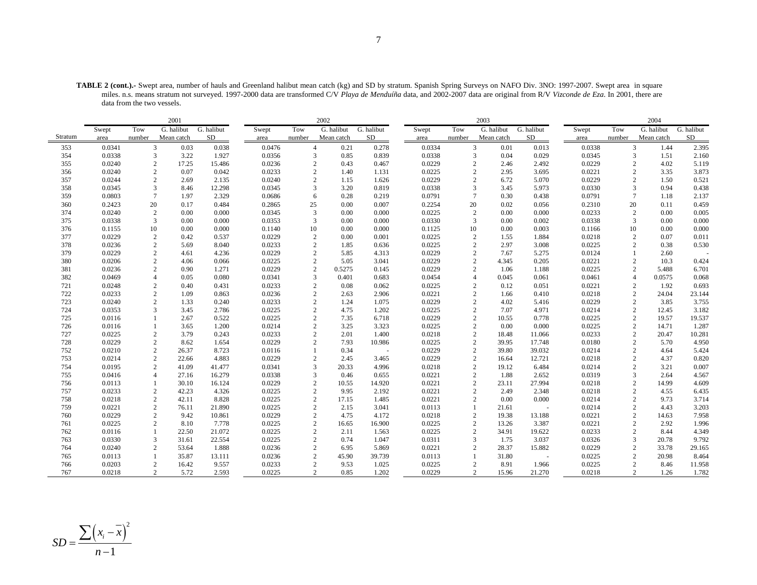**TABLE 2 (cont.).-** Swept area, number of hauls and Greenland halibut mean catch (kg) and SD by stratum. Spanish Spring Surveys on NAFO Div. 3NO: 1997-2007. Swept area in square miles. n.s. means stratum not surveyed. 1997-2000 data are transformed C/V *Playa de Menduíña* data, and 2002-2007 data are original from R/V *Vizconde de Eza*. In 2001, there are data from the two vessels.

| | 2001 | | | | 2002 | | | | 2003 | | | | 2004 | | | |
|---|---|---|---|---|---|---|---|---|---|---|---|---|---|---|---|---|
| Stratum | Swept area | Tow number | G. halibut Mean catch | G. halibut SD | Swept area | Tow number | G. halibut Mean catch | G. halibut SD | Swept area | Tow number | G. halibut Mean catch | G. halibut SD | Swept area | Tow number | G. halibut Mean catch | G. halibut SD |
| 353 | 0.0341 | 3 | 0.03 | 0.038 | 0.0476 | 4 | 0.21 | 0.278 | 0.0334 | 3 | 0.01 | 0.013 | 0.0338 | 3 | 1.44 | 2.395 |
| 354 | 0.0338 | 3 | 3.22 | 1.927 | 0.0356 | 3 | 0.85 | 0.839 | 0.0338 | 3 | 0.04 | 0.029 | 0.0345 | 3 | 1.51 | 2.160 |
| 355 | 0.0240 | 2 | 17.25 | 15.486 | 0.0236 | 2 | 0.43 | 0.467 | 0.0229 | 2 | 2.46 | 2.492 | 0.0229 | 2 | 4.02 | 5.119 |
| 356 | 0.0240 | 2 | 0.07 | 0.042 | 0.0233 | 2 | 1.40 | 1.131 | 0.0225 | 2 | 2.95 | 3.695 | 0.0221 | 2 | 3.35 | 3.873 |
| 357 | 0.0244 | 2 | 2.69 | 2.135 | 0.0240 | 2 | 1.15 | 1.626 | 0.0229 | 2 | 6.72 | 5.070 | 0.0229 | 2 | 1.50 | 0.521 |
| 358 | 0.0345 | 3 | 8.46 | 12.298 | 0.0345 | 3 | 3.20 | 0.819 | 0.0338 | 3 | 3.45 | 5.973 | 0.0330 | 3 | 0.94 | 0.438 |
| 359 | 0.0803 | 7 | 1.97 | 2.329 | 0.0686 | 6 | 0.28 | 0.219 | 0.0791 | 7 | 0.30 | 0.438 | 0.0791 | 7 | 1.18 | 2.137 |
| 360 | 0.2423 | 20 | 0.17 | 0.484 | 0.2865 | 25 | 0.00 | 0.007 | 0.2254 | 20 | 0.02 | 0.056 | 0.2310 | 20 | 0.11 | 0.459 |
| 374 | 0.0240 | 2 | 0.00 | 0.000 | 0.0345 | 3 | 0.00 | 0.000 | 0.0225 | 2 | 0.00 | 0.000 | 0.0233 | 2 | 0.00 | 0.005 |
| 375 | 0.0338 | 3 | 0.00 | 0.000 | 0.0353 | 3 | 0.00 | 0.000 | 0.0330 | 3 | 0.00 | 0.002 | 0.0338 | 3 | 0.00 | 0.000 |
| 376 | 0.1155 | 10 | 0.00 | 0.000 | 0.1140 | 10 | 0.00 | 0.000 | 0.1125 | 10 | 0.00 | 0.003 | 0.1166 | 10 | 0.00 | 0.000 |
| 377 | 0.0229 | 2 | 0.42 | 0.537 | 0.0229 | 2 | 0.00 | 0.001 | 0.0225 | 2 | 1.55 | 1.884 | 0.0218 | 2 | 0.07 | 0.011 |
| 378 | 0.0236 | 2 | 5.69 | 8.040 | 0.0233 | 2 | 1.85 | 0.636 | 0.0225 | 2 | 2.97 | 3.008 | 0.0225 | 2 | 0.38 | 0.530 |
| 379 | 0.0229 | 2 | 4.61 | 4.236 | 0.0229 | 2 | 5.85 | 4.313 | 0.0229 | 2 | 7.67 | 5.275 | 0.0124 | 1 | 2.60 | - |
| 380 | 0.0206 | 2 | 4.06 | 0.066 | 0.0225 | 2 | 5.05 | 3.041 | 0.0229 | 2 | 4.345 | 0.205 | 0.0221 | 2 | 10.3 | 0.424 |
| 381 | 0.0236 | 2 | 0.90 | 1.271 | 0.0229 | 2 | 0.5275 | 0.145 | 0.0229 | 2 | 1.06 | 1.188 | 0.0225 | 2 | 5.488 | 6.701 |
| 382 | 0.0469 | 4 | 0.05 | 0.080 | 0.0341 | 3 | 0.401 | 0.683 | 0.0454 | 4 | 0.045 | 0.061 | 0.0461 | 4 | 0.0575 | 0.068 |
| 721 | 0.0248 | 2 | 0.40 | 0.431 | 0.0233 | 2 | 0.08 | 0.062 | 0.0225 | 2 | 0.12 | 0.051 | 0.0221 | 2 | 1.92 | 0.693 |
| 722 | 0.0233 | 2 | 1.09 | 0.863 | 0.0236 | 2 | 2.63 | 2.906 | 0.0221 | 2 | 1.66 | 0.410 | 0.0218 | 2 | 24.04 | 23.144 |
| 723 | 0.0240 | 2 | 1.33 | 0.240 | 0.0233 | 2 | 1.24 | 1.075 | 0.0229 | 2 | 4.02 | 5.416 | 0.0229 | 2 | 3.85 | 3.755 |
| 724 | 0.0353 | 3 | 3.45 | 2.786 | 0.0225 | 2 | 4.75 | 1.202 | 0.0225 | 2 | 7.07 | 4.971 | 0.0214 | 2 | 12.45 | 3.182 |
| 725 | 0.0116 | 1 | 2.67 | 0.522 | 0.0225 | 2 | 7.35 | 6.718 | 0.0229 | 2 | 10.55 | 0.778 | 0.0225 | 2 | 19.57 | 19.537 |
| 726 | 0.0116 | 1 | 3.65 | 1.200 | 0.0214 | 2 | 3.25 | 3.323 | 0.0225 | 2 | 0.00 | 0.000 | 0.0225 | 2 | 14.71 | 1.287 |
| 727 | 0.0225 | 2 | 3.79 | 0.243 | 0.0233 | 2 | 2.01 | 1.400 | 0.0218 | 2 | 18.48 | 11.066 | 0.0233 | 2 | 20.47 | 10.281 |
| 728 | 0.0229 | 2 | 8.62 | 1.654 | 0.0229 | 2 | 7.93 | 10.986 | 0.0225 | 2 | 39.95 | 17.748 | 0.0180 | 2 | 5.70 | 4.950 |
| 752 | 0.0210 | 2 | 26.37 | 8.723 | 0.0116 | 1 | 0.34 | - | 0.0229 | 2 | 39.80 | 39.032 | 0.0214 | 2 | 4.64 | 5.424 |
| 753 | 0.0214 | 2 | 22.66 | 4.883 | 0.0229 | 2 | 2.45 | 3.465 | 0.0229 | 2 | 16.64 | 12.721 | 0.0218 | 2 | 4.37 | 0.820 |
| 754 | 0.0195 | 2 | 41.09 | 41.477 | 0.0341 | 3 | 20.33 | 4.996 | 0.0218 | 2 | 19.12 | 6.484 | 0.0214 | 2 | 3.21 | 0.007 |
| 755 | 0.0416 | 4 | 27.16 | 16.279 | 0.0338 | 3 | 0.46 | 0.655 | 0.0221 | 2 | 1.88 | 2.652 | 0.0319 | 3 | 2.64 | 4.567 |
| 756 | 0.0113 | 1 | 30.10 | 16.124 | 0.0229 | 2 | 10.55 | 14.920 | 0.0221 | 2 | 23.11 | 27.994 | 0.0218 | 2 | 14.99 | 4.609 |
| 757 | 0.0233 | 2 | 42.23 | 4.326 | 0.0225 | 2 | 9.95 | 2.192 | 0.0221 | 2 | 2.49 | 2.348 | 0.0218 | 2 | 4.55 | 6.435 |
| 758 | 0.0218 | 2 | 42.11 | 8.828 | 0.0225 | 2 | 17.15 | 1.485 | 0.0221 | 2 | 0.00 | 0.000 | 0.0214 | 2 | 9.73 | 3.714 |
| 759 | 0.0221 | 2 | 76.11 | 21.890 | 0.0225 | 2 | 2.15 | 3.041 | 0.0113 | 1 | 21.61 | - | 0.0214 | 2 | 4.43 | 3.203 |
| 760 | 0.0229 | 2 | 9.42 | 10.861 | 0.0229 | 2 | 4.75 | 4.172 | 0.0218 | 2 | 19.38 | 13.188 | 0.0221 | 2 | 14.63 | 7.958 |
| 761 | 0.0225 | 2 | 8.10 | 7.778 | 0.0225 | 2 | 16.65 | 16.900 | 0.0225 | 2 | 13.26 | 3.387 | 0.0221 | 2 | 2.92 | 1.996 |
| 762 | 0.0116 | 1 | 22.50 | 21.072 | 0.0225 | 2 | 2.11 | 1.563 | 0.0225 | 2 | 34.91 | 19.622 | 0.0233 | 2 | 8.44 | 4.349 |
| 763 | 0.0330 | 3 | 31.61 | 22.554 | 0.0225 | 2 | 0.74 | 1.047 | 0.0311 | 3 | 1.75 | 3.037 | 0.0326 | 3 | 20.78 | 9.792 |
| 764 | 0.0240 | 2 | 53.64 | 1.888 | 0.0236 | 2 | 6.95 | 5.869 | 0.0221 | 2 | 28.37 | 15.882 | 0.0229 | 2 | 33.78 | 29.165 |
| 765 | 0.0113 | 1 | 35.87 | 13.111 | 0.0236 | 2 | 45.90 | 39.739 | 0.0113 | 1 | 31.80 | - | 0.0225 | 2 | 20.98 | 8.464 |
| 766 | 0.0203 | 2 | 16.42 | 9.557 | 0.0233 | 2 | 9.53 | 1.025 | 0.0225 | 2 | 8.91 | 1.966 | 0.0225 | 2 | 8.46 | 11.958 |
| 767 | 0.0218 | 2 | 5.72 | 2.593 | 0.0225 | 2 | 0.85 | 1.202 | 0.0229 | 2 | 15.96 | 21.270 | 0.0218 | 2 | 1.26 | 1.782 |

$$SD = \frac{\sum \left( x_i - \overline{x} \right)^2}{n-1}$$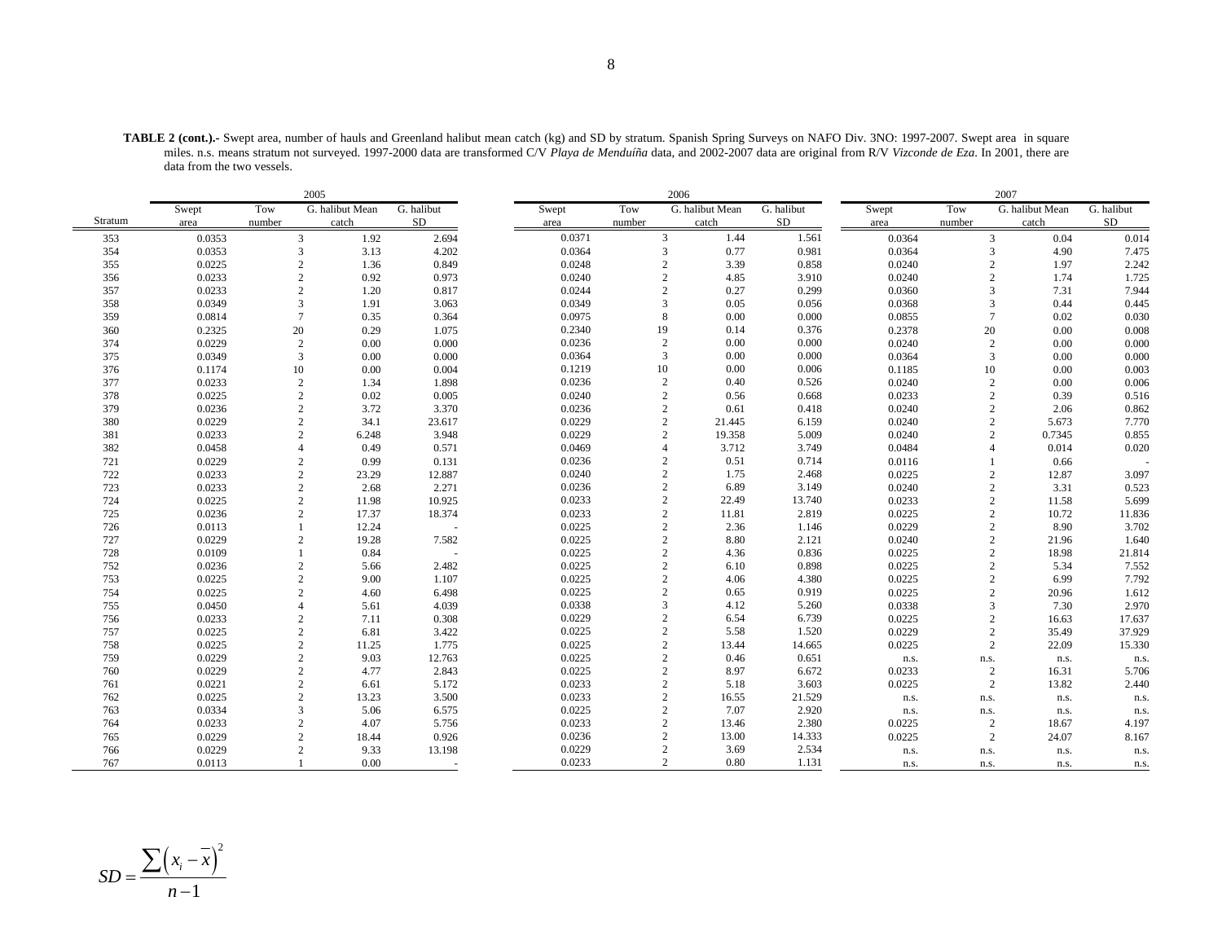**TABLE 2 (cont.).-** Swept area, number of hauls and Greenland halibut mean catch (kg) and SD by stratum. Spanish Spring Surveys on NAFO Div. 3NO: 1997-2007. Swept area in square miles. n.s. means stratum not surveyed. 1997-2000 data are transformed C/V *Playa de Menduíña* data, and 2002-2007 data are original from R/V *Vizconde de Eza*. In 2001, there are data from the two vessels.

| | 2005 | | | | 2006 | | | | 2007 | | | |
|---|---|---|---|---|---|---|---|---|---|---|---|---|
| Stratum | Swept area | Tow number | G. halibut Mean catch | G. halibut SD | Swept area | Tow number | G. halibut Mean catch | G. halibut SD | Swept area | Tow number | G. halibut Mean catch | G. halibut SD |
| 353 | 0.0353 | 3 | 1.92 | 2.694 | 0.0371 | 3 | 1.44 | 1.561 | 0.0364 | 3 | 0.04 | 0.014 |
| 354 | 0.0353 | 3 | 3.13 | 4.202 | 0.0364 | 3 | 0.77 | 0.981 | 0.0364 | 3 | 4.90 | 7.475 |
| 355 | 0.0225 | 2 | 1.36 | 0.849 | 0.0248 | 2 | 3.39 | 0.858 | 0.0240 | 2 | 1.97 | 2.242 |
| 356 | 0.0233 | 2 | 0.92 | 0.973 | 0.0240 | 2 | 4.85 | 3.910 | 0.0240 | 2 | 1.74 | 1.725 |
| 357 | 0.0233 | 2 | 1.20 | 0.817 | 0.0244 | 2 | 0.27 | 0.299 | 0.0360 | 3 | 7.31 | 7.944 |
| 358 | 0.0349 | 3 | 1.91 | 3.063 | 0.0349 | 3 | 0.05 | 0.056 | 0.0368 | 3 | 0.44 | 0.445 |
| 359 | 0.0814 | 7 | 0.35 | 0.364 | 0.0975 | 8 | 0.00 | 0.000 | 0.0855 | 7 | 0.02 | 0.030 |
| 360 | 0.2325 | 20 | 0.29 | 1.075 | 0.2340 | 19 | 0.14 | 0.376 | 0.2378 | 20 | 0.00 | 0.008 |
| 374 | 0.0229 | 2 | 0.00 | 0.000 | 0.0236 | 2 | 0.00 | 0.000 | 0.0240 | 2 | 0.00 | 0.000 |
| 375 | 0.0349 | 3 | 0.00 | 0.000 | 0.0364 | 3 | 0.00 | 0.000 | 0.0364 | 3 | 0.00 | 0.000 |
| 376 | 0.1174 | 10 | 0.00 | 0.004 | 0.1219 | 10 | 0.00 | 0.006 | 0.1185 | 10 | 0.00 | 0.003 |
| 377 | 0.0233 | 2 | 1.34 | 1.898 | 0.0236 | 2 | 0.40 | 0.526 | 0.0240 | 2 | 0.00 | 0.006 |
| 378 | 0.0225 | 2 | 0.02 | 0.005 | 0.0240 | 2 | 0.56 | 0.668 | 0.0233 | 2 | 0.39 | 0.516 |
| 379 | 0.0236 | 2 | 3.72 | 3.370 | 0.0236 | 2 | 0.61 | 0.418 | 0.0240 | 2 | 2.06 | 0.862 |
| 380 | 0.0229 | 2 | 34.1 | 23.617 | 0.0229 | 2 | 21.445 | 6.159 | 0.0240 | 2 | 5.673 | 7.770 |
| 381 | 0.0233 | 2 | 6.248 | 3.948 | 0.0229 | 2 | 19.358 | 5.009 | 0.0240 | 2 | 0.7345 | 0.855 |
| 382 | 0.0458 | 4 | 0.49 | 0.571 | 0.0469 | 4 | 3.712 | 3.749 | 0.0484 | 4 | 0.014 | 0.020 |
| 721 | 0.0229 | 2 | 0.99 | 0.131 | 0.0236 | 2 | 0.51 | 0.714 | 0.0116 | 1 | 0.66 | - |
| 722 | 0.0233 | 2 | 23.29 | 12.887 | 0.0240 | 2 | 1.75 | 2.468 | 0.0225 | 2 | 12.87 | 3.097 |
| 723 | 0.0233 | 2 | 2.68 | 2.271 | 0.0236 | 2 | 6.89 | 3.149 | 0.0240 | 2 | 3.31 | 0.523 |
| 724 | 0.0225 | 2 | 11.98 | 10.925 | 0.0233 | 2 | 22.49 | 13.740 | 0.0233 | 2 | 11.58 | 5.699 |
| 725 | 0.0236 | 2 | 17.37 | 18.374 | 0.0233 | 2 | 11.81 | 2.819 | 0.0225 | 2 | 10.72 | 11.836 |
| 726 | 0.0113 | 1 | 12.24 | - | 0.0225 | 2 | 2.36 | 1.146 | 0.0229 | 2 | 8.90 | 3.702 |
| 727 | 0.0229 | 2 | 19.28 | 7.582 | 0.0225 | 2 | 8.80 | 2.121 | 0.0240 | 2 | 21.96 | 1.640 |
| 728 | 0.0109 | 1 | 0.84 | - | 0.0225 | 2 | 4.36 | 0.836 | 0.0225 | 2 | 18.98 | 21.814 |
| 752 | 0.0236 | 2 | 5.66 | 2.482 | 0.0225 | 2 | 6.10 | 0.898 | 0.0225 | 2 | 5.34 | 7.552 |
| 753 | 0.0225 | 2 | 9.00 | 1.107 | 0.0225 | 2 | 4.06 | 4.380 | 0.0225 | 2 | 6.99 | 7.792 |
| 754 | 0.0225 | 2 | 4.60 | 6.498 | 0.0225 | 2 | 0.65 | 0.919 | 0.0225 | 2 | 20.96 | 1.612 |
| 755 | 0.0450 | 4 | 5.61 | 4.039 | 0.0338 | 3 | 4.12 | 5.260 | 0.0338 | 3 | 7.30 | 2.970 |
| 756 | 0.0233 | 2 | 7.11 | 0.308 | 0.0229 | 2 | 6.54 | 6.739 | 0.0225 | 2 | 16.63 | 17.637 |
| 757 | 0.0225 | 2 | 6.81 | 3.422 | 0.0225 | 2 | 5.58 | 1.520 | 0.0229 | 2 | 35.49 | 37.929 |
| 758 | 0.0225 | 2 | 11.25 | 1.775 | 0.0225 | 2 | 13.44 | 14.665 | 0.0225 | 2 | 22.09 | 15.330 |
| 759 | 0.0229 | 2 | 9.03 | 12.763 | 0.0225 | 2 | 0.46 | 0.651 | n.s. | n.s. | n.s. | n.s. |
| 760 | 0.0229 | 2 | 4.77 | 2.843 | 0.0225 | 2 | 8.97 | 6.672 | 0.0233 | 2 | 16.31 | 5.706 |
| 761 | 0.0221 | 2 | 6.61 | 5.172 | 0.0233 | 2 | 5.18 | 3.603 | 0.0225 | 2 | 13.82 | 2.440 |
| 762 | 0.0225 | 2 | 13.23 | 3.500 | 0.0233 | 2 | 16.55 | 21.529 | n.s. | n.s. | n.s. | n.s. |
| 763 | 0.0334 | 3 | 5.06 | 6.575 | 0.0225 | 2 | 7.07 | 2.920 | n.s. | n.s. | n.s. | n.s. |
| 764 | 0.0233 | 2 | 4.07 | 5.756 | 0.0233 | 2 | 13.46 | 2.380 | 0.0225 | 2 | 18.67 | 4.197 |
| 765 | 0.0229 | 2 | 18.44 | 0.926 | 0.0236 | 2 | 13.00 | 14.333 | 0.0225 | 2 | 24.07 | 8.167 |
| 766 | 0.0229 | 2 | 9.33 | 13.198 | 0.0229 | 2 | 3.69 | 2.534 | n.s. | n.s. | n.s. | n.s. |
| 767 | 0.0113 | 1 | 0.00 | - | 0.0233 | 2 | 0.80 | 1.131 | n.s. | n.s. | n.s. | n.s. |

$$SD = \frac{\sum\left(x_i - \bar{x}\right)^2}{n-1}$$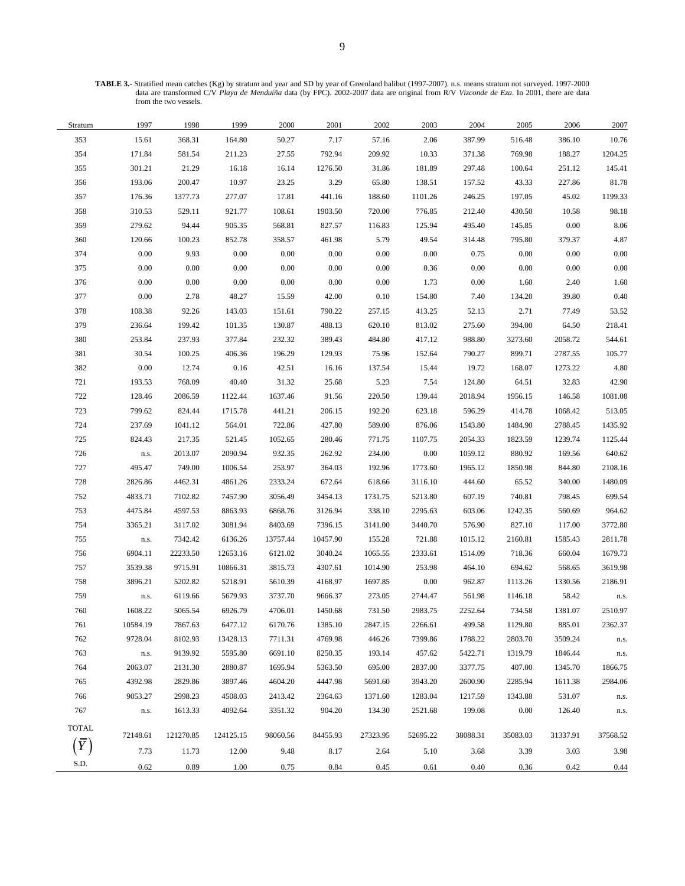**TABLE 3.-** Stratified mean catches (Kg) by stratum and year and SD by year of Greenland halibut (1997-2007). n.s. means stratum not surveyed. 1997-2000 data are transformed C/V *Playa de Menduíña* data (by FPC). 2002-2007 data are original from R/V *Vizconde de Eza*. In 2001, there are data from the two vessels.

| Stratum | 1997 | 1998 | 1999 | 2000 | 2001 | 2002 | 2003 | 2004 | 2005 | 2006 | 2007 |
|---|---|---|---|---|---|---|---|---|---|---|---|
| 353 | 15.61 | 368.31 | 164.80 | 50.27 | 7.17 | 57.16 | 2.06 | 387.99 | 516.48 | 386.10 | 10.76 |
| 354 | 171.84 | 581.54 | 211.23 | 27.55 | 792.94 | 209.92 | 10.33 | 371.38 | 769.98 | 188.27 | 1204.25 |
| 355 | 301.21 | 21.29 | 16.18 | 16.14 | 1276.50 | 31.86 | 181.89 | 297.48 | 100.64 | 251.12 | 145.41 |
| 356 | 193.06 | 200.47 | 10.97 | 23.25 | 3.29 | 65.80 | 138.51 | 157.52 | 43.33 | 227.86 | 81.78 |
| 357 | 176.36 | 1377.73 | 277.07 | 17.81 | 441.16 | 188.60 | 1101.26 | 246.25 | 197.05 | 45.02 | 1199.33 |
| 358 | 310.53 | 529.11 | 921.77 | 108.61 | 1903.50 | 720.00 | 776.85 | 212.40 | 430.50 | 10.58 | 98.18 |
| 359 | 279.62 | 94.44 | 905.35 | 568.81 | 827.57 | 116.83 | 125.94 | 495.40 | 145.85 | 0.00 | 8.06 |
| 360 | 120.66 | 100.23 | 852.78 | 358.57 | 461.98 | 5.79 | 49.54 | 314.48 | 795.80 | 379.37 | 4.87 |
| 374 | 0.00 | 9.93 | 0.00 | 0.00 | 0.00 | 0.00 | 0.00 | 0.75 | 0.00 | 0.00 | 0.00 |
| 375 | 0.00 | 0.00 | 0.00 | 0.00 | 0.00 | 0.00 | 0.36 | 0.00 | 0.00 | 0.00 | 0.00 |
| 376 | 0.00 | 0.00 | 0.00 | 0.00 | 0.00 | 0.00 | 1.73 | 0.00 | 1.60 | 2.40 | 1.60 |
| 377 | 0.00 | 2.78 | 48.27 | 15.59 | 42.00 | 0.10 | 154.80 | 7.40 | 134.20 | 39.80 | 0.40 |
| 378 | 108.38 | 92.26 | 143.03 | 151.61 | 790.22 | 257.15 | 413.25 | 52.13 | 2.71 | 77.49 | 53.52 |
| 379 | 236.64 | 199.42 | 101.35 | 130.87 | 488.13 | 620.10 | 813.02 | 275.60 | 394.00 | 64.50 | 218.41 |
| 380 | 253.84 | 237.93 | 377.84 | 232.32 | 389.43 | 484.80 | 417.12 | 988.80 | 3273.60 | 2058.72 | 544.61 |
| 381 | 30.54 | 100.25 | 406.36 | 196.29 | 129.93 | 75.96 | 152.64 | 790.27 | 899.71 | 2787.55 | 105.77 |
| 382 | 0.00 | 12.74 | 0.16 | 42.51 | 16.16 | 137.54 | 15.44 | 19.72 | 168.07 | 1273.22 | 4.80 |
| 721 | 193.53 | 768.09 | 40.40 | 31.32 | 25.68 | 5.23 | 7.54 | 124.80 | 64.51 | 32.83 | 42.90 |
| 722 | 128.46 | 2086.59 | 1122.44 | 1637.46 | 91.56 | 220.50 | 139.44 | 2018.94 | 1956.15 | 146.58 | 1081.08 |
| 723 | 799.62 | 824.44 | 1715.78 | 441.21 | 206.15 | 192.20 | 623.18 | 596.29 | 414.78 | 1068.42 | 513.05 |
| 724 | 237.69 | 1041.12 | 564.01 | 722.86 | 427.80 | 589.00 | 876.06 | 1543.80 | 1484.90 | 2788.45 | 1435.92 |
| 725 | 824.43 | 217.35 | 521.45 | 1052.65 | 280.46 | 771.75 | 1107.75 | 2054.33 | 1823.59 | 1239.74 | 1125.44 |
| 726 | n.s. | 2013.07 | 2090.94 | 932.35 | 262.92 | 234.00 | 0.00 | 1059.12 | 880.92 | 169.56 | 640.62 |
| 727 | 495.47 | 749.00 | 1006.54 | 253.97 | 364.03 | 192.96 | 1773.60 | 1965.12 | 1850.98 | 844.80 | 2108.16 |
| 728 | 2826.86 | 4462.31 | 4861.26 | 2333.24 | 672.64 | 618.66 | 3116.10 | 444.60 | 65.52 | 340.00 | 1480.09 |
| 752 | 4833.71 | 7102.82 | 7457.90 | 3056.49 | 3454.13 | 1731.75 | 5213.80 | 607.19 | 740.81 | 798.45 | 699.54 |
| 753 | 4475.84 | 4597.53 | 8863.93 | 6868.76 | 3126.94 | 338.10 | 2295.63 | 603.06 | 1242.35 | 560.69 | 964.62 |
| 754 | 3365.21 | 3117.02 | 3081.94 | 8403.69 | 7396.15 | 3141.00 | 3440.70 | 576.90 | 827.10 | 117.00 | 3772.80 |
| 755 | n.s. | 7342.42 | 6136.26 | 13757.44 | 10457.90 | 155.28 | 721.88 | 1015.12 | 2160.81 | 1585.43 | 2811.78 |
| 756 | 6904.11 | 22233.50 | 12653.16 | 6121.02 | 3040.24 | 1065.55 | 2333.61 | 1514.09 | 718.36 | 660.04 | 1679.73 |
| 757 | 3539.38 | 9715.91 | 10866.31 | 3815.73 | 4307.61 | 1014.90 | 253.98 | 464.10 | 694.62 | 568.65 | 3619.98 |
| 758 | 3896.21 | 5202.82 | 5218.91 | 5610.39 | 4168.97 | 1697.85 | 0.00 | 962.87 | 1113.26 | 1330.56 | 2186.91 |
| 759 | n.s. | 6119.66 | 5679.93 | 3737.70 | 9666.37 | 273.05 | 2744.47 | 561.98 | 1146.18 | 58.42 | n.s. |
| 760 | 1608.22 | 5065.54 | 6926.79 | 4706.01 | 1450.68 | 731.50 | 2983.75 | 2252.64 | 734.58 | 1381.07 | 2510.97 |
| 761 | 10584.19 | 7867.63 | 6477.12 | 6170.76 | 1385.10 | 2847.15 | 2266.61 | 499.58 | 1129.80 | 885.01 | 2362.37 |
| 762 | 9728.04 | 8102.93 | 13428.13 | 7711.31 | 4769.98 | 446.26 | 7399.86 | 1788.22 | 2803.70 | 3509.24 | n.s. |
| 763 | n.s. | 9139.92 | 5595.80 | 6691.10 | 8250.35 | 193.14 | 457.62 | 5422.71 | 1319.79 | 1846.44 | n.s. |
| 764 | 2063.07 | 2131.30 | 2880.87 | 1695.94 | 5363.50 | 695.00 | 2837.00 | 3377.75 | 407.00 | 1345.70 | 1866.75 |
| 765 | 4392.98 | 2829.86 | 3897.46 | 4604.20 | 4447.98 | 5691.60 | 3943.20 | 2600.90 | 2285.94 | 1611.38 | 2984.06 |
| 766 | 9053.27 | 2998.23 | 4508.03 | 2413.42 | 2364.63 | 1371.60 | 1283.04 | 1217.59 | 1343.88 | 531.07 | n.s. |
| 767 | n.s. | 1613.33 | 4092.64 | 3351.32 | 904.20 | 134.30 | 2521.68 | 199.08 | 0.00 | 126.40 | n.s. |
| TOTAL | 72148.61 | 121270.85 | 124125.15 | 98060.56 | 84455.93 | 27323.95 | 52695.22 | 38088.31 | 35083.03 | 31337.91 | 37568.52 |
| $(\overline{Y})$ | 7.73 | 11.73 | 12.00 | 9.48 | 8.17 | 2.64 | 5.10 | 3.68 | 3.39 | 3.03 | 3.98 |
| S.D. | 0.62 | 0.89 | 1.00 | 0.75 | 0.84 | 0.45 | 0.61 | 0.40 | 0.36 | 0.42 | 0.44 |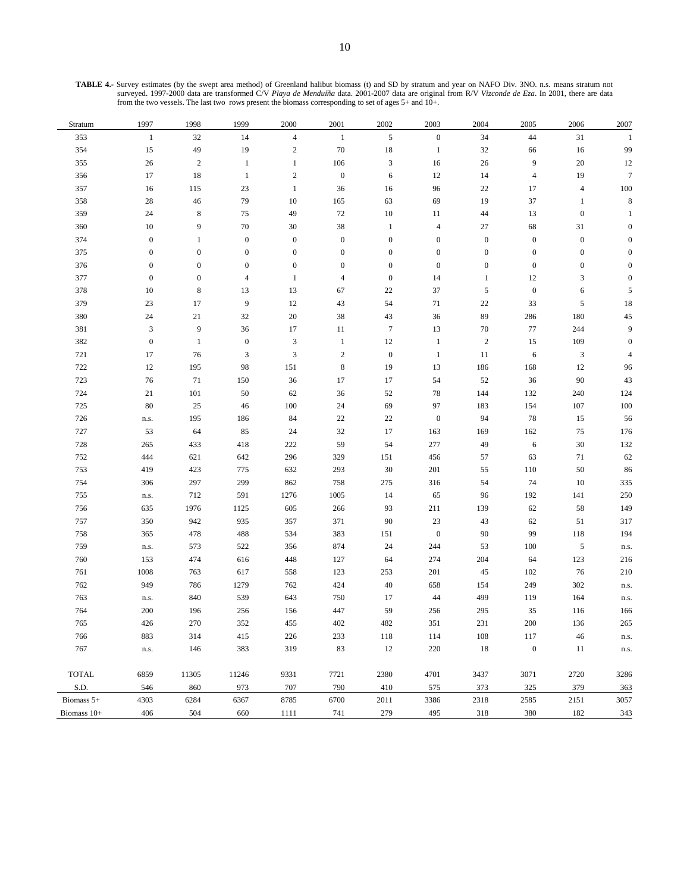**TABLE 4.-** Survey estimates (by the swept area method) of Greenland halibut biomass (t) and SD by stratum and year on NAFO Div. 3NO. n.s. means stratum not surveyed. 1997-2000 data are transformed C/V *Playa de Menduíña* data. 2001-2007 data are original from R/V *Vizconde de Eza*. In 2001, there are data from the two vessels. The last two rows present the biomass corresponding to set of ages 5+ and 10+.

| Stratum | 1997 | 1998 | 1999 | 2000 | 2001 | 2002 | 2003 | 2004 | 2005 | 2006 | 2007 |
|---|---|---|---|---|---|---|---|---|---|---|---|
| 353 | 1 | 32 | 14 | 4 | 1 | 5 | 0 | 34 | 44 | 31 | 1 |
| 354 | 15 | 49 | 19 | 2 | 70 | 18 | 1 | 32 | 66 | 16 | 99 |
| 355 | 26 | 2 | 1 | 1 | 106 | 3 | 16 | 26 | 9 | 20 | 12 |
| 356 | 17 | 18 | 1 | 2 | 0 | 6 | 12 | 14 | 4 | 19 | 7 |
| 357 | 16 | 115 | 23 | 1 | 36 | 16 | 96 | 22 | 17 | 4 | 100 |
| 358 | 28 | 46 | 79 | 10 | 165 | 63 | 69 | 19 | 37 | 1 | 8 |
| 359 | 24 | 8 | 75 | 49 | 72 | 10 | 11 | 44 | 13 | 0 | 1 |
| 360 | 10 | 9 | 70 | 30 | 38 | 1 | 4 | 27 | 68 | 31 | 0 |
| 374 | 0 | 1 | 0 | 0 | 0 | 0 | 0 | 0 | 0 | 0 | 0 |
| 375 | 0 | 0 | 0 | 0 | 0 | 0 | 0 | 0 | 0 | 0 | 0 |
| 376 | 0 | 0 | 0 | 0 | 0 | 0 | 0 | 0 | 0 | 0 | 0 |
| 377 | 0 | 0 | 4 | 1 | 4 | 0 | 14 | 1 | 12 | 3 | 0 |
| 378 | 10 | 8 | 13 | 13 | 67 | 22 | 37 | 5 | 0 | 6 | 5 |
| 379 | 23 | 17 | 9 | 12 | 43 | 54 | 71 | 22 | 33 | 5 | 18 |
| 380 | 24 | 21 | 32 | 20 | 38 | 43 | 36 | 89 | 286 | 180 | 45 |
| 381 | 3 | 9 | 36 | 17 | 11 | 7 | 13 | 70 | 77 | 244 | 9 |
| 382 | 0 | 1 | 0 | 3 | 1 | 12 | 1 | 2 | 15 | 109 | 0 |
| 721 | 17 | 76 | 3 | 3 | 2 | 0 | 1 | 11 | 6 | 3 | 4 |
| 722 | 12 | 195 | 98 | 151 | 8 | 19 | 13 | 186 | 168 | 12 | 96 |
| 723 | 76 | 71 | 150 | 36 | 17 | 17 | 54 | 52 | 36 | 90 | 43 |
| 724 | 21 | 101 | 50 | 62 | 36 | 52 | 78 | 144 | 132 | 240 | 124 |
| 725 | 80 | 25 | 46 | 100 | 24 | 69 | 97 | 183 | 154 | 107 | 100 |
| 726 | n.s. | 195 | 186 | 84 | 22 | 22 | 0 | 94 | 78 | 15 | 56 |
| 727 | 53 | 64 | 85 | 24 | 32 | 17 | 163 | 169 | 162 | 75 | 176 |
| 728 | 265 | 433 | 418 | 222 | 59 | 54 | 277 | 49 | 6 | 30 | 132 |
| 752 | 444 | 621 | 642 | 296 | 329 | 151 | 456 | 57 | 63 | 71 | 62 |
| 753 | 419 | 423 | 775 | 632 | 293 | 30 | 201 | 55 | 110 | 50 | 86 |
| 754 | 306 | 297 | 299 | 862 | 758 | 275 | 316 | 54 | 74 | 10 | 335 |
| 755 | n.s. | 712 | 591 | 1276 | 1005 | 14 | 65 | 96 | 192 | 141 | 250 |
| 756 | 635 | 1976 | 1125 | 605 | 266 | 93 | 211 | 139 | 62 | 58 | 149 |
| 757 | 350 | 942 | 935 | 357 | 371 | 90 | 23 | 43 | 62 | 51 | 317 |
| 758 | 365 | 478 | 488 | 534 | 383 | 151 | 0 | 90 | 99 | 118 | 194 |
| 759 | n.s. | 573 | 522 | 356 | 874 | 24 | 244 | 53 | 100 | 5 | n.s. |
| 760 | 153 | 474 | 616 | 448 | 127 | 64 | 274 | 204 | 64 | 123 | 216 |
| 761 | 1008 | 763 | 617 | 558 | 123 | 253 | 201 | 45 | 102 | 76 | 210 |
| 762 | 949 | 786 | 1279 | 762 | 424 | 40 | 658 | 154 | 249 | 302 | n.s. |
| 763 | n.s. | 840 | 539 | 643 | 750 | 17 | 44 | 499 | 119 | 164 | n.s. |
| 764 | 200 | 196 | 256 | 156 | 447 | 59 | 256 | 295 | 35 | 116 | 166 |
| 765 | 426 | 270 | 352 | 455 | 402 | 482 | 351 | 231 | 200 | 136 | 265 |
| 766 | 883 | 314 | 415 | 226 | 233 | 118 | 114 | 108 | 117 | 46 | n.s. |
| 767 | n.s. | 146 | 383 | 319 | 83 | 12 | 220 | 18 | 0 | 11 | n.s. |
| TOTAL | 6859 | 11305 | 11246 | 9331 | 7721 | 2380 | 4701 | 3437 | 3071 | 2720 | 3286 |
| S.D. | 546 | 860 | 973 | 707 | 790 | 410 | 575 | 373 | 325 | 379 | 363 |
| Biomass 5+ | 4303 | 6284 | 6367 | 8785 | 6700 | 2011 | 3386 | 2318 | 2585 | 2151 | 3057 |
| Biomass 10+ | 406 | 504 | 660 | 1111 | 741 | 279 | 495 | 318 | 380 | 182 | 343 |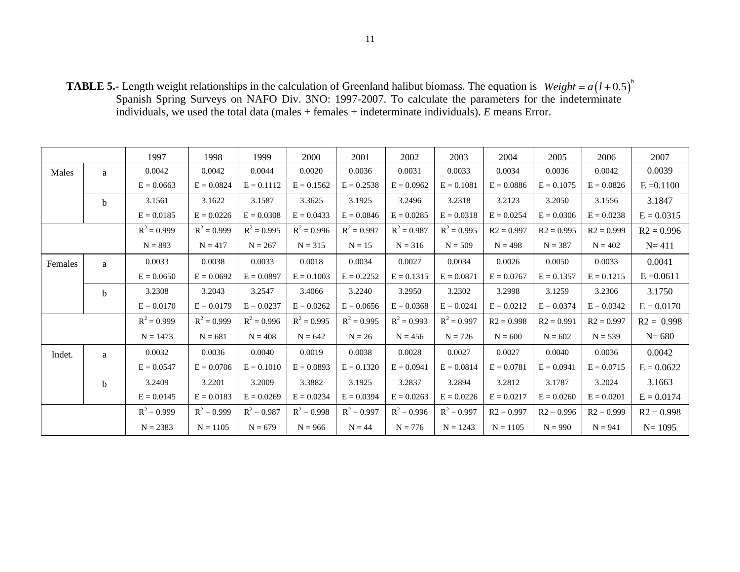**TABLE 5.-** Length weight relationships in the calculation of Greenland halibut biomass. The equation is $Weight = a(l+0.5)^b$ Spanish Spring Surveys on NAFO Div. 3NO: 1997-2007. To calculate the parameters for the indeterminate individuals, we used the total data (males + females + indeterminate individuals). *E* means Error.

| | | 1997 | 1998 | 1999 | 2000 | 2001 | 2002 | 2003 | 2004 | 2005 | 2006 | 2007 |
|---|---|---|---|---|---|---|---|---|---|---|---|---|
| Males | a | 0.0042 | 0.0042 | 0.0044 | 0.0020 | 0.0036 | 0.0031 | 0.0033 | 0.0034 | 0.0036 | 0.0042 | 0.0039 |
| | | E = 0.0663 | E = 0.0824 | E = 0.1112 | E = 0.1562 | E = 0.2538 | E = 0.0962 | E = 0.1081 | E = 0.0886 | E = 0.1075 | E = 0.0826 | E =0.1100 |
| | b | 3.1561 | 3.1622 | 3.1587 | 3.3625 | 3.1925 | 3.2496 | 3.2318 | 3.2123 | 3.2050 | 3.1556 | 3.1847 |
| | | E = 0.0185 | E = 0.0226 | E = 0.0308 | E = 0.0433 | E = 0.0846 | E = 0.0285 | E = 0.0318 | E = 0.0254 | E = 0.0306 | E = 0.0238 | E = 0.0315 |
| | | $R^2$ = 0.999 | $R^2$ = 0.999 | $R^2$ = 0.995 | $R^2$ = 0.996 | $R^2$ = 0.997 | $R^2$ = 0.987 | $R^2$ = 0.995 | R2 = 0.997 | R2 = 0.995 | R2 = 0.999 | R2 = 0.996 |
| | | N = 893 | N = 417 | N = 267 | N = 315 | N = 15 | N = 316 | N = 509 | N = 498 | N = 387 | N = 402 | N= 411 |
| Females | a | 0.0033 | 0.0038 | 0.0033 | 0.0018 | 0.0034 | 0.0027 | 0.0034 | 0.0026 | 0.0050 | 0.0033 | 0.0041 |
| | | E = 0.0650 | E = 0.0692 | E = 0.0897 | E = 0.1003 | E = 0.2252 | E = 0.1315 | E = 0.0871 | E = 0.0767 | E = 0.1357 | E = 0.1215 | E =0.0611 |
| | b | 3.2308 | 3.2043 | 3.2547 | 3.4066 | 3.2240 | 3.2950 | 3.2302 | 3.2998 | 3.1259 | 3.2306 | 3.1750 |
| | | E = 0.0170 | E = 0.0179 | E = 0.0237 | E = 0.0262 | E = 0.0656 | E = 0.0368 | E = 0.0241 | E = 0.0212 | E = 0.0374 | E = 0.0342 | E = 0.0170 |
| | | $R^2$ = 0.999 | $R^2$ = 0.999 | $R^2$ = 0.996 | $R^2$ = 0.995 | $R^2$ = 0.995 | $R^2$ = 0.993 | $R^2$ = 0.997 | R2 = 0.998 | R2 = 0.991 | R2 = 0.997 | R2 = 0.998 |
| | | N = 1473 | N = 681 | N = 408 | N = 642 | N = 26 | N = 456 | N = 726 | N = 600 | N = 602 | N = 539 | N= 680 |
| Indet. | a | 0.0032 | 0.0036 | 0.0040 | 0.0019 | 0.0038 | 0.0028 | 0.0027 | 0.0027 | 0.0040 | 0.0036 | 0.0042 |
| | | E = 0.0547 | E = 0.0706 | E = 0.1010 | E = 0.0893 | E = 0.1320 | E = 0.0941 | E = 0.0814 | E = 0.0781 | E = 0.0941 | E = 0.0715 | E = 0.0622 |
| | b | 3.2409 | 3.2201 | 3.2009 | 3.3882 | 3.1925 | 3.2837 | 3.2894 | 3.2812 | 3.1787 | 3.2024 | 3.1663 |
| | | E = 0.0145 | E = 0.0183 | E = 0.0269 | E = 0.0234 | E = 0.0394 | E = 0.0263 | E = 0.0226 | E = 0.0217 | E = 0.0260 | E = 0.0201 | E = 0.0174 |
| | | $R^2$ = 0.999 | $R^2$ = 0.999 | $R^2$ = 0.987 | $R^2$ = 0.998 | $R^2$ = 0.997 | $R^2$ = 0.996 | $R^2$ = 0.997 | R2 = 0.997 | R2 = 0.996 | R2 = 0.999 | R2 = 0.998 |
| | | N = 2383 | N = 1105 | N = 679 | N = 966 | N = 44 | N = 776 | N = 1243 | N = 1105 | N = 990 | N = 941 | N= 1095 |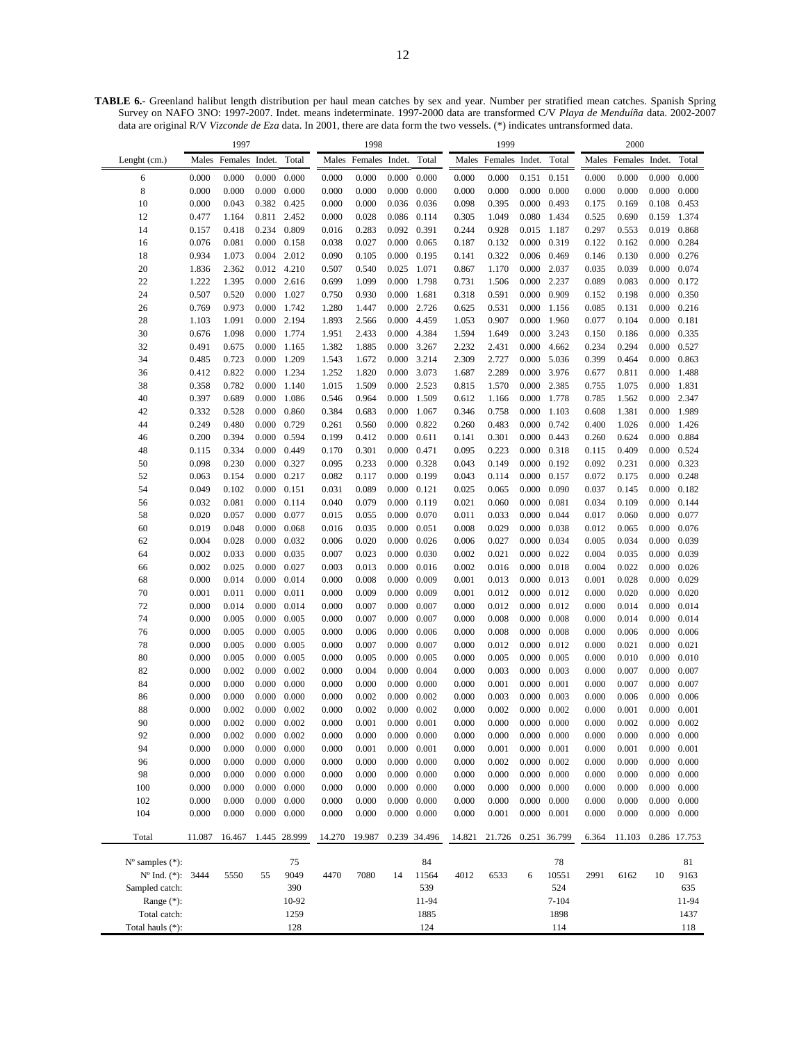**TABLE 6.-** Greenland halibut length distribution per haul mean catches by sex and year. Number per stratified mean catches. Spanish Spring Survey on NAFO 3NO: 1997-2007. Indet. means indeterminate. 1997-2000 data are transformed C/V *Playa de Menduíña* data. 2002-2007 data are original R/V *Vizconde de Eza* data. In 2001, there are data form the two vessels. (*) indicates untransformed data.

| | 1997 | | | | 1998 | | | | 1999 | | | | 2000 | | | |
|---|---|---|---|---|---|---|---|---|---|---|---|---|---|---|---|---|
| Lenght (cm.) | Males | Females | Indet. | Total | Males | Females | Indet. | Total | Males | Females | Indet. | Total | Males | Females | Indet. | Total |
| 6 | 0.000 | 0.000 | 0.000 | 0.000 | 0.000 | 0.000 | 0.000 | 0.000 | 0.000 | 0.000 | 0.151 | 0.151 | 0.000 | 0.000 | 0.000 | 0.000 |
| 8 | 0.000 | 0.000 | 0.000 | 0.000 | 0.000 | 0.000 | 0.000 | 0.000 | 0.000 | 0.000 | 0.000 | 0.000 | 0.000 | 0.000 | 0.000 | 0.000 |
| 10 | 0.000 | 0.043 | 0.382 | 0.425 | 0.000 | 0.000 | 0.036 | 0.036 | 0.098 | 0.395 | 0.000 | 0.493 | 0.175 | 0.169 | 0.108 | 0.453 |
| 12 | 0.477 | 1.164 | 0.811 | 2.452 | 0.000 | 0.028 | 0.086 | 0.114 | 0.305 | 1.049 | 0.080 | 1.434 | 0.525 | 0.690 | 0.159 | 1.374 |
| 14 | 0.157 | 0.418 | 0.234 | 0.809 | 0.016 | 0.283 | 0.092 | 0.391 | 0.244 | 0.928 | 0.015 | 1.187 | 0.297 | 0.553 | 0.019 | 0.868 |
| 16 | 0.076 | 0.081 | 0.000 | 0.158 | 0.038 | 0.027 | 0.000 | 0.065 | 0.187 | 0.132 | 0.000 | 0.319 | 0.122 | 0.162 | 0.000 | 0.284 |
| 18 | 0.934 | 1.073 | 0.004 | 2.012 | 0.090 | 0.105 | 0.000 | 0.195 | 0.141 | 0.322 | 0.006 | 0.469 | 0.146 | 0.130 | 0.000 | 0.276 |
| 20 | 1.836 | 2.362 | 0.012 | 4.210 | 0.507 | 0.540 | 0.025 | 1.071 | 0.867 | 1.170 | 0.000 | 2.037 | 0.035 | 0.039 | 0.000 | 0.074 |
| 22 | 1.222 | 1.395 | 0.000 | 2.616 | 0.699 | 1.099 | 0.000 | 1.798 | 0.731 | 1.506 | 0.000 | 2.237 | 0.089 | 0.083 | 0.000 | 0.172 |
| 24 | 0.507 | 0.520 | 0.000 | 1.027 | 0.750 | 0.930 | 0.000 | 1.681 | 0.318 | 0.591 | 0.000 | 0.909 | 0.152 | 0.198 | 0.000 | 0.350 |
| 26 | 0.769 | 0.973 | 0.000 | 1.742 | 1.280 | 1.447 | 0.000 | 2.726 | 0.625 | 0.531 | 0.000 | 1.156 | 0.085 | 0.131 | 0.000 | 0.216 |
| 28 | 1.103 | 1.091 | 0.000 | 2.194 | 1.893 | 2.566 | 0.000 | 4.459 | 1.053 | 0.907 | 0.000 | 1.960 | 0.077 | 0.104 | 0.000 | 0.181 |
| 30 | 0.676 | 1.098 | 0.000 | 1.774 | 1.951 | 2.433 | 0.000 | 4.384 | 1.594 | 1.649 | 0.000 | 3.243 | 0.150 | 0.186 | 0.000 | 0.335 |
| 32 | 0.491 | 0.675 | 0.000 | 1.165 | 1.382 | 1.885 | 0.000 | 3.267 | 2.232 | 2.431 | 0.000 | 4.662 | 0.234 | 0.294 | 0.000 | 0.527 |
| 34 | 0.485 | 0.723 | 0.000 | 1.209 | 1.543 | 1.672 | 0.000 | 3.214 | 2.309 | 2.727 | 0.000 | 5.036 | 0.399 | 0.464 | 0.000 | 0.863 |
| 36 | 0.412 | 0.822 | 0.000 | 1.234 | 1.252 | 1.820 | 0.000 | 3.073 | 1.687 | 2.289 | 0.000 | 3.976 | 0.677 | 0.811 | 0.000 | 1.488 |
| 38 | 0.358 | 0.782 | 0.000 | 1.140 | 1.015 | 1.509 | 0.000 | 2.523 | 0.815 | 1.570 | 0.000 | 2.385 | 0.755 | 1.075 | 0.000 | 1.831 |
| 40 | 0.397 | 0.689 | 0.000 | 1.086 | 0.546 | 0.964 | 0.000 | 1.509 | 0.612 | 1.166 | 0.000 | 1.778 | 0.785 | 1.562 | 0.000 | 2.347 |
| 42 | 0.332 | 0.528 | 0.000 | 0.860 | 0.384 | 0.683 | 0.000 | 1.067 | 0.346 | 0.758 | 0.000 | 1.103 | 0.608 | 1.381 | 0.000 | 1.989 |
| 44 | 0.249 | 0.480 | 0.000 | 0.729 | 0.261 | 0.560 | 0.000 | 0.822 | 0.260 | 0.483 | 0.000 | 0.742 | 0.400 | 1.026 | 0.000 | 1.426 |
| 46 | 0.200 | 0.394 | 0.000 | 0.594 | 0.199 | 0.412 | 0.000 | 0.611 | 0.141 | 0.301 | 0.000 | 0.443 | 0.260 | 0.624 | 0.000 | 0.884 |
| 48 | 0.115 | 0.334 | 0.000 | 0.449 | 0.170 | 0.301 | 0.000 | 0.471 | 0.095 | 0.223 | 0.000 | 0.318 | 0.115 | 0.409 | 0.000 | 0.524 |
| 50 | 0.098 | 0.230 | 0.000 | 0.327 | 0.095 | 0.233 | 0.000 | 0.328 | 0.043 | 0.149 | 0.000 | 0.192 | 0.092 | 0.231 | 0.000 | 0.323 |
| 52 | 0.063 | 0.154 | 0.000 | 0.217 | 0.082 | 0.117 | 0.000 | 0.199 | 0.043 | 0.114 | 0.000 | 0.157 | 0.072 | 0.175 | 0.000 | 0.248 |
| 54 | 0.049 | 0.102 | 0.000 | 0.151 | 0.031 | 0.089 | 0.000 | 0.121 | 0.025 | 0.065 | 0.000 | 0.090 | 0.037 | 0.145 | 0.000 | 0.182 |
| 56 | 0.032 | 0.081 | 0.000 | 0.114 | 0.040 | 0.079 | 0.000 | 0.119 | 0.021 | 0.060 | 0.000 | 0.081 | 0.034 | 0.109 | 0.000 | 0.144 |
| 58 | 0.020 | 0.057 | 0.000 | 0.077 | 0.015 | 0.055 | 0.000 | 0.070 | 0.011 | 0.033 | 0.000 | 0.044 | 0.017 | 0.060 | 0.000 | 0.077 |
| 60 | 0.019 | 0.048 | 0.000 | 0.068 | 0.016 | 0.035 | 0.000 | 0.051 | 0.008 | 0.029 | 0.000 | 0.038 | 0.012 | 0.065 | 0.000 | 0.076 |
| 62 | 0.004 | 0.028 | 0.000 | 0.032 | 0.006 | 0.020 | 0.000 | 0.026 | 0.006 | 0.027 | 0.000 | 0.034 | 0.005 | 0.034 | 0.000 | 0.039 |
| 64 | 0.002 | 0.033 | 0.000 | 0.035 | 0.007 | 0.023 | 0.000 | 0.030 | 0.002 | 0.021 | 0.000 | 0.022 | 0.004 | 0.035 | 0.000 | 0.039 |
| 66 | 0.002 | 0.025 | 0.000 | 0.027 | 0.003 | 0.013 | 0.000 | 0.016 | 0.002 | 0.016 | 0.000 | 0.018 | 0.004 | 0.022 | 0.000 | 0.026 |
| 68 | 0.000 | 0.014 | 0.000 | 0.014 | 0.000 | 0.008 | 0.000 | 0.009 | 0.001 | 0.013 | 0.000 | 0.013 | 0.001 | 0.028 | 0.000 | 0.029 |
| 70 | 0.001 | 0.011 | 0.000 | 0.011 | 0.000 | 0.009 | 0.000 | 0.009 | 0.001 | 0.012 | 0.000 | 0.012 | 0.000 | 0.020 | 0.000 | 0.020 |
| 72 | 0.000 | 0.014 | 0.000 | 0.014 | 0.000 | 0.007 | 0.000 | 0.007 | 0.000 | 0.012 | 0.000 | 0.012 | 0.000 | 0.014 | 0.000 | 0.014 |
| 74 | 0.000 | 0.005 | 0.000 | 0.005 | 0.000 | 0.007 | 0.000 | 0.007 | 0.000 | 0.008 | 0.000 | 0.008 | 0.000 | 0.014 | 0.000 | 0.014 |
| 76 | 0.000 | 0.005 | 0.000 | 0.005 | 0.000 | 0.006 | 0.000 | 0.006 | 0.000 | 0.008 | 0.000 | 0.008 | 0.000 | 0.006 | 0.000 | 0.006 |
| 78 | 0.000 | 0.005 | 0.000 | 0.005 | 0.000 | 0.007 | 0.000 | 0.007 | 0.000 | 0.012 | 0.000 | 0.012 | 0.000 | 0.021 | 0.000 | 0.021 |
| 80 | 0.000 | 0.005 | 0.000 | 0.005 | 0.000 | 0.005 | 0.000 | 0.005 | 0.000 | 0.005 | 0.000 | 0.005 | 0.000 | 0.010 | 0.000 | 0.010 |
| 82 | 0.000 | 0.002 | 0.000 | 0.002 | 0.000 | 0.004 | 0.000 | 0.004 | 0.000 | 0.003 | 0.000 | 0.003 | 0.000 | 0.007 | 0.000 | 0.007 |
| 84 | 0.000 | 0.000 | 0.000 | 0.000 | 0.000 | 0.000 | 0.000 | 0.000 | 0.000 | 0.001 | 0.000 | 0.001 | 0.000 | 0.007 | 0.000 | 0.007 |
| 86 | 0.000 | 0.000 | 0.000 | 0.000 | 0.000 | 0.002 | 0.000 | 0.002 | 0.000 | 0.003 | 0.000 | 0.003 | 0.000 | 0.006 | 0.000 | 0.006 |
| 88 | 0.000 | 0.002 | 0.000 | 0.002 | 0.000 | 0.002 | 0.000 | 0.002 | 0.000 | 0.002 | 0.000 | 0.002 | 0.000 | 0.001 | 0.000 | 0.001 |
| 90 | 0.000 | 0.002 | 0.000 | 0.002 | 0.000 | 0.001 | 0.000 | 0.001 | 0.000 | 0.000 | 0.000 | 0.000 | 0.000 | 0.002 | 0.000 | 0.002 |
| 92 | 0.000 | 0.002 | 0.000 | 0.002 | 0.000 | 0.000 | 0.000 | 0.000 | 0.000 | 0.000 | 0.000 | 0.000 | 0.000 | 0.000 | 0.000 | 0.000 |
| 94 | 0.000 | 0.000 | 0.000 | 0.000 | 0.000 | 0.001 | 0.000 | 0.001 | 0.000 | 0.001 | 0.000 | 0.001 | 0.000 | 0.001 | 0.000 | 0.001 |
| 96 | 0.000 | 0.000 | 0.000 | 0.000 | 0.000 | 0.000 | 0.000 | 0.000 | 0.000 | 0.002 | 0.000 | 0.002 | 0.000 | 0.000 | 0.000 | 0.000 |
| 98 | 0.000 | 0.000 | 0.000 | 0.000 | 0.000 | 0.000 | 0.000 | 0.000 | 0.000 | 0.000 | 0.000 | 0.000 | 0.000 | 0.000 | 0.000 | 0.000 |
| 100 | 0.000 | 0.000 | 0.000 | 0.000 | 0.000 | 0.000 | 0.000 | 0.000 | 0.000 | 0.000 | 0.000 | 0.000 | 0.000 | 0.000 | 0.000 | 0.000 |
| 102 | 0.000 | 0.000 | 0.000 | 0.000 | 0.000 | 0.000 | 0.000 | 0.000 | 0.000 | 0.000 | 0.000 | 0.000 | 0.000 | 0.000 | 0.000 | 0.000 |
| 104 | 0.000 | 0.000 | 0.000 | 0.000 | 0.000 | 0.000 | 0.000 | 0.000 | 0.000 | 0.001 | 0.000 | 0.001 | 0.000 | 0.000 | 0.000 | 0.000 |
| Total | 11.087 | 16.467 | 1.445 | 28.999 | 14.270 | 19.987 | 0.239 | 34.496 | 14.821 | 21.726 | 0.251 | 36.799 | 6.364 | 11.103 | 0.286 | 17.753 |
| Nº samples (*): | | | | 75 | | | | 84 | | | | 78 | | | | 81 |
| Nº Ind. (*): | 3444 | 5550 | 55 | 9049 | 4470 | 7080 | 14 | 11564 | 4012 | 6533 | 6 | 10551 | 2991 | 6162 | 10 | 9163 |
| Sampled catch: | | | | 390 | | | | 539 | | | | 524 | | | | 635 |
| Range (*): | | | | 10-92 | | | | 11-94 | | | | 7-104 | | | | 11-94 |
| Total catch: | | | | 1259 | | | | 1885 | | | | 1898 | | | | 1437 |
| Total hauls (*): | | | | 128 | | | | 124 | | | | 114 | | | | 118 |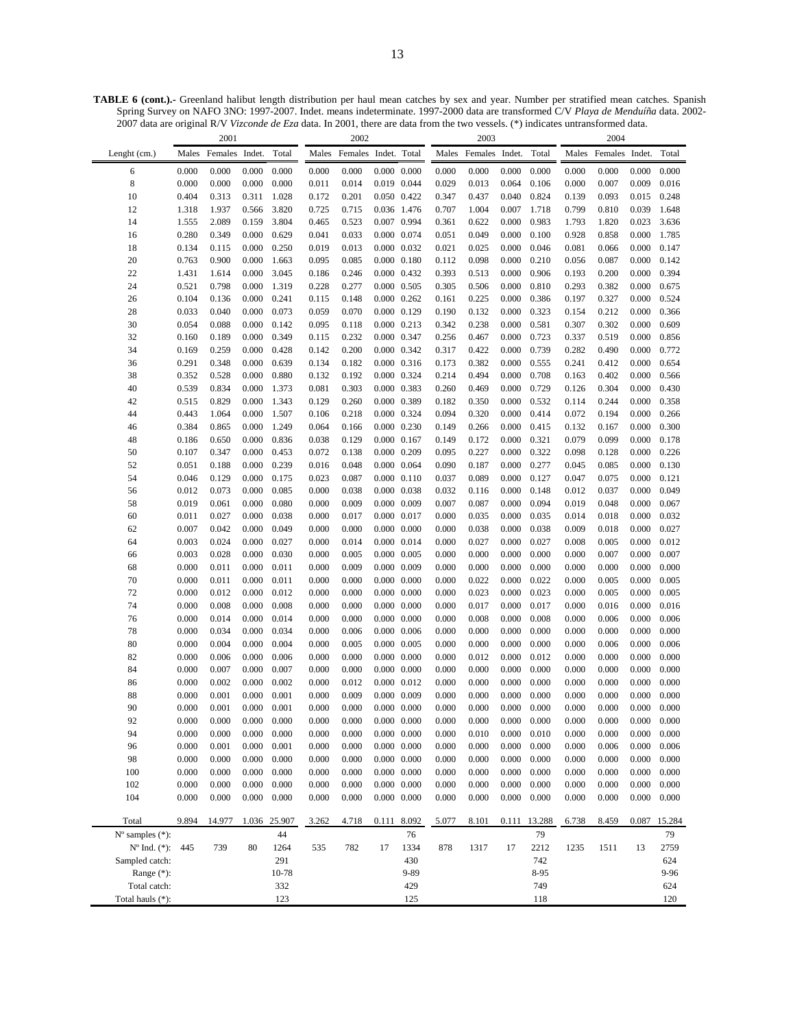**TABLE 6 (cont.).-** Greenland halibut length distribution per haul mean catches by sex and year. Number per stratified mean catches. Spanish Spring Survey on NAFO 3NO: 1997-2007. Indet. means indeterminate. 1997-2000 data are transformed C/V *Playa de Menduíña* data. 2002-2007 data are original R/V *Vizconde de Eza* data. In 2001, there are data from the two vessels. (*) indicates untransformed data.

| | 2001 | | | | 2002 | | | | 2003 | | | | 2004 | | | |
|---|---|---|---|---|---|---|---|---|---|---|---|---|---|---|---|---|
| Lenght (cm.) | Males | Females | Indet. | Total | Males | Females | Indet. | Total | Males | Females | Indet. | Total | Males | Females | Indet. | Total |
| 6 | 0.000 | 0.000 | 0.000 | 0.000 | 0.000 | 0.000 | 0.000 | 0.000 | 0.000 | 0.000 | 0.000 | 0.000 | 0.000 | 0.000 | 0.000 | 0.000 |
| 8 | 0.000 | 0.000 | 0.000 | 0.000 | 0.011 | 0.014 | 0.019 | 0.044 | 0.029 | 0.013 | 0.064 | 0.106 | 0.000 | 0.007 | 0.009 | 0.016 |
| 10 | 0.404 | 0.313 | 0.311 | 1.028 | 0.172 | 0.201 | 0.050 | 0.422 | 0.347 | 0.437 | 0.040 | 0.824 | 0.139 | 0.093 | 0.015 | 0.248 |
| 12 | 1.318 | 1.937 | 0.566 | 3.820 | 0.725 | 0.715 | 0.036 | 1.476 | 0.707 | 1.004 | 0.007 | 1.718 | 0.799 | 0.810 | 0.039 | 1.648 |
| 14 | 1.555 | 2.089 | 0.159 | 3.804 | 0.465 | 0.523 | 0.007 | 0.994 | 0.361 | 0.622 | 0.000 | 0.983 | 1.793 | 1.820 | 0.023 | 3.636 |
| 16 | 0.280 | 0.349 | 0.000 | 0.629 | 0.041 | 0.033 | 0.000 | 0.074 | 0.051 | 0.049 | 0.000 | 0.100 | 0.928 | 0.858 | 0.000 | 1.785 |
| 18 | 0.134 | 0.115 | 0.000 | 0.250 | 0.019 | 0.013 | 0.000 | 0.032 | 0.021 | 0.025 | 0.000 | 0.046 | 0.081 | 0.066 | 0.000 | 0.147 |
| 20 | 0.763 | 0.900 | 0.000 | 1.663 | 0.095 | 0.085 | 0.000 | 0.180 | 0.112 | 0.098 | 0.000 | 0.210 | 0.056 | 0.087 | 0.000 | 0.142 |
| 22 | 1.431 | 1.614 | 0.000 | 3.045 | 0.186 | 0.246 | 0.000 | 0.432 | 0.393 | 0.513 | 0.000 | 0.906 | 0.193 | 0.200 | 0.000 | 0.394 |
| 24 | 0.521 | 0.798 | 0.000 | 1.319 | 0.228 | 0.277 | 0.000 | 0.505 | 0.305 | 0.506 | 0.000 | 0.810 | 0.293 | 0.382 | 0.000 | 0.675 |
| 26 | 0.104 | 0.136 | 0.000 | 0.241 | 0.115 | 0.148 | 0.000 | 0.262 | 0.161 | 0.225 | 0.000 | 0.386 | 0.197 | 0.327 | 0.000 | 0.524 |
| 28 | 0.033 | 0.040 | 0.000 | 0.073 | 0.059 | 0.070 | 0.000 | 0.129 | 0.190 | 0.132 | 0.000 | 0.323 | 0.154 | 0.212 | 0.000 | 0.366 |
| 30 | 0.054 | 0.088 | 0.000 | 0.142 | 0.095 | 0.118 | 0.000 | 0.213 | 0.342 | 0.238 | 0.000 | 0.581 | 0.307 | 0.302 | 0.000 | 0.609 |
| 32 | 0.160 | 0.189 | 0.000 | 0.349 | 0.115 | 0.232 | 0.000 | 0.347 | 0.256 | 0.467 | 0.000 | 0.723 | 0.337 | 0.519 | 0.000 | 0.856 |
| 34 | 0.169 | 0.259 | 0.000 | 0.428 | 0.142 | 0.200 | 0.000 | 0.342 | 0.317 | 0.422 | 0.000 | 0.739 | 0.282 | 0.490 | 0.000 | 0.772 |
| 36 | 0.291 | 0.348 | 0.000 | 0.639 | 0.134 | 0.182 | 0.000 | 0.316 | 0.173 | 0.382 | 0.000 | 0.555 | 0.241 | 0.412 | 0.000 | 0.654 |
| 38 | 0.352 | 0.528 | 0.000 | 0.880 | 0.132 | 0.192 | 0.000 | 0.324 | 0.214 | 0.494 | 0.000 | 0.708 | 0.163 | 0.402 | 0.000 | 0.566 |
| 40 | 0.539 | 0.834 | 0.000 | 1.373 | 0.081 | 0.303 | 0.000 | 0.383 | 0.260 | 0.469 | 0.000 | 0.729 | 0.126 | 0.304 | 0.000 | 0.430 |
| 42 | 0.515 | 0.829 | 0.000 | 1.343 | 0.129 | 0.260 | 0.000 | 0.389 | 0.182 | 0.350 | 0.000 | 0.532 | 0.114 | 0.244 | 0.000 | 0.358 |
| 44 | 0.443 | 1.064 | 0.000 | 1.507 | 0.106 | 0.218 | 0.000 | 0.324 | 0.094 | 0.320 | 0.000 | 0.414 | 0.072 | 0.194 | 0.000 | 0.266 |
| 46 | 0.384 | 0.865 | 0.000 | 1.249 | 0.064 | 0.166 | 0.000 | 0.230 | 0.149 | 0.266 | 0.000 | 0.415 | 0.132 | 0.167 | 0.000 | 0.300 |
| 48 | 0.186 | 0.650 | 0.000 | 0.836 | 0.038 | 0.129 | 0.000 | 0.167 | 0.149 | 0.172 | 0.000 | 0.321 | 0.079 | 0.099 | 0.000 | 0.178 |
| 50 | 0.107 | 0.347 | 0.000 | 0.453 | 0.072 | 0.138 | 0.000 | 0.209 | 0.095 | 0.227 | 0.000 | 0.322 | 0.098 | 0.128 | 0.000 | 0.226 |
| 52 | 0.051 | 0.188 | 0.000 | 0.239 | 0.016 | 0.048 | 0.000 | 0.064 | 0.090 | 0.187 | 0.000 | 0.277 | 0.045 | 0.085 | 0.000 | 0.130 |
| 54 | 0.046 | 0.129 | 0.000 | 0.175 | 0.023 | 0.087 | 0.000 | 0.110 | 0.037 | 0.089 | 0.000 | 0.127 | 0.047 | 0.075 | 0.000 | 0.121 |
| 56 | 0.012 | 0.073 | 0.000 | 0.085 | 0.000 | 0.038 | 0.000 | 0.038 | 0.032 | 0.116 | 0.000 | 0.148 | 0.012 | 0.037 | 0.000 | 0.049 |
| 58 | 0.019 | 0.061 | 0.000 | 0.080 | 0.000 | 0.009 | 0.000 | 0.009 | 0.007 | 0.087 | 0.000 | 0.094 | 0.019 | 0.048 | 0.000 | 0.067 |
| 60 | 0.011 | 0.027 | 0.000 | 0.038 | 0.000 | 0.017 | 0.000 | 0.017 | 0.000 | 0.035 | 0.000 | 0.035 | 0.014 | 0.018 | 0.000 | 0.032 |
| 62 | 0.007 | 0.042 | 0.000 | 0.049 | 0.000 | 0.000 | 0.000 | 0.000 | 0.000 | 0.038 | 0.000 | 0.038 | 0.009 | 0.018 | 0.000 | 0.027 |
| 64 | 0.003 | 0.024 | 0.000 | 0.027 | 0.000 | 0.014 | 0.000 | 0.014 | 0.000 | 0.027 | 0.000 | 0.027 | 0.008 | 0.005 | 0.000 | 0.012 |
| 66 | 0.003 | 0.028 | 0.000 | 0.030 | 0.000 | 0.005 | 0.000 | 0.005 | 0.000 | 0.000 | 0.000 | 0.000 | 0.000 | 0.007 | 0.000 | 0.007 |
| 68 | 0.000 | 0.011 | 0.000 | 0.011 | 0.000 | 0.009 | 0.000 | 0.009 | 0.000 | 0.000 | 0.000 | 0.000 | 0.000 | 0.000 | 0.000 | 0.000 |
| 70 | 0.000 | 0.011 | 0.000 | 0.011 | 0.000 | 0.000 | 0.000 | 0.000 | 0.000 | 0.022 | 0.000 | 0.022 | 0.000 | 0.005 | 0.000 | 0.005 |
| 72 | 0.000 | 0.012 | 0.000 | 0.012 | 0.000 | 0.000 | 0.000 | 0.000 | 0.000 | 0.023 | 0.000 | 0.023 | 0.000 | 0.005 | 0.000 | 0.005 |
| 74 | 0.000 | 0.008 | 0.000 | 0.008 | 0.000 | 0.000 | 0.000 | 0.000 | 0.000 | 0.017 | 0.000 | 0.017 | 0.000 | 0.016 | 0.000 | 0.016 |
| 76 | 0.000 | 0.014 | 0.000 | 0.014 | 0.000 | 0.000 | 0.000 | 0.000 | 0.000 | 0.008 | 0.000 | 0.008 | 0.000 | 0.006 | 0.000 | 0.006 |
| 78 | 0.000 | 0.034 | 0.000 | 0.034 | 0.000 | 0.006 | 0.000 | 0.006 | 0.000 | 0.000 | 0.000 | 0.000 | 0.000 | 0.000 | 0.000 | 0.000 |
| 80 | 0.000 | 0.004 | 0.000 | 0.004 | 0.000 | 0.005 | 0.000 | 0.005 | 0.000 | 0.000 | 0.000 | 0.000 | 0.000 | 0.006 | 0.000 | 0.006 |
| 82 | 0.000 | 0.006 | 0.000 | 0.006 | 0.000 | 0.000 | 0.000 | 0.000 | 0.000 | 0.012 | 0.000 | 0.012 | 0.000 | 0.000 | 0.000 | 0.000 |
| 84 | 0.000 | 0.007 | 0.000 | 0.007 | 0.000 | 0.000 | 0.000 | 0.000 | 0.000 | 0.000 | 0.000 | 0.000 | 0.000 | 0.000 | 0.000 | 0.000 |
| 86 | 0.000 | 0.002 | 0.000 | 0.002 | 0.000 | 0.012 | 0.000 | 0.012 | 0.000 | 0.000 | 0.000 | 0.000 | 0.000 | 0.000 | 0.000 | 0.000 |
| 88 | 0.000 | 0.001 | 0.000 | 0.001 | 0.000 | 0.009 | 0.000 | 0.009 | 0.000 | 0.000 | 0.000 | 0.000 | 0.000 | 0.000 | 0.000 | 0.000 |
| 90 | 0.000 | 0.001 | 0.000 | 0.001 | 0.000 | 0.000 | 0.000 | 0.000 | 0.000 | 0.000 | 0.000 | 0.000 | 0.000 | 0.000 | 0.000 | 0.000 |
| 92 | 0.000 | 0.000 | 0.000 | 0.000 | 0.000 | 0.000 | 0.000 | 0.000 | 0.000 | 0.000 | 0.000 | 0.000 | 0.000 | 0.000 | 0.000 | 0.000 |
| 94 | 0.000 | 0.000 | 0.000 | 0.000 | 0.000 | 0.000 | 0.000 | 0.000 | 0.000 | 0.010 | 0.000 | 0.010 | 0.000 | 0.000 | 0.000 | 0.000 |
| 96 | 0.000 | 0.001 | 0.000 | 0.001 | 0.000 | 0.000 | 0.000 | 0.000 | 0.000 | 0.000 | 0.000 | 0.000 | 0.000 | 0.006 | 0.000 | 0.006 |
| 98 | 0.000 | 0.000 | 0.000 | 0.000 | 0.000 | 0.000 | 0.000 | 0.000 | 0.000 | 0.000 | 0.000 | 0.000 | 0.000 | 0.000 | 0.000 | 0.000 |
| 100 | 0.000 | 0.000 | 0.000 | 0.000 | 0.000 | 0.000 | 0.000 | 0.000 | 0.000 | 0.000 | 0.000 | 0.000 | 0.000 | 0.000 | 0.000 | 0.000 |
| 102 | 0.000 | 0.000 | 0.000 | 0.000 | 0.000 | 0.000 | 0.000 | 0.000 | 0.000 | 0.000 | 0.000 | 0.000 | 0.000 | 0.000 | 0.000 | 0.000 |
| 104 | 0.000 | 0.000 | 0.000 | 0.000 | 0.000 | 0.000 | 0.000 | 0.000 | 0.000 | 0.000 | 0.000 | 0.000 | 0.000 | 0.000 | 0.000 | 0.000 |
| Total | 9.894 | 14.977 | 1.036 | 25.907 | 3.262 | 4.718 | 0.111 | 8.092 | 5.077 | 8.101 | 0.111 | 13.288 | 6.738 | 8.459 | 0.087 | 15.284 |
| Nº samples (*): | | | | 44 | | | | 76 | | | | 79 | | | | 79 |
| Nº Ind. (*): | 445 | 739 | 80 | 1264 | 535 | 782 | 17 | 1334 | 878 | 1317 | 17 | 2212 | 1235 | 1511 | 13 | 2759 |
| Sampled catch: | | | | 291 | | | | 430 | | | | 742 | | | | 624 |
| Range (*): | | | | 10-78 | | | | 9-89 | | | | 8-95 | | | | 9-96 |
| Total catch: | | | | 332 | | | | 429 | | | | 749 | | | | 624 |
| Total hauls (*): | | | | 123 | | | | 125 | | | | 118 | | | | 120 |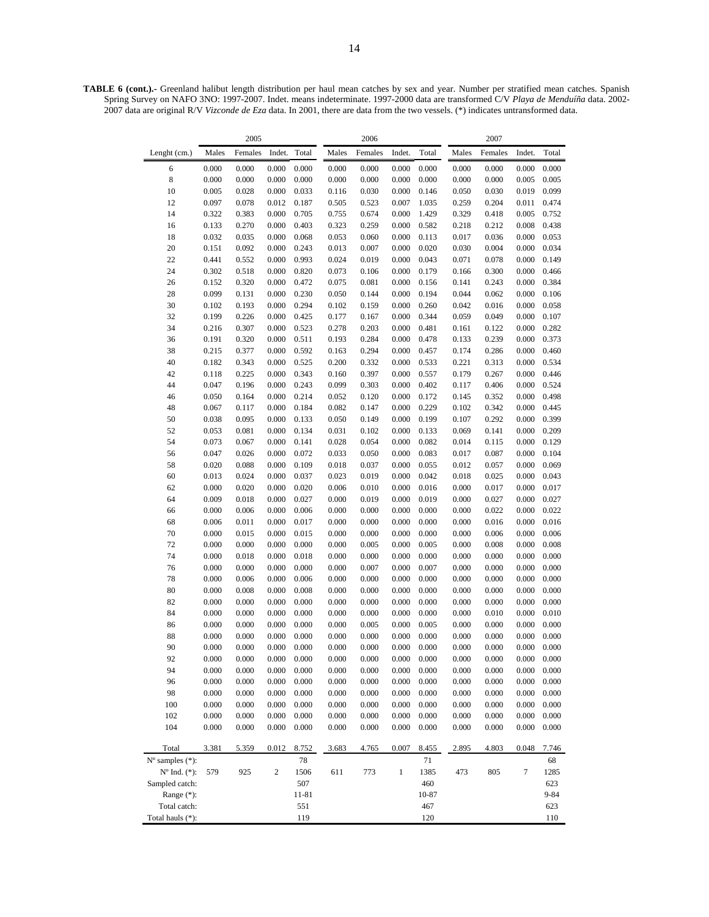**TABLE 6 (cont.).-** Greenland halibut length distribution per haul mean catches by sex and year. Number per stratified mean catches. Spanish Spring Survey on NAFO 3NO: 1997-2007. Indet. means indeterminate. 1997-2000 data are transformed C/V *Playa de Menduíña* data. 2002-2007 data are original R/V *Vizconde de Eza* data. In 2001, there are data from the two vessels. (*) indicates untransformed data.

| | 2005 | | | | 2006 | | | | 2007 | | | |
|---|---|---|---|---|---|---|---|---|---|---|---|---|
| Lenght (cm.) | Males | Females | Indet. | Total | Males | Females | Indet. | Total | Males | Females | Indet. | Total |
| 6 | 0.000 | 0.000 | 0.000 | 0.000 | 0.000 | 0.000 | 0.000 | 0.000 | 0.000 | 0.000 | 0.000 | 0.000 |
| 8 | 0.000 | 0.000 | 0.000 | 0.000 | 0.000 | 0.000 | 0.000 | 0.000 | 0.000 | 0.000 | 0.005 | 0.005 |
| 10 | 0.005 | 0.028 | 0.000 | 0.033 | 0.116 | 0.030 | 0.000 | 0.146 | 0.050 | 0.030 | 0.019 | 0.099 |
| 12 | 0.097 | 0.078 | 0.012 | 0.187 | 0.505 | 0.523 | 0.007 | 1.035 | 0.259 | 0.204 | 0.011 | 0.474 |
| 14 | 0.322 | 0.383 | 0.000 | 0.705 | 0.755 | 0.674 | 0.000 | 1.429 | 0.329 | 0.418 | 0.005 | 0.752 |
| 16 | 0.133 | 0.270 | 0.000 | 0.403 | 0.323 | 0.259 | 0.000 | 0.582 | 0.218 | 0.212 | 0.008 | 0.438 |
| 18 | 0.032 | 0.035 | 0.000 | 0.068 | 0.053 | 0.060 | 0.000 | 0.113 | 0.017 | 0.036 | 0.000 | 0.053 |
| 20 | 0.151 | 0.092 | 0.000 | 0.243 | 0.013 | 0.007 | 0.000 | 0.020 | 0.030 | 0.004 | 0.000 | 0.034 |
| 22 | 0.441 | 0.552 | 0.000 | 0.993 | 0.024 | 0.019 | 0.000 | 0.043 | 0.071 | 0.078 | 0.000 | 0.149 |
| 24 | 0.302 | 0.518 | 0.000 | 0.820 | 0.073 | 0.106 | 0.000 | 0.179 | 0.166 | 0.300 | 0.000 | 0.466 |
| 26 | 0.152 | 0.320 | 0.000 | 0.472 | 0.075 | 0.081 | 0.000 | 0.156 | 0.141 | 0.243 | 0.000 | 0.384 |
| 28 | 0.099 | 0.131 | 0.000 | 0.230 | 0.050 | 0.144 | 0.000 | 0.194 | 0.044 | 0.062 | 0.000 | 0.106 |
| 30 | 0.102 | 0.193 | 0.000 | 0.294 | 0.102 | 0.159 | 0.000 | 0.260 | 0.042 | 0.016 | 0.000 | 0.058 |
| 32 | 0.199 | 0.226 | 0.000 | 0.425 | 0.177 | 0.167 | 0.000 | 0.344 | 0.059 | 0.049 | 0.000 | 0.107 |
| 34 | 0.216 | 0.307 | 0.000 | 0.523 | 0.278 | 0.203 | 0.000 | 0.481 | 0.161 | 0.122 | 0.000 | 0.282 |
| 36 | 0.191 | 0.320 | 0.000 | 0.511 | 0.193 | 0.284 | 0.000 | 0.478 | 0.133 | 0.239 | 0.000 | 0.373 |
| 38 | 0.215 | 0.377 | 0.000 | 0.592 | 0.163 | 0.294 | 0.000 | 0.457 | 0.174 | 0.286 | 0.000 | 0.460 |
| 40 | 0.182 | 0.343 | 0.000 | 0.525 | 0.200 | 0.332 | 0.000 | 0.533 | 0.221 | 0.313 | 0.000 | 0.534 |
| 42 | 0.118 | 0.225 | 0.000 | 0.343 | 0.160 | 0.397 | 0.000 | 0.557 | 0.179 | 0.267 | 0.000 | 0.446 |
| 44 | 0.047 | 0.196 | 0.000 | 0.243 | 0.099 | 0.303 | 0.000 | 0.402 | 0.117 | 0.406 | 0.000 | 0.524 |
| 46 | 0.050 | 0.164 | 0.000 | 0.214 | 0.052 | 0.120 | 0.000 | 0.172 | 0.145 | 0.352 | 0.000 | 0.498 |
| 48 | 0.067 | 0.117 | 0.000 | 0.184 | 0.082 | 0.147 | 0.000 | 0.229 | 0.102 | 0.342 | 0.000 | 0.445 |
| 50 | 0.038 | 0.095 | 0.000 | 0.133 | 0.050 | 0.149 | 0.000 | 0.199 | 0.107 | 0.292 | 0.000 | 0.399 |
| 52 | 0.053 | 0.081 | 0.000 | 0.134 | 0.031 | 0.102 | 0.000 | 0.133 | 0.069 | 0.141 | 0.000 | 0.209 |
| 54 | 0.073 | 0.067 | 0.000 | 0.141 | 0.028 | 0.054 | 0.000 | 0.082 | 0.014 | 0.115 | 0.000 | 0.129 |
| 56 | 0.047 | 0.026 | 0.000 | 0.072 | 0.033 | 0.050 | 0.000 | 0.083 | 0.017 | 0.087 | 0.000 | 0.104 |
| 58 | 0.020 | 0.088 | 0.000 | 0.109 | 0.018 | 0.037 | 0.000 | 0.055 | 0.012 | 0.057 | 0.000 | 0.069 |
| 60 | 0.013 | 0.024 | 0.000 | 0.037 | 0.023 | 0.019 | 0.000 | 0.042 | 0.018 | 0.025 | 0.000 | 0.043 |
| 62 | 0.000 | 0.020 | 0.000 | 0.020 | 0.006 | 0.010 | 0.000 | 0.016 | 0.000 | 0.017 | 0.000 | 0.017 |
| 64 | 0.009 | 0.018 | 0.000 | 0.027 | 0.000 | 0.019 | 0.000 | 0.019 | 0.000 | 0.027 | 0.000 | 0.027 |
| 66 | 0.000 | 0.006 | 0.000 | 0.006 | 0.000 | 0.000 | 0.000 | 0.000 | 0.000 | 0.022 | 0.000 | 0.022 |
| 68 | 0.006 | 0.011 | 0.000 | 0.017 | 0.000 | 0.000 | 0.000 | 0.000 | 0.000 | 0.016 | 0.000 | 0.016 |
| 70 | 0.000 | 0.015 | 0.000 | 0.015 | 0.000 | 0.000 | 0.000 | 0.000 | 0.000 | 0.006 | 0.000 | 0.006 |
| 72 | 0.000 | 0.000 | 0.000 | 0.000 | 0.000 | 0.005 | 0.000 | 0.005 | 0.000 | 0.008 | 0.000 | 0.008 |
| 74 | 0.000 | 0.018 | 0.000 | 0.018 | 0.000 | 0.000 | 0.000 | 0.000 | 0.000 | 0.000 | 0.000 | 0.000 |
| 76 | 0.000 | 0.000 | 0.000 | 0.000 | 0.000 | 0.007 | 0.000 | 0.007 | 0.000 | 0.000 | 0.000 | 0.000 |
| 78 | 0.000 | 0.006 | 0.000 | 0.006 | 0.000 | 0.000 | 0.000 | 0.000 | 0.000 | 0.000 | 0.000 | 0.000 |
| 80 | 0.000 | 0.008 | 0.000 | 0.008 | 0.000 | 0.000 | 0.000 | 0.000 | 0.000 | 0.000 | 0.000 | 0.000 |
| 82 | 0.000 | 0.000 | 0.000 | 0.000 | 0.000 | 0.000 | 0.000 | 0.000 | 0.000 | 0.000 | 0.000 | 0.000 |
| 84 | 0.000 | 0.000 | 0.000 | 0.000 | 0.000 | 0.000 | 0.000 | 0.000 | 0.000 | 0.010 | 0.000 | 0.010 |
| 86 | 0.000 | 0.000 | 0.000 | 0.000 | 0.000 | 0.005 | 0.000 | 0.005 | 0.000 | 0.000 | 0.000 | 0.000 |
| 88 | 0.000 | 0.000 | 0.000 | 0.000 | 0.000 | 0.000 | 0.000 | 0.000 | 0.000 | 0.000 | 0.000 | 0.000 |
| 90 | 0.000 | 0.000 | 0.000 | 0.000 | 0.000 | 0.000 | 0.000 | 0.000 | 0.000 | 0.000 | 0.000 | 0.000 |
| 92 | 0.000 | 0.000 | 0.000 | 0.000 | 0.000 | 0.000 | 0.000 | 0.000 | 0.000 | 0.000 | 0.000 | 0.000 |
| 94 | 0.000 | 0.000 | 0.000 | 0.000 | 0.000 | 0.000 | 0.000 | 0.000 | 0.000 | 0.000 | 0.000 | 0.000 |
| 96 | 0.000 | 0.000 | 0.000 | 0.000 | 0.000 | 0.000 | 0.000 | 0.000 | 0.000 | 0.000 | 0.000 | 0.000 |
| 98 | 0.000 | 0.000 | 0.000 | 0.000 | 0.000 | 0.000 | 0.000 | 0.000 | 0.000 | 0.000 | 0.000 | 0.000 |
| 100 | 0.000 | 0.000 | 0.000 | 0.000 | 0.000 | 0.000 | 0.000 | 0.000 | 0.000 | 0.000 | 0.000 | 0.000 |
| 102 | 0.000 | 0.000 | 0.000 | 0.000 | 0.000 | 0.000 | 0.000 | 0.000 | 0.000 | 0.000 | 0.000 | 0.000 |
| 104 | 0.000 | 0.000 | 0.000 | 0.000 | 0.000 | 0.000 | 0.000 | 0.000 | 0.000 | 0.000 | 0.000 | 0.000 |
| Total | 3.381 | 5.359 | 0.012 | 8.752 | 3.683 | 4.765 | 0.007 | 8.455 | 2.895 | 4.803 | 0.048 | 7.746 |
| Nº samples (*): | | | | 78 | | | | 71 | | | | 68 |
| Nº Ind. (*): | 579 | 925 | 2 | 1506 | 611 | 773 | 1 | 1385 | 473 | 805 | 7 | 1285 |
| Sampled catch: | | | | 507 | | | | 460 | | | | 623 |
| Range (*): | | | | 11-81 | | | | 10-87 | | | | 9-84 |
| Total catch: | | | | 551 | | | | 467 | | | | 623 |
| Total hauls (*): | | | | 119 | | | | 120 | | | | 110 |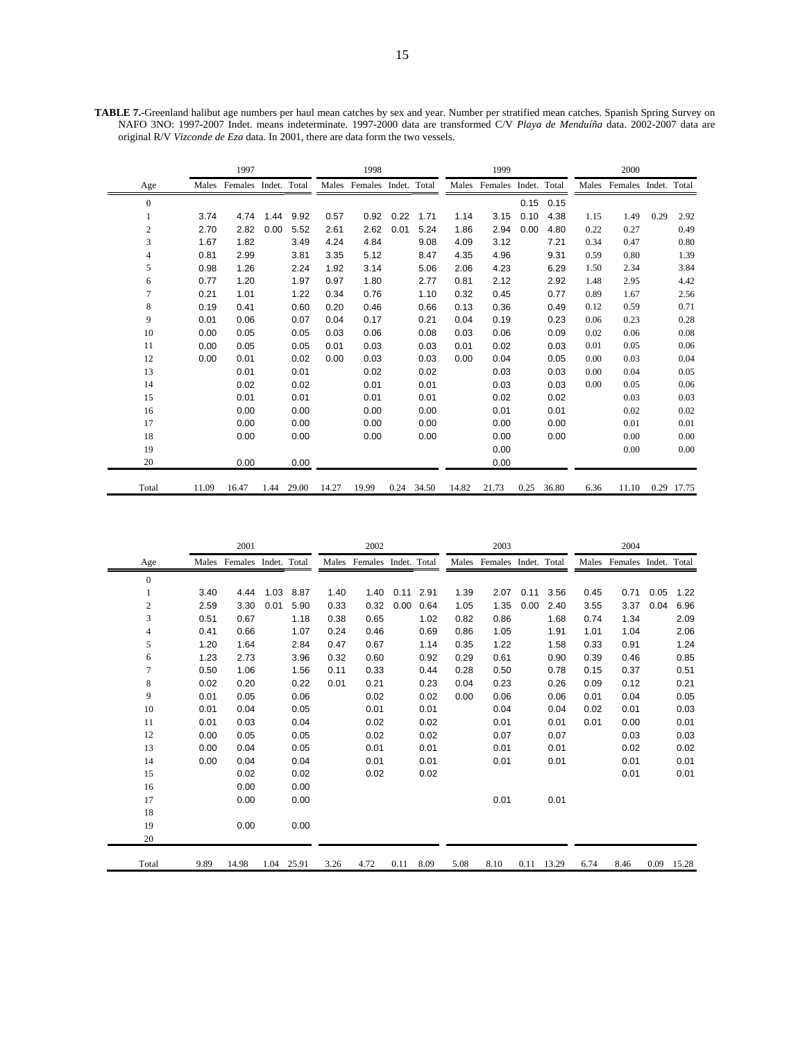**TABLE 7.-**Greenland halibut age numbers per haul mean catches by sex and year. Number per stratified mean catches. Spanish Spring Survey on NAFO 3NO: 1997-2007 Indet. means indeterminate. 1997-2000 data are transformed C/V *Playa de Menduíña* data. 2002-2007 data are original R/V *Vizconde de Eza* data. In 2001, there are data form the two vessels.

| | 1997 | | | | 1998 | | | | 1999 | | | | 2000 | | | |
|---|---|---|---|---|---|---|---|---|---|---|---|---|---|---|---|---|
| Age | Males | Females | Indet. | Total | Males | Females | Indet. | Total | Males | Females | Indet. | Total | Males | Females | Indet. | Total |
| 0 | | | | | | | | | | | 0.15 | 0.15 | | | | |
| 1 | 3.74 | 4.74 | 1.44 | 9.92 | 0.57 | 0.92 | 0.22 | 1.71 | 1.14 | 3.15 | 0.10 | 4.38 | 1.15 | 1.49 | 0.29 | 2.92 |
| 2 | 2.70 | 2.82 | 0.00 | 5.52 | 2.61 | 2.62 | 0.01 | 5.24 | 1.86 | 2.94 | 0.00 | 4.80 | 0.22 | 0.27 | | 0.49 |
| 3 | 1.67 | 1.82 | | 3.49 | 4.24 | 4.84 | | 9.08 | 4.09 | 3.12 | | 7.21 | 0.34 | 0.47 | | 0.80 |
| 4 | 0.81 | 2.99 | | 3.81 | 3.35 | 5.12 | | 8.47 | 4.35 | 4.96 | | 9.31 | 0.59 | 0.80 | | 1.39 |
| 5 | 0.98 | 1.26 | | 2.24 | 1.92 | 3.14 | | 5.06 | 2.06 | 4.23 | | 6.29 | 1.50 | 2.34 | | 3.84 |
| 6 | 0.77 | 1.20 | | 1.97 | 0.97 | 1.80 | | 2.77 | 0.81 | 2.12 | | 2.92 | 1.48 | 2.95 | | 4.42 |
| 7 | 0.21 | 1.01 | | 1.22 | 0.34 | 0.76 | | 1.10 | 0.32 | 0.45 | | 0.77 | 0.89 | 1.67 | | 2.56 |
| 8 | 0.19 | 0.41 | | 0.60 | 0.20 | 0.46 | | 0.66 | 0.13 | 0.36 | | 0.49 | 0.12 | 0.59 | | 0.71 |
| 9 | 0.01 | 0.06 | | 0.07 | 0.04 | 0.17 | | 0.21 | 0.04 | 0.19 | | 0.23 | 0.06 | 0.23 | | 0.28 |
| 10 | 0.00 | 0.05 | | 0.05 | 0.03 | 0.06 | | 0.08 | 0.03 | 0.06 | | 0.09 | 0.02 | 0.06 | | 0.08 |
| 11 | 0.00 | 0.05 | | 0.05 | 0.01 | 0.03 | | 0.03 | 0.01 | 0.02 | | 0.03 | 0.01 | 0.05 | | 0.06 |
| 12 | 0.00 | 0.01 | | 0.02 | 0.00 | 0.03 | | 0.03 | 0.00 | 0.04 | | 0.05 | 0.00 | 0.03 | | 0.04 |
| 13 | | 0.01 | | 0.01 | | 0.02 | | 0.02 | | 0.03 | | 0.03 | 0.00 | 0.04 | | 0.05 |
| 14 | | 0.02 | | 0.02 | | 0.01 | | 0.01 | | 0.03 | | 0.03 | 0.00 | 0.05 | | 0.06 |
| 15 | | 0.01 | | 0.01 | | 0.01 | | 0.01 | | 0.02 | | 0.02 | | 0.03 | | 0.03 |
| 16 | | 0.00 | | 0.00 | | 0.00 | | 0.00 | | 0.01 | | 0.01 | | 0.02 | | 0.02 |
| 17 | | 0.00 | | 0.00 | | 0.00 | | 0.00 | | 0.00 | | 0.00 | | 0.01 | | 0.01 |
| 18 | | 0.00 | | 0.00 | | 0.00 | | 0.00 | | 0.00 | | 0.00 | | 0.00 | | 0.00 |
| 19 | | | | | | | | | | 0.00 | | | | 0.00 | | 0.00 |
| 20 | | 0.00 | | 0.00 | | | | | | 0.00 | | | | | | |
| Total | 11.09 | 16.47 | 1.44 | 29.00 | 14.27 | 19.99 | 0.24 | 34.50 | 14.82 | 21.73 | 0.25 | 36.80 | 6.36 | 11.10 | 0.29 | 17.75 |

| | 2001 | | | | 2002 | | | | 2003 | | | | 2004 | | | |
|---|---|---|---|---|---|---|---|---|---|---|---|---|---|---|---|---|
| Age | Males | Females | Indet. | Total | Males | Females | Indet. | Total | Males | Females | Indet. | Total | Males | Females | Indet. | Total |
| 0 | | | | | | | | | | | | | | | | |
| 1 | 3.40 | 4.44 | 1.03 | 8.87 | 1.40 | 1.40 | 0.11 | 2.91 | 1.39 | 2.07 | 0.11 | 3.56 | 0.45 | 0.71 | 0.05 | 1.22 |
| 2 | 2.59 | 3.30 | 0.01 | 5.90 | 0.33 | 0.32 | 0.00 | 0.64 | 1.05 | 1.35 | 0.00 | 2.40 | 3.55 | 3.37 | 0.04 | 6.96 |
| 3 | 0.51 | 0.67 | | 1.18 | 0.38 | 0.65 | | 1.02 | 0.82 | 0.86 | | 1.68 | 0.74 | 1.34 | | 2.09 |
| 4 | 0.41 | 0.66 | | 1.07 | 0.24 | 0.46 | | 0.69 | 0.86 | 1.05 | | 1.91 | 1.01 | 1.04 | | 2.06 |
| 5 | 1.20 | 1.64 | | 2.84 | 0.47 | 0.67 | | 1.14 | 0.35 | 1.22 | | 1.58 | 0.33 | 0.91 | | 1.24 |
| 6 | 1.23 | 2.73 | | 3.96 | 0.32 | 0.60 | | 0.92 | 0.29 | 0.61 | | 0.90 | 0.39 | 0.46 | | 0.85 |
| 7 | 0.50 | 1.06 | | 1.56 | 0.11 | 0.33 | | 0.44 | 0.28 | 0.50 | | 0.78 | 0.15 | 0.37 | | 0.51 |
| 8 | 0.02 | 0.20 | | 0.22 | 0.01 | 0.21 | | 0.23 | 0.04 | 0.23 | | 0.26 | 0.09 | 0.12 | | 0.21 |
| 9 | 0.01 | 0.05 | | 0.06 | | 0.02 | | 0.02 | 0.00 | 0.06 | | 0.06 | 0.01 | 0.04 | | 0.05 |
| 10 | 0.01 | 0.04 | | 0.05 | | 0.01 | | 0.01 | | 0.04 | | 0.04 | 0.02 | 0.01 | | 0.03 |
| 11 | 0.01 | 0.03 | | 0.04 | | 0.02 | | 0.02 | | 0.01 | | 0.01 | 0.01 | 0.00 | | 0.01 |
| 12 | 0.00 | 0.05 | | 0.05 | | 0.02 | | 0.02 | | 0.07 | | 0.07 | | 0.03 | | 0.03 |
| 13 | 0.00 | 0.04 | | 0.05 | | 0.01 | | 0.01 | | 0.01 | | 0.01 | | 0.02 | | 0.02 |
| 14 | 0.00 | 0.04 | | 0.04 | | 0.01 | | 0.01 | | 0.01 | | 0.01 | | 0.01 | | 0.01 |
| 15 | | 0.02 | | 0.02 | | 0.02 | | 0.02 | | | | | | 0.01 | | 0.01 |
| 16 | | 0.00 | | 0.00 | | | | | | | | | | | | |
| 17 | | 0.00 | | 0.00 | | | | | | 0.01 | | 0.01 | | | | |
| 18 | | | | | | | | | | | | | | | | |
| 19 | | 0.00 | | 0.00 | | | | | | | | | | | | |
| 20 | | | | | | | | | | | | | | | | |
| Total | 9.89 | 14.98 | 1.04 | 25.91 | 3.26 | 4.72 | 0.11 | 8.09 | 5.08 | 8.10 | 0.11 | 13.29 | 6.74 | 8.46 | 0.09 | 15.28 |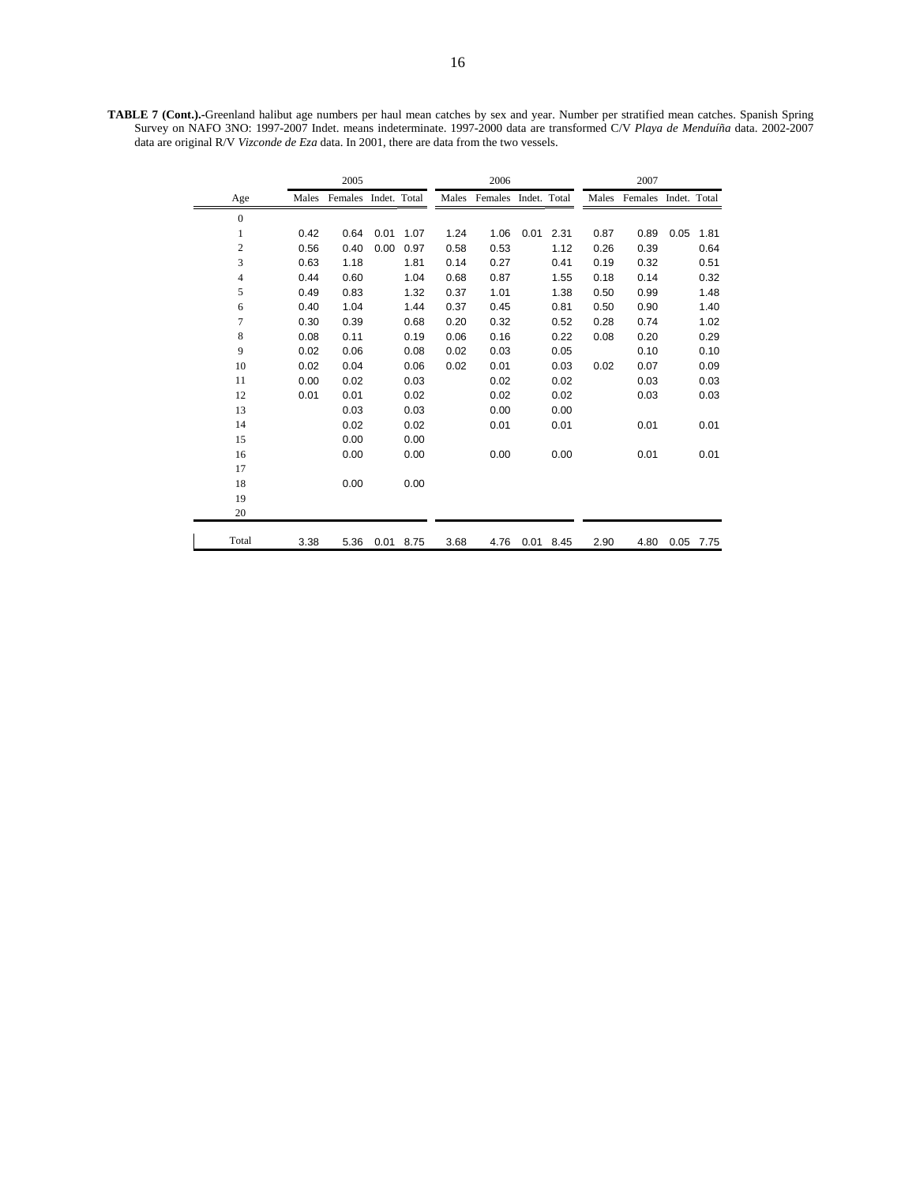**TABLE 7 (Cont.).-**Greenland halibut age numbers per haul mean catches by sex and year. Number per stratified mean catches. Spanish Spring Survey on NAFO 3NO: 1997-2007 Indet. means indeterminate. 1997-2000 data are transformed C/V *Playa de Menduíña* data. 2002-2007 data are original R/V *Vizconde de Eza* data. In 2001, there are data from the two vessels.

| | 2005 | | | | 2006 | | | | 2007 | | | |
|---|---|---|---|---|---|---|---|---|---|---|---|---|
| Age | Males | Females | Indet. | Total | Males | Females | Indet. | Total | Males | Females | Indet. | Total |
| 0 | | | | | | | | | | | | |
| 1 | 0.42 | 0.64 | 0.01 | 1.07 | 1.24 | 1.06 | 0.01 | 2.31 | 0.87 | 0.89 | 0.05 | 1.81 |
| 2 | 0.56 | 0.40 | 0.00 | 0.97 | 0.58 | 0.53 | | 1.12 | 0.26 | 0.39 | | 0.64 |
| 3 | 0.63 | 1.18 | | 1.81 | 0.14 | 0.27 | | 0.41 | 0.19 | 0.32 | | 0.51 |
| 4 | 0.44 | 0.60 | | 1.04 | 0.68 | 0.87 | | 1.55 | 0.18 | 0.14 | | 0.32 |
| 5 | 0.49 | 0.83 | | 1.32 | 0.37 | 1.01 | | 1.38 | 0.50 | 0.99 | | 1.48 |
| 6 | 0.40 | 1.04 | | 1.44 | 0.37 | 0.45 | | 0.81 | 0.50 | 0.90 | | 1.40 |
| 7 | 0.30 | 0.39 | | 0.68 | 0.20 | 0.32 | | 0.52 | 0.28 | 0.74 | | 1.02 |
| 8 | 0.08 | 0.11 | | 0.19 | 0.06 | 0.16 | | 0.22 | 0.08 | 0.20 | | 0.29 |
| 9 | 0.02 | 0.06 | | 0.08 | 0.02 | 0.03 | | 0.05 | | 0.10 | | 0.10 |
| 10 | 0.02 | 0.04 | | 0.06 | 0.02 | 0.01 | | 0.03 | 0.02 | 0.07 | | 0.09 |
| 11 | 0.00 | 0.02 | | 0.03 | | 0.02 | | 0.02 | | 0.03 | | 0.03 |
| 12 | 0.01 | 0.01 | | 0.02 | | 0.02 | | 0.02 | | 0.03 | | 0.03 |
| 13 | | 0.03 | | 0.03 | | 0.00 | | 0.00 | | | | |
| 14 | | 0.02 | | 0.02 | | 0.01 | | 0.01 | | 0.01 | | 0.01 |
| 15 | | 0.00 | | 0.00 | | | | | | | | |
| 16 | | 0.00 | | 0.00 | | 0.00 | | 0.00 | | 0.01 | | 0.01 |
| 17 | | | | | | | | | | | | |
| 18 | | 0.00 | | 0.00 | | | | | | | | |
| 19 | | | | | | | | | | | | |
| 20 | | | | | | | | | | | | |
| Total | 3.38 | 5.36 | 0.01 | 8.75 | 3.68 | 4.76 | 0.01 | 8.45 | 2.90 | 4.80 | 0.05 | 7.75 |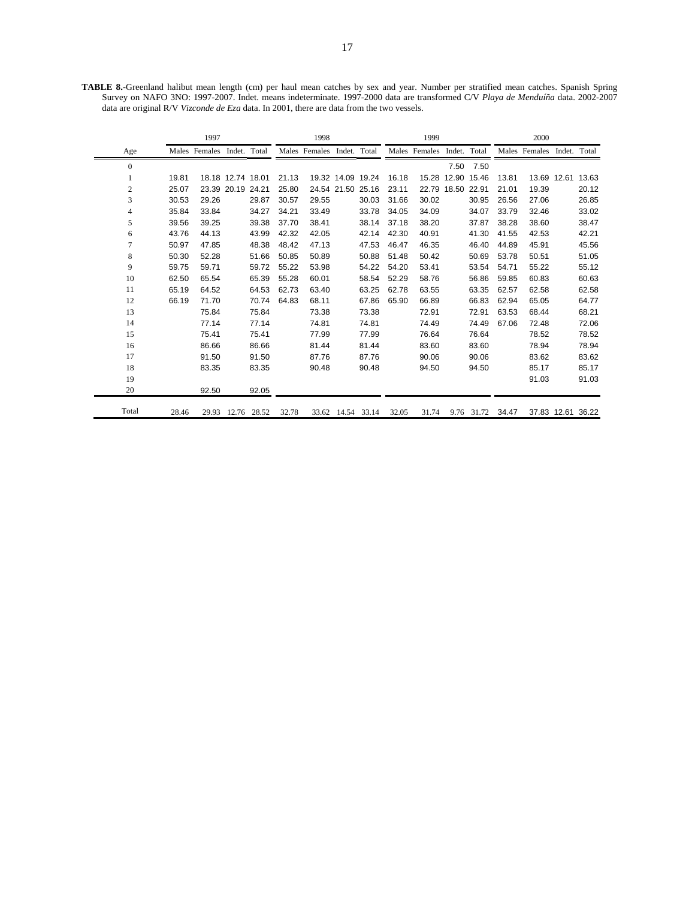**TABLE 8.-**Greenland halibut mean length (cm) per haul mean catches by sex and year. Number per stratified mean catches. Spanish Spring Survey on NAFO 3NO: 1997-2007. Indet. means indeterminate. 1997-2000 data are transformed C/V *Playa de Menduíña* data. 2002-2007 data are original R/V *Vizconde de Eza* data. In 2001, there are data from the two vessels.

| | 1997 | | | | 1998 | | | | 1999 | | | | 2000 | | | |
|---|---|---|---|---|---|---|---|---|---|---|---|---|---|---|---|---|
| Age | Males | Females | Indet. | Total | Males | Females | Indet. | Total | Males | Females | Indet. | Total | Males | Females | Indet. | Total |
| 0 | | | | | | | | | | | 7.50 | 7.50 | | | | |
| 1 | 19.81 | 18.18 | 12.74 | 18.01 | 21.13 | 19.32 | 14.09 | 19.24 | 16.18 | 15.28 | 12.90 | 15.46 | 13.81 | 13.69 | 12.61 | 13.63 |
| 2 | 25.07 | 23.39 | 20.19 | 24.21 | 25.80 | 24.54 | 21.50 | 25.16 | 23.11 | 22.79 | 18.50 | 22.91 | 21.01 | 19.39 | | 20.12 |
| 3 | 30.53 | 29.26 | | 29.87 | 30.57 | 29.55 | | 30.03 | 31.66 | 30.02 | | 30.95 | 26.56 | 27.06 | | 26.85 |
| 4 | 35.84 | 33.84 | | 34.27 | 34.21 | 33.49 | | 33.78 | 34.05 | 34.09 | | 34.07 | 33.79 | 32.46 | | 33.02 |
| 5 | 39.56 | 39.25 | | 39.38 | 37.70 | 38.41 | | 38.14 | 37.18 | 38.20 | | 37.87 | 38.28 | 38.60 | | 38.47 |
| 6 | 43.76 | 44.13 | | 43.99 | 42.32 | 42.05 | | 42.14 | 42.30 | 40.91 | | 41.30 | 41.55 | 42.53 | | 42.21 |
| 7 | 50.97 | 47.85 | | 48.38 | 48.42 | 47.13 | | 47.53 | 46.47 | 46.35 | | 46.40 | 44.89 | 45.91 | | 45.56 |
| 8 | 50.30 | 52.28 | | 51.66 | 50.85 | 50.89 | | 50.88 | 51.48 | 50.42 | | 50.69 | 53.78 | 50.51 | | 51.05 |
| 9 | 59.75 | 59.71 | | 59.72 | 55.22 | 53.98 | | 54.22 | 54.20 | 53.41 | | 53.54 | 54.71 | 55.22 | | 55.12 |
| 10 | 62.50 | 65.54 | | 65.39 | 55.28 | 60.01 | | 58.54 | 52.29 | 58.76 | | 56.86 | 59.85 | 60.83 | | 60.63 |
| 11 | 65.19 | 64.52 | | 64.53 | 62.73 | 63.40 | | 63.25 | 62.78 | 63.55 | | 63.35 | 62.57 | 62.58 | | 62.58 |
| 12 | 66.19 | 71.70 | | 70.74 | 64.83 | 68.11 | | 67.86 | 65.90 | 66.89 | | 66.83 | 62.94 | 65.05 | | 64.77 |
| 13 | | 75.84 | | 75.84 | | 73.38 | | 73.38 | | 72.91 | | 72.91 | 63.53 | 68.44 | | 68.21 |
| 14 | | 77.14 | | 77.14 | | 74.81 | | 74.81 | | 74.49 | | 74.49 | 67.06 | 72.48 | | 72.06 |
| 15 | | 75.41 | | 75.41 | | 77.99 | | 77.99 | | 76.64 | | 76.64 | | 78.52 | | 78.52 |
| 16 | | 86.66 | | 86.66 | | 81.44 | | 81.44 | | 83.60 | | 83.60 | | 78.94 | | 78.94 |
| 17 | | 91.50 | | 91.50 | | 87.76 | | 87.76 | | 90.06 | | 90.06 | | 83.62 | | 83.62 |
| 18 | | 83.35 | | 83.35 | | 90.48 | | 90.48 | | 94.50 | | 94.50 | | 85.17 | | 85.17 |
| 19 | | | | | | | | | | | | | | 91.03 | | 91.03 |
| 20 | | 92.50 | | 92.05 | | | | | | | | | | | | |
| Total | 28.46 | 29.93 | 12.76 | 28.52 | 32.78 | 33.62 | 14.54 | 33.14 | 32.05 | 31.74 | 9.76 | 31.72 | 34.47 | 37.83 | 12.61 | 36.22 |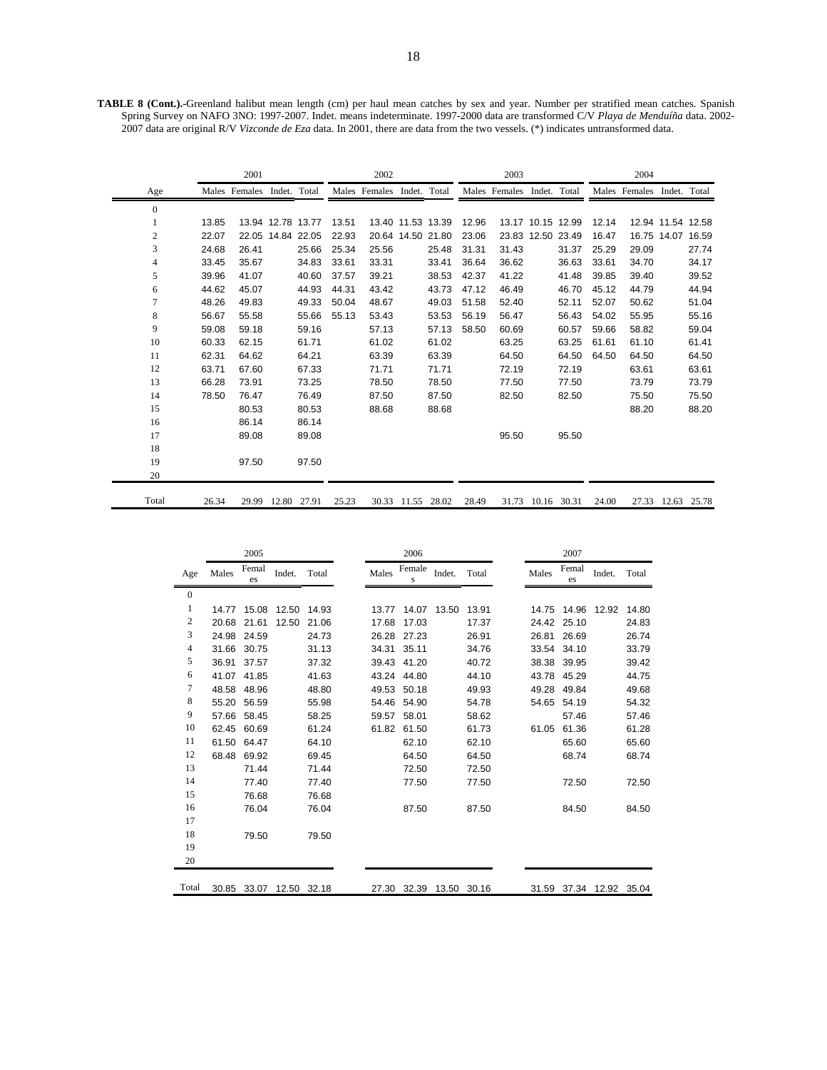**TABLE 8 (Cont.).**-Greenland halibut mean length (cm) per haul mean catches by sex and year. Number per stratified mean catches. Spanish Spring Survey on NAFO 3NO: 1997-2007. Indet. means indeterminate. 1997-2000 data are transformed C/V *Playa de Menduíña* data. 2002-2007 data are original R/V *Vizconde de Eza* data. In 2001, there are data from the two vessels. (*) indicates untransformed data.

| Age | 2001 | | | | 2002 | | | | 2003 | | | | 2004 | | | |
|---|---|---|---|---|---|---|---|---|---|---|---|---|---|---|---|---|
| | Males | Females | Indet. | Total | Males | Females | Indet. | Total | Males | Females | Indet. | Total | Males | Females | Indet. | Total |
| 0 | | | | | | | | | | | | | | | | |
| 1 | 13.85 | 13.94 | 12.78 | 13.77 | 13.51 | 13.40 | 11.53 | 13.39 | 12.96 | 13.17 | 10.15 | 12.99 | 12.14 | 12.94 | 11.54 | 12.58 |
| 2 | 22.07 | 22.05 | 14.84 | 22.05 | 22.93 | 20.64 | 14.50 | 21.80 | 23.06 | 23.83 | 12.50 | 23.49 | 16.47 | 16.75 | 14.07 | 16.59 |
| 3 | 24.68 | 26.41 | | 25.66 | 25.34 | 25.56 | | 25.48 | 31.31 | 31.43 | | 31.37 | 25.29 | 29.09 | | 27.74 |
| 4 | 33.45 | 35.67 | | 34.83 | 33.61 | 33.31 | | 33.41 | 36.64 | 36.62 | | 36.63 | 33.61 | 34.70 | | 34.17 |
| 5 | 39.96 | 41.07 | | 40.60 | 37.57 | 39.21 | | 38.53 | 42.37 | 41.22 | | 41.48 | 39.85 | 39.40 | | 39.52 |
| 6 | 44.62 | 45.07 | | 44.93 | 44.31 | 43.42 | | 43.73 | 47.12 | 46.49 | | 46.70 | 45.12 | 44.79 | | 44.94 |
| 7 | 48.26 | 49.83 | | 49.33 | 50.04 | 48.67 | | 49.03 | 51.58 | 52.40 | | 52.11 | 52.07 | 50.62 | | 51.04 |
| 8 | 56.67 | 55.58 | | 55.66 | 55.13 | 53.43 | | 53.53 | 56.19 | 56.47 | | 56.43 | 54.02 | 55.95 | | 55.16 |
| 9 | 59.08 | 59.18 | | 59.16 | | 57.13 | | 57.13 | 58.50 | 60.69 | | 60.57 | 59.66 | 58.82 | | 59.04 |
| 10 | 60.33 | 62.15 | | 61.71 | | 61.02 | | 61.02 | | 63.25 | | 63.25 | 61.61 | 61.10 | | 61.41 |
| 11 | 62.31 | 64.62 | | 64.21 | | 63.39 | | 63.39 | | 64.50 | | 64.50 | 64.50 | 64.50 | | 64.50 |
| 12 | 63.71 | 67.60 | | 67.33 | | 71.71 | | 71.71 | | 72.19 | | 72.19 | | 63.61 | | 63.61 |
| 13 | 66.28 | 73.91 | | 73.25 | | 78.50 | | 78.50 | | 77.50 | | 77.50 | | 73.79 | | 73.79 |
| 14 | 78.50 | 76.47 | | 76.49 | | 87.50 | | 87.50 | | 82.50 | | 82.50 | | 75.50 | | 75.50 |
| 15 | | 80.53 | | 80.53 | | 88.68 | | 88.68 | | | | | | 88.20 | | 88.20 |
| 16 | | 86.14 | | 86.14 | | | | | | | | | | | | |
| 17 | | 89.08 | | 89.08 | | | | | | 95.50 | | 95.50 | | | | |
| 18 | | | | | | | | | | | | | | | | |
| 19 | | 97.50 | | 97.50 | | | | | | | | | | | | |
| 20 | | | | | | | | | | | | | | | | |
| Total | 26.34 | 29.99 | 12.80 | 27.91 | 25.23 | 30.33 | 11.55 | 28.02 | 28.49 | 31.73 | 10.16 | 30.31 | 24.00 | 27.33 | 12.63 | 25.78 |

| Age | 2005 | | | | 2006 | | | | 2007 | | | |
|---|---|---|---|---|---|---|---|---|---|---|---|---|
| | Males | Females | Indet. | Total | Males | Females | Indet. | Total | Males | Females | Indet. | Total |
| 0 | | | | | | | | | | | | |
| 1 | 14.77 | 15.08 | 12.50 | 14.93 | 13.77 | 14.07 | 13.50 | 13.91 | 14.75 | 14.96 | 12.92 | 14.80 |
| 2 | 20.68 | 21.61 | 12.50 | 21.06 | 17.68 | 17.03 | | 17.37 | 24.42 | 25.10 | | 24.83 |
| 3 | 24.98 | 24.59 | | 24.73 | 26.28 | 27.23 | | 26.91 | 26.81 | 26.69 | | 26.74 |
| 4 | 31.66 | 30.75 | | 31.13 | 34.31 | 35.11 | | 34.76 | 33.54 | 34.10 | | 33.79 |
| 5 | 36.91 | 37.57 | | 37.32 | 39.43 | 41.20 | | 40.72 | 38.38 | 39.95 | | 39.42 |
| 6 | 41.07 | 41.85 | | 41.63 | 43.24 | 44.80 | | 44.10 | 43.78 | 45.29 | | 44.75 |
| 7 | 48.58 | 48.96 | | 48.80 | 49.53 | 50.18 | | 49.93 | 49.28 | 49.84 | | 49.68 |
| 8 | 55.20 | 56.59 | | 55.98 | 54.46 | 54.90 | | 54.78 | 54.65 | 54.19 | | 54.32 |
| 9 | 57.66 | 58.45 | | 58.25 | 59.57 | 58.01 | | 58.62 | | 57.46 | | 57.46 |
| 10 | 62.45 | 60.69 | | 61.24 | 61.82 | 61.50 | | 61.73 | 61.05 | 61.36 | | 61.28 |
| 11 | 61.50 | 64.47 | | 64.10 | | 62.10 | | 62.10 | | 65.60 | | 65.60 |
| 12 | 68.48 | 69.92 | | 69.45 | | 64.50 | | 64.50 | | 68.74 | | 68.74 |
| 13 | | 71.44 | | 71.44 | | 72.50 | | 72.50 | | | | |
| 14 | | 77.40 | | 77.40 | | 77.50 | | 77.50 | | 72.50 | | 72.50 |
| 15 | | 76.68 | | 76.68 | | | | | | | | |
| 16 | | 76.04 | | 76.04 | | 87.50 | | 87.50 | | 84.50 | | 84.50 |
| 17 | | | | | | | | | | | | |
| 18 | | 79.50 | | 79.50 | | | | | | | | |
| 19 | | | | | | | | | | | | |
| 20 | | | | | | | | | | | | |
| Total | 30.85 | 33.07 | 12.50 | 32.18 | 27.30 | 32.39 | 13.50 | 30.16 | 31.59 | 37.34 | 12.92 | 35.04 |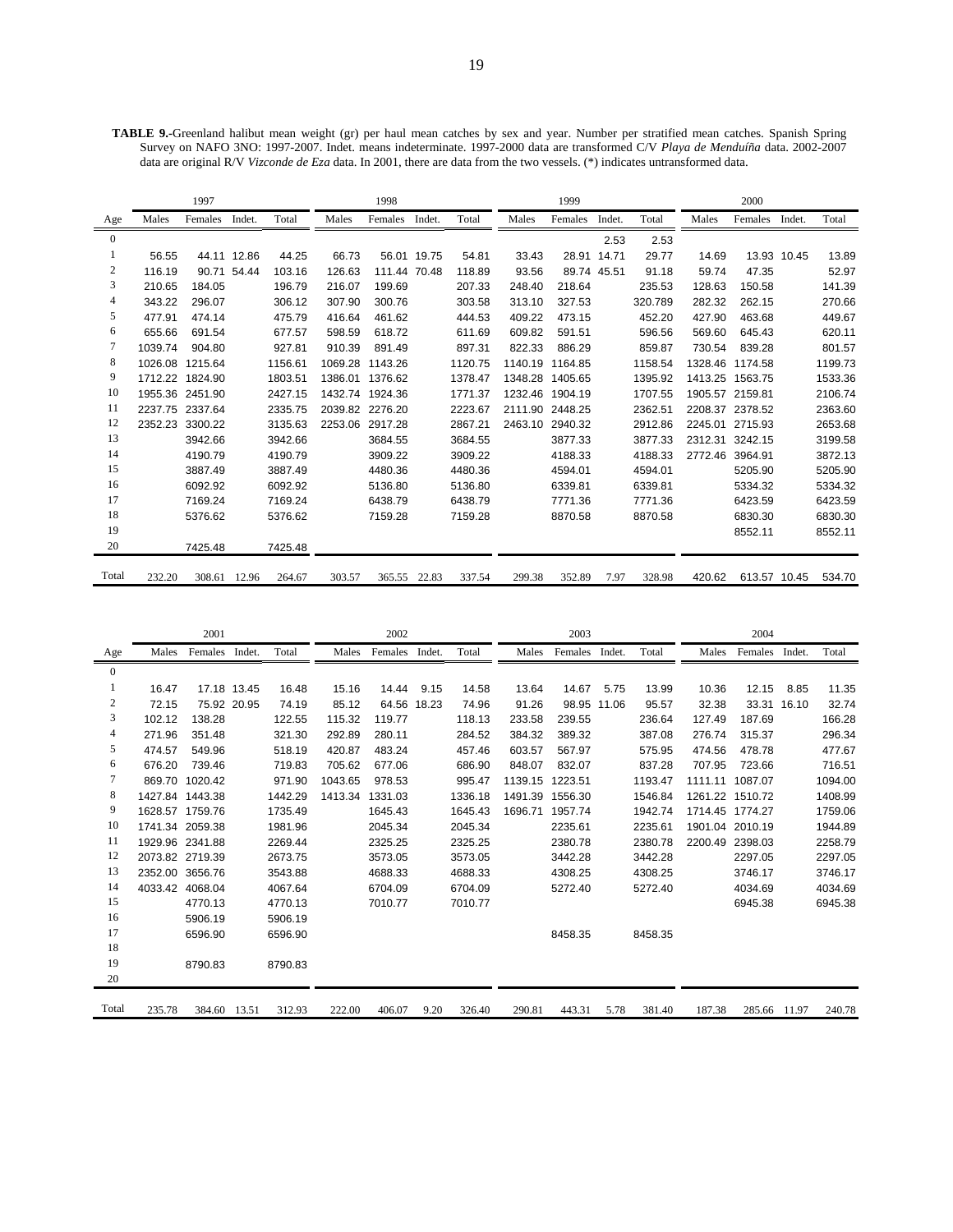**TABLE 9.**-Greenland halibut mean weight (gr) per haul mean catches by sex and year. Number per stratified mean catches. Spanish Spring Survey on NAFO 3NO: 1997-2007. Indet. means indeterminate. 1997-2000 data are transformed C/V *Playa de Menduíña* data. 2002-2007 data are original R/V *Vizconde de Eza* data. In 2001, there are data from the two vessels. (*) indicates untransformed data.

| | 1997 | | | | 1998 | | | | 1999 | | | | 2000 | | | |
|---|---|---|---|---|---|---|---|---|---|---|---|---|---|---|---|---|
| Age | Males | Females | Indet. | Total | Males | Females | Indet. | Total | Males | Females | Indet. | Total | Males | Females | Indet. | Total |
| 0 | | | | | | | | | | | 2.53 | 2.53 | | | | |
| 1 | 56.55 | 44.11 | 12.86 | 44.25 | 66.73 | 56.01 | 19.75 | 54.81 | 33.43 | 28.91 | 14.71 | 29.77 | 14.69 | 13.93 | 10.45 | 13.89 |
| 2 | 116.19 | 90.71 | 54.44 | 103.16 | 126.63 | 111.44 | 70.48 | 118.89 | 93.56 | 89.74 | 45.51 | 91.18 | 59.74 | 47.35 | | 52.97 |
| 3 | 210.65 | 184.05 | | 196.79 | 216.07 | 199.69 | | 207.33 | 248.40 | 218.64 | | 235.53 | 128.63 | 150.58 | | 141.39 |
| 4 | 343.22 | 296.07 | | 306.12 | 307.90 | 300.76 | | 303.58 | 313.10 | 327.53 | | 320.789 | 282.32 | 262.15 | | 270.66 |
| 5 | 477.91 | 474.14 | | 475.79 | 416.64 | 461.62 | | 444.53 | 409.22 | 473.15 | | 452.20 | 427.90 | 463.68 | | 449.67 |
| 6 | 655.66 | 691.54 | | 677.57 | 598.59 | 618.72 | | 611.69 | 609.82 | 591.51 | | 596.56 | 569.60 | 645.43 | | 620.11 |
| 7 | 1039.74 | 904.80 | | 927.81 | 910.39 | 891.49 | | 897.31 | 822.33 | 886.29 | | 859.87 | 730.54 | 839.28 | | 801.57 |
| 8 | 1026.08 | 1215.64 | | 1156.61 | 1069.28 | 1143.26 | | 1120.75 | 1140.19 | 1164.85 | | 1158.54 | 1328.46 | 1174.58 | | 1199.73 |
| 9 | 1712.22 | 1824.90 | | 1803.51 | 1386.01 | 1376.62 | | 1378.47 | 1348.28 | 1405.65 | | 1395.92 | 1413.25 | 1563.75 | | 1533.36 |
| 10 | 1955.36 | 2451.90 | | 2427.15 | 1432.74 | 1924.36 | | 1771.37 | 1232.46 | 1904.19 | | 1707.55 | 1905.57 | 2159.81 | | 2106.74 |
| 11 | 2237.75 | 2337.64 | | 2335.75 | 2039.82 | 2276.20 | | 2223.67 | 2111.90 | 2448.25 | | 2362.51 | 2208.37 | 2378.52 | | 2363.60 |
| 12 | 2352.23 | 3300.22 | | 3135.63 | 2253.06 | 2917.28 | | 2867.21 | 2463.10 | 2940.32 | | 2912.86 | 2245.01 | 2715.93 | | 2653.68 |
| 13 | | 3942.66 | | 3942.66 | | 3684.55 | | 3684.55 | | 3877.33 | | 3877.33 | 2312.31 | 3242.15 | | 3199.58 |
| 14 | | 4190.79 | | 4190.79 | | 3909.22 | | 3909.22 | | 4188.33 | | 4188.33 | 2772.46 | 3964.91 | | 3872.13 |
| 15 | | 3887.49 | | 3887.49 | | 4480.36 | | 4480.36 | | 4594.01 | | 4594.01 | | 5205.90 | | 5205.90 |
| 16 | | 6092.92 | | 6092.92 | | 5136.80 | | 5136.80 | | 6339.81 | | 6339.81 | | 5334.32 | | 5334.32 |
| 17 | | 7169.24 | | 7169.24 | | 6438.79 | | 6438.79 | | 7771.36 | | 7771.36 | | 6423.59 | | 6423.59 |
| 18 | | 5376.62 | | 5376.62 | | 7159.28 | | 7159.28 | | 8870.58 | | 8870.58 | | 6830.30 | | 6830.30 |
| 19 | | | | | | | | | | | | | | 8552.11 | | 8552.11 |
| 20 | | 7425.48 | | 7425.48 | | | | | | | | | | | | |
| Total | 232.20 | 308.61 | 12.96 | 264.67 | 303.57 | 365.55 | 22.83 | 337.54 | 299.38 | 352.89 | 7.97 | 328.98 | 420.62 | 613.57 | 10.45 | 534.70 |

| | 2001 | | | | 2002 | | | | 2003 | | | | 2004 | | | |
|---|---|---|---|---|---|---|---|---|---|---|---|---|---|---|---|---|
| Age | Males | Females | Indet. | Total | Males | Females | Indet. | Total | Males | Females | Indet. | Total | Males | Females | Indet. | Total |
| 0 | | | | | | | | | | | | | | | | |
| 1 | 16.47 | 17.18 | 13.45 | 16.48 | 15.16 | 14.44 | 9.15 | 14.58 | 13.64 | 14.67 | 5.75 | 13.99 | 10.36 | 12.15 | 8.85 | 11.35 |
| 2 | 72.15 | 75.92 | 20.95 | 74.19 | 85.12 | 64.56 | 18.23 | 74.96 | 91.26 | 98.95 | 11.06 | 95.57 | 32.38 | 33.31 | 16.10 | 32.74 |
| 3 | 102.12 | 138.28 | | 122.55 | 115.32 | 119.77 | | 118.13 | 233.58 | 239.55 | | 236.64 | 127.49 | 187.69 | | 166.28 |
| 4 | 271.96 | 351.48 | | 321.30 | 292.89 | 280.11 | | 284.52 | 384.32 | 389.32 | | 387.08 | 276.74 | 315.37 | | 296.34 |
| 5 | 474.57 | 549.96 | | 518.19 | 420.87 | 483.24 | | 457.46 | 603.57 | 567.97 | | 575.95 | 474.56 | 478.78 | | 477.67 |
| 6 | 676.20 | 739.46 | | 719.83 | 705.62 | 677.06 | | 686.90 | 848.07 | 832.07 | | 837.28 | 707.95 | 723.66 | | 716.51 |
| 7 | 869.70 | 1020.42 | | 971.90 | 1043.65 | 978.53 | | 995.47 | 1139.15 | 1223.51 | | 1193.47 | 1111.11 | 1087.07 | | 1094.00 |
| 8 | 1427.84 | 1443.38 | | 1442.29 | 1413.34 | 1331.03 | | 1336.18 | 1491.39 | 1556.30 | | 1546.84 | 1261.22 | 1510.72 | | 1408.99 |
| 9 | 1628.57 | 1759.76 | | 1735.49 | | 1645.43 | | 1645.43 | 1696.71 | 1957.74 | | 1942.74 | 1714.45 | 1774.27 | | 1759.06 |
| 10 | 1741.34 | 2059.38 | | 1981.96 | | 2045.34 | | 2045.34 | | 2235.61 | | 2235.61 | 1901.04 | 2010.19 | | 1944.89 |
| 11 | 1929.96 | 2341.88 | | 2269.44 | | 2325.25 | | 2325.25 | | 2380.78 | | 2380.78 | 2200.49 | 2398.03 | | 2258.79 |
| 12 | 2073.82 | 2719.39 | | 2673.75 | | 3573.05 | | 3573.05 | | 3442.28 | | 3442.28 | | 2297.05 | | 2297.05 |
| 13 | 2352.00 | 3656.76 | | 3543.88 | | 4688.33 | | 4688.33 | | 4308.25 | | 4308.25 | | 3746.17 | | 3746.17 |
| 14 | 4033.42 | 4068.04 | | 4067.64 | | 6704.09 | | 6704.09 | | 5272.40 | | 5272.40 | | 4034.69 | | 4034.69 |
| 15 | | 4770.13 | | 4770.13 | | 7010.77 | | 7010.77 | | | | | | 6945.38 | | 6945.38 |
| 16 | | 5906.19 | | 5906.19 | | | | | | | | | | | | |
| 17 | | 6596.90 | | 6596.90 | | | | | | 8458.35 | | 8458.35 | | | | |
| 18 | | | | | | | | | | | | | | | | |
| 19 | | 8790.83 | | 8790.83 | | | | | | | | | | | | |
| 20 | | | | | | | | | | | | | | | | |
| Total | 235.78 | 384.60 | 13.51 | 312.93 | 222.00 | 406.07 | 9.20 | 326.40 | 290.81 | 443.31 | 5.78 | 381.40 | 187.38 | 285.66 | 11.97 | 240.78 |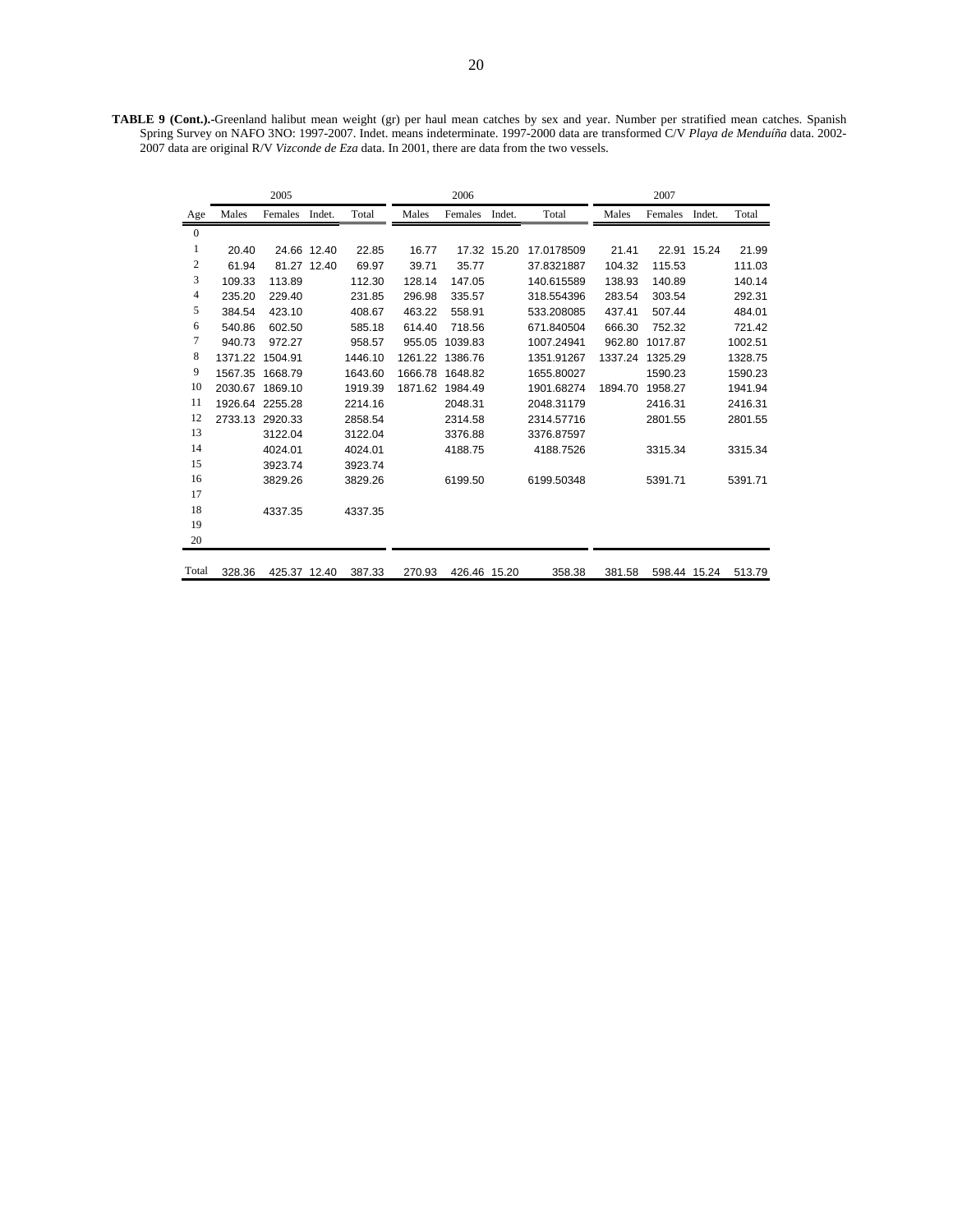**TABLE 9 (Cont.).-**Greenland halibut mean weight (gr) per haul mean catches by sex and year. Number per stratified mean catches. Spanish Spring Survey on NAFO 3NO: 1997-2007. Indet. means indeterminate. 1997-2000 data are transformed C/V *Playa de Menduíña* data. 2002-2007 data are original R/V *Vizconde de Eza* data. In 2001, there are data from the two vessels.

| | 2005 | | | | 2006 | | | | 2007 | | | |
|---|---|---|---|---|---|---|---|---|---|---|---|---|
| Age | Males | Females | Indet. | Total | Males | Females | Indet. | Total | Males | Females | Indet. | Total |
| 0 | | | | | | | | | | | | |
| 1 | 20.40 | 24.66 | 12.40 | 22.85 | 16.77 | 17.32 | 15.20 | 17.0178509 | 21.41 | 22.91 | 15.24 | 21.99 |
| 2 | 61.94 | 81.27 | 12.40 | 69.97 | 39.71 | 35.77 | | 37.8321887 | 104.32 | 115.53 | | 111.03 |
| 3 | 109.33 | 113.89 | | 112.30 | 128.14 | 147.05 | | 140.615589 | 138.93 | 140.89 | | 140.14 |
| 4 | 235.20 | 229.40 | | 231.85 | 296.98 | 335.57 | | 318.554396 | 283.54 | 303.54 | | 292.31 |
| 5 | 384.54 | 423.10 | | 408.67 | 463.22 | 558.91 | | 533.208085 | 437.41 | 507.44 | | 484.01 |
| 6 | 540.86 | 602.50 | | 585.18 | 614.40 | 718.56 | | 671.840504 | 666.30 | 752.32 | | 721.42 |
| 7 | 940.73 | 972.27 | | 958.57 | 955.05 | 1039.83 | | 1007.24941 | 962.80 | 1017.87 | | 1002.51 |
| 8 | 1371.22 | 1504.91 | | 1446.10 | 1261.22 | 1386.76 | | 1351.91267 | 1337.24 | 1325.29 | | 1328.75 |
| 9 | 1567.35 | 1668.79 | | 1643.60 | 1666.78 | 1648.82 | | 1655.80027 | | 1590.23 | | 1590.23 |
| 10 | 2030.67 | 1869.10 | | 1919.39 | 1871.62 | 1984.49 | | 1901.68274 | 1894.70 | 1958.27 | | 1941.94 |
| 11 | 1926.64 | 2255.28 | | 2214.16 | | 2048.31 | | 2048.31179 | | 2416.31 | | 2416.31 |
| 12 | 2733.13 | 2920.33 | | 2858.54 | | 2314.58 | | 2314.57716 | | 2801.55 | | 2801.55 |
| 13 | | 3122.04 | | 3122.04 | | 3376.88 | | 3376.87597 | | | | |
| 14 | | 4024.01 | | 4024.01 | | 4188.75 | | 4188.7526 | | 3315.34 | | 3315.34 |
| 15 | | 3923.74 | | 3923.74 | | | | | | | | |
| 16 | | 3829.26 | | 3829.26 | | 6199.50 | | 6199.50348 | | 5391.71 | | 5391.71 |
| 17 | | | | | | | | | | | | |
| 18 | | 4337.35 | | 4337.35 | | | | | | | | |
| 19 | | | | | | | | | | | | |
| 20 | | | | | | | | | | | | |
| Total | 328.36 | 425.37 | 12.40 | 387.33 | 270.93 | 426.46 | 15.20 | 358.38 | 381.58 | 598.44 | 15.24 | 513.79 |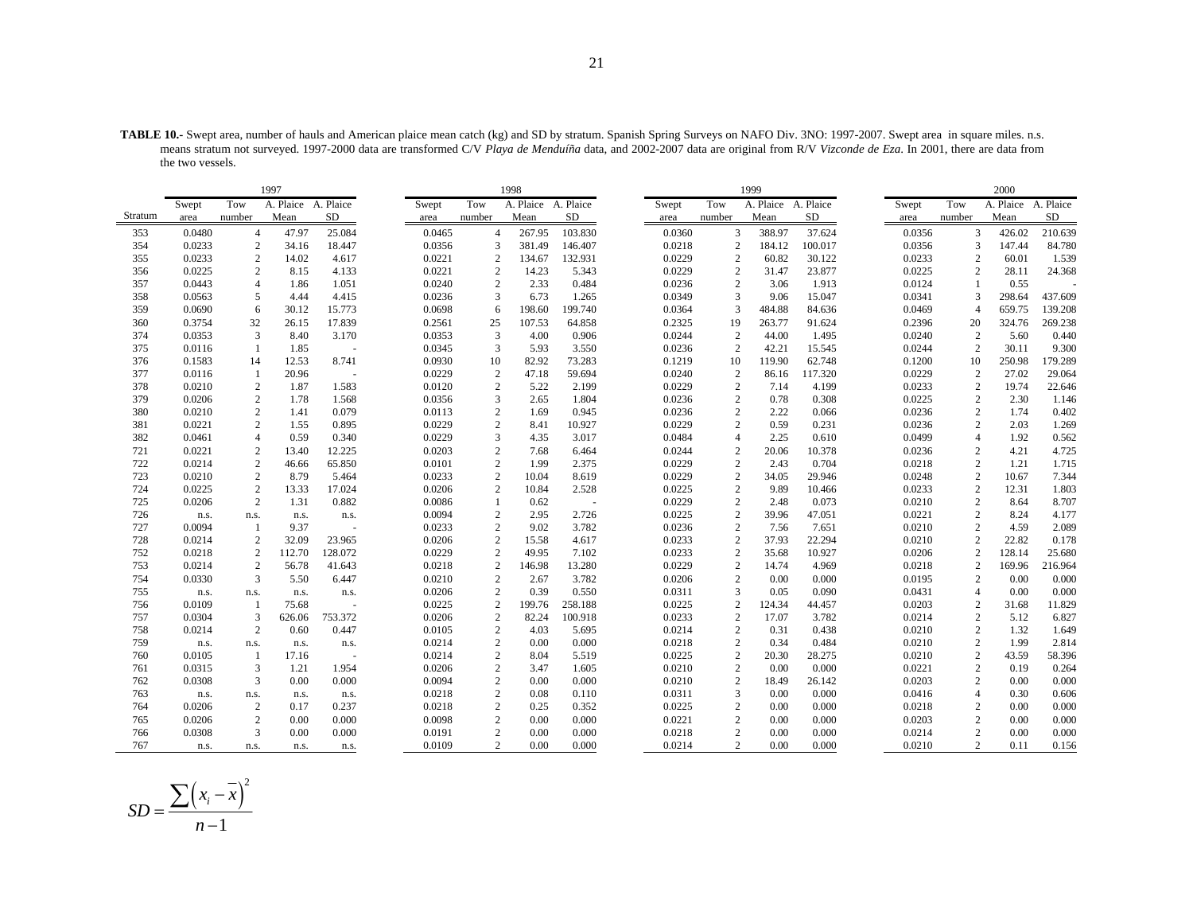**TABLE 10.-** Swept area, number of hauls and American plaice mean catch (kg) and SD by stratum. Spanish Spring Surveys on NAFO Div. 3NO: 1997-2007. Swept area in square miles. n.s. means stratum not surveyed. 1997-2000 data are transformed C/V *Playa de Menduíña* data, and 2002-2007 data are original from R/V *Vizconde de Eza*. In 2001, there are data from the two vessels.

| | 1997 | | | | 1998 | | | | 1999 | | | | 2000 | | | |
|---|---|---|---|---|---|---|---|---|---|---|---|---|---|---|---|---|
| Stratum | Swept area | Tow number | A. Plaice Mean | A. Plaice SD | Swept area | Tow number | A. Plaice Mean | A. Plaice SD | Swept area | Tow number | A. Plaice Mean | A. Plaice SD | Swept area | Tow number | A. Plaice Mean | A. Plaice SD |
| 353 | 0.0480 | 4 | 47.97 | 25.084 | 0.0465 | 4 | 267.95 | 103.830 | 0.0360 | 3 | 388.97 | 37.624 | 0.0356 | 3 | 426.02 | 210.639 |
| 354 | 0.0233 | 2 | 34.16 | 18.447 | 0.0356 | 3 | 381.49 | 146.407 | 0.0218 | 2 | 184.12 | 100.017 | 0.0356 | 3 | 147.44 | 84.780 |
| 355 | 0.0233 | 2 | 14.02 | 4.617 | 0.0221 | 2 | 134.67 | 132.931 | 0.0229 | 2 | 60.82 | 30.122 | 0.0233 | 2 | 60.01 | 1.539 |
| 356 | 0.0225 | 2 | 8.15 | 4.133 | 0.0221 | 2 | 14.23 | 5.343 | 0.0229 | 2 | 31.47 | 23.877 | 0.0225 | 2 | 28.11 | 24.368 |
| 357 | 0.0443 | 4 | 1.86 | 1.051 | 0.0240 | 2 | 2.33 | 0.484 | 0.0236 | 2 | 3.06 | 1.913 | 0.0124 | 1 | 0.55 | - |
| 358 | 0.0563 | 5 | 4.44 | 4.415 | 0.0236 | 3 | 6.73 | 1.265 | 0.0349 | 3 | 9.06 | 15.047 | 0.0341 | 3 | 298.64 | 437.609 |
| 359 | 0.0690 | 6 | 30.12 | 15.773 | 0.0698 | 6 | 198.60 | 199.740 | 0.0364 | 3 | 484.88 | 84.636 | 0.0469 | 4 | 659.75 | 139.208 |
| 360 | 0.3754 | 32 | 26.15 | 17.839 | 0.2561 | 25 | 107.53 | 64.858 | 0.2325 | 19 | 263.77 | 91.624 | 0.2396 | 20 | 324.76 | 269.238 |
| 374 | 0.0353 | 3 | 8.40 | 3.170 | 0.0353 | 3 | 4.00 | 0.906 | 0.0244 | 2 | 44.00 | 1.495 | 0.0240 | 2 | 5.60 | 0.440 |
| 375 | 0.0116 | 1 | 1.85 | - | 0.0345 | 3 | 5.93 | 3.550 | 0.0236 | 2 | 42.21 | 15.545 | 0.0244 | 2 | 30.11 | 9.300 |
| 376 | 0.1583 | 14 | 12.53 | 8.741 | 0.0930 | 10 | 82.92 | 73.283 | 0.1219 | 10 | 119.90 | 62.748 | 0.1200 | 10 | 250.98 | 179.289 |
| 377 | 0.0116 | 1 | 20.96 | - | 0.0229 | 2 | 47.18 | 59.694 | 0.0240 | 2 | 86.16 | 117.320 | 0.0229 | 2 | 27.02 | 29.064 |
| 378 | 0.0210 | 2 | 1.87 | 1.583 | 0.0120 | 2 | 5.22 | 2.199 | 0.0229 | 2 | 7.14 | 4.199 | 0.0233 | 2 | 19.74 | 22.646 |
| 379 | 0.0206 | 2 | 1.78 | 1.568 | 0.0356 | 3 | 2.65 | 1.804 | 0.0236 | 2 | 0.78 | 0.308 | 0.0225 | 2 | 2.30 | 1.146 |
| 380 | 0.0210 | 2 | 1.41 | 0.079 | 0.0113 | 2 | 1.69 | 0.945 | 0.0236 | 2 | 2.22 | 0.066 | 0.0236 | 2 | 1.74 | 0.402 |
| 381 | 0.0221 | 2 | 1.55 | 0.895 | 0.0229 | 2 | 8.41 | 10.927 | 0.0229 | 2 | 0.59 | 0.231 | 0.0236 | 2 | 2.03 | 1.269 |
| 382 | 0.0461 | 4 | 0.59 | 0.340 | 0.0229 | 3 | 4.35 | 3.017 | 0.0484 | 4 | 2.25 | 0.610 | 0.0499 | 4 | 1.92 | 0.562 |
| 721 | 0.0221 | 2 | 13.40 | 12.225 | 0.0203 | 2 | 7.68 | 6.464 | 0.0244 | 2 | 20.06 | 10.378 | 0.0236 | 2 | 4.21 | 4.725 |
| 722 | 0.0214 | 2 | 46.66 | 65.850 | 0.0101 | 2 | 1.99 | 2.375 | 0.0229 | 2 | 2.43 | 0.704 | 0.0218 | 2 | 1.21 | 1.715 |
| 723 | 0.0210 | 2 | 8.79 | 5.464 | 0.0233 | 2 | 10.04 | 8.619 | 0.0229 | 2 | 34.05 | 29.946 | 0.0248 | 2 | 10.67 | 7.344 |
| 724 | 0.0225 | 2 | 13.33 | 17.024 | 0.0206 | 2 | 10.84 | 2.528 | 0.0225 | 2 | 9.89 | 10.466 | 0.0233 | 2 | 12.31 | 1.803 |
| 725 | 0.0206 | 2 | 1.31 | 0.882 | 0.0086 | 1 | 0.62 | - | 0.0229 | 2 | 2.48 | 0.073 | 0.0210 | 2 | 8.64 | 8.707 |
| 726 | n.s. | n.s. | n.s. | n.s. | 0.0094 | 2 | 2.95 | 2.726 | 0.0225 | 2 | 39.96 | 47.051 | 0.0221 | 2 | 8.24 | 4.177 |
| 727 | 0.0094 | 1 | 9.37 | - | 0.0233 | 2 | 9.02 | 3.782 | 0.0236 | 2 | 7.56 | 7.651 | 0.0210 | 2 | 4.59 | 2.089 |
| 728 | 0.0214 | 2 | 32.09 | 23.965 | 0.0206 | 2 | 15.58 | 4.617 | 0.0233 | 2 | 37.93 | 22.294 | 0.0210 | 2 | 22.82 | 0.178 |
| 752 | 0.0218 | 2 | 112.70 | 128.072 | 0.0229 | 2 | 49.95 | 7.102 | 0.0233 | 2 | 35.68 | 10.927 | 0.0206 | 2 | 128.14 | 25.680 |
| 753 | 0.0214 | 2 | 56.78 | 41.643 | 0.0218 | 2 | 146.98 | 13.280 | 0.0229 | 2 | 14.74 | 4.969 | 0.0218 | 2 | 169.96 | 216.964 |
| 754 | 0.0330 | 3 | 5.50 | 6.447 | 0.0210 | 2 | 2.67 | 3.782 | 0.0206 | 2 | 0.00 | 0.000 | 0.0195 | 2 | 0.00 | 0.000 |
| 755 | n.s. | n.s. | n.s. | n.s. | 0.0206 | 2 | 0.39 | 0.550 | 0.0311 | 3 | 0.05 | 0.090 | 0.0431 | 4 | 0.00 | 0.000 |
| 756 | 0.0109 | 1 | 75.68 | - | 0.0225 | 2 | 199.76 | 258.188 | 0.0225 | 2 | 124.34 | 44.457 | 0.0203 | 2 | 31.68 | 11.829 |
| 757 | 0.0304 | 3 | 626.06 | 753.372 | 0.0206 | 2 | 82.24 | 100.918 | 0.0233 | 2 | 17.07 | 3.782 | 0.0214 | 2 | 5.12 | 6.827 |
| 758 | 0.0214 | 2 | 0.60 | 0.447 | 0.0105 | 2 | 4.03 | 5.695 | 0.0214 | 2 | 0.31 | 0.438 | 0.0210 | 2 | 1.32 | 1.649 |
| 759 | n.s. | n.s. | n.s. | n.s. | 0.0214 | 2 | 0.00 | 0.000 | 0.0218 | 2 | 0.34 | 0.484 | 0.0210 | 2 | 1.99 | 2.814 |
| 760 | 0.0105 | 1 | 17.16 | - | 0.0214 | 2 | 8.04 | 5.519 | 0.0225 | 2 | 20.30 | 28.275 | 0.0210 | 2 | 43.59 | 58.396 |
| 761 | 0.0315 | 3 | 1.21 | 1.954 | 0.0206 | 2 | 3.47 | 1.605 | 0.0210 | 2 | 0.00 | 0.000 | 0.0221 | 2 | 0.19 | 0.264 |
| 762 | 0.0308 | 3 | 0.00 | 0.000 | 0.0094 | 2 | 0.00 | 0.000 | 0.0210 | 2 | 18.49 | 26.142 | 0.0203 | 2 | 0.00 | 0.000 |
| 763 | n.s. | n.s. | n.s. | n.s. | 0.0218 | 2 | 0.08 | 0.110 | 0.0311 | 3 | 0.00 | 0.000 | 0.0416 | 4 | 0.30 | 0.606 |
| 764 | 0.0206 | 2 | 0.17 | 0.237 | 0.0218 | 2 | 0.25 | 0.352 | 0.0225 | 2 | 0.00 | 0.000 | 0.0218 | 2 | 0.00 | 0.000 |
| 765 | 0.0206 | 2 | 0.00 | 0.000 | 0.0098 | 2 | 0.00 | 0.000 | 0.0221 | 2 | 0.00 | 0.000 | 0.0203 | 2 | 0.00 | 0.000 |
| 766 | 0.0308 | 3 | 0.00 | 0.000 | 0.0191 | 2 | 0.00 | 0.000 | 0.0218 | 2 | 0.00 | 0.000 | 0.0214 | 2 | 0.00 | 0.000 |
| 767 | n.s. | n.s. | n.s. | n.s. | 0.0109 | 2 | 0.00 | 0.000 | 0.0214 | 2 | 0.00 | 0.000 | 0.0210 | 2 | 0.11 | 0.156 |

$$SD = \frac{\sum \left( x_i - \bar{x} \right)^2}{n-1}$$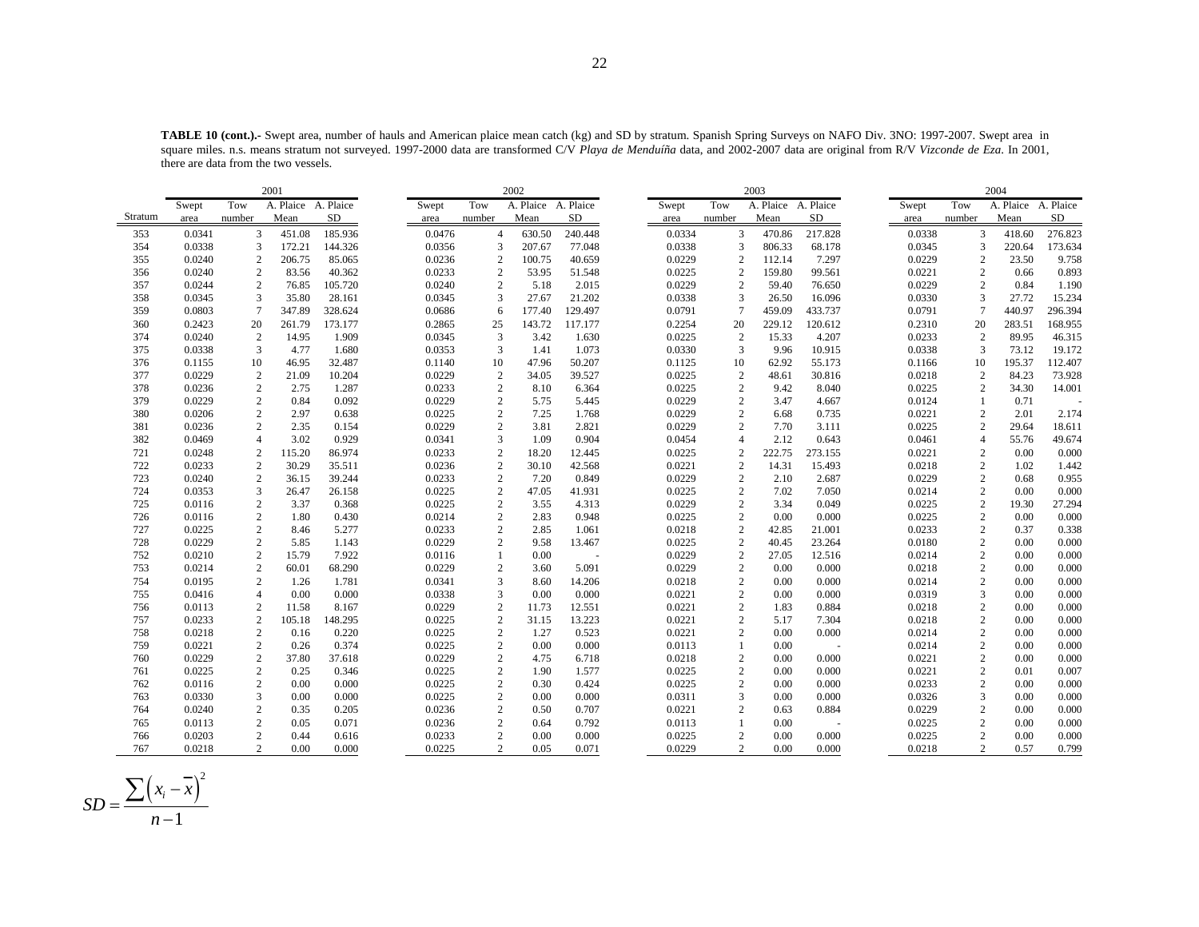**TABLE 10 (cont.).-** Swept area, number of hauls and American plaice mean catch (kg) and SD by stratum. Spanish Spring Surveys on NAFO Div. 3NO: 1997-2007. Swept area in square miles. n.s. means stratum not surveyed. 1997-2000 data are transformed C/V *Playa de Menduíña* data, and 2002-2007 data are original from R/V *Vizconde de Eza*. In 2001, there are data from the two vessels.

| | 2001 | | | | 2002 | | | | 2003 | | | | 2004 | | | |
|---|---|---|---|---|---|---|---|---|---|---|---|---|---|---|---|---|
| Stratum | Swept area | Tow number | A. Plaice Mean | A. Plaice SD | Swept area | Tow number | A. Plaice Mean | A. Plaice SD | Swept area | Tow number | A. Plaice Mean | A. Plaice SD | Swept area | Tow number | A. Plaice Mean | A. Plaice SD |
| 353 | 0.0341 | 3 | 451.08 | 185.936 | 0.0476 | 4 | 630.50 | 240.448 | 0.0334 | 3 | 470.86 | 217.828 | 0.0338 | 3 | 418.60 | 276.823 |
| 354 | 0.0338 | 3 | 172.21 | 144.326 | 0.0356 | 3 | 207.67 | 77.048 | 0.0338 | 3 | 806.33 | 68.178 | 0.0345 | 3 | 220.64 | 173.634 |
| 355 | 0.0240 | 2 | 206.75 | 85.065 | 0.0236 | 2 | 100.75 | 40.659 | 0.0229 | 2 | 112.14 | 7.297 | 0.0229 | 2 | 23.50 | 9.758 |
| 356 | 0.0240 | 2 | 83.56 | 40.362 | 0.0233 | 2 | 53.95 | 51.548 | 0.0225 | 2 | 159.80 | 99.561 | 0.0221 | 2 | 0.66 | 0.893 |
| 357 | 0.0244 | 2 | 76.85 | 105.720 | 0.0240 | 2 | 5.18 | 2.015 | 0.0229 | 2 | 59.40 | 76.650 | 0.0229 | 2 | 0.84 | 1.190 |
| 358 | 0.0345 | 3 | 35.80 | 28.161 | 0.0345 | 3 | 27.67 | 21.202 | 0.0338 | 3 | 26.50 | 16.096 | 0.0330 | 3 | 27.72 | 15.234 |
| 359 | 0.0803 | 7 | 347.89 | 328.624 | 0.0686 | 6 | 177.40 | 129.497 | 0.0791 | 7 | 459.09 | 433.737 | 0.0791 | 7 | 440.97 | 296.394 |
| 360 | 0.2423 | 20 | 261.79 | 173.177 | 0.2865 | 25 | 143.72 | 117.177 | 0.2254 | 20 | 229.12 | 120.612 | 0.2310 | 20 | 283.51 | 168.955 |
| 374 | 0.0240 | 2 | 14.95 | 1.909 | 0.0345 | 3 | 3.42 | 1.630 | 0.0225 | 2 | 15.33 | 4.207 | 0.0233 | 2 | 89.95 | 46.315 |
| 375 | 0.0338 | 3 | 4.77 | 1.680 | 0.0353 | 3 | 1.41 | 1.073 | 0.0330 | 3 | 9.96 | 10.915 | 0.0338 | 3 | 73.12 | 19.172 |
| 376 | 0.1155 | 10 | 46.95 | 32.487 | 0.1140 | 10 | 47.96 | 50.207 | 0.1125 | 10 | 62.92 | 55.173 | 0.1166 | 10 | 195.37 | 112.407 |
| 377 | 0.0229 | 2 | 21.09 | 10.204 | 0.0229 | 2 | 34.05 | 39.527 | 0.0225 | 2 | 48.61 | 30.816 | 0.0218 | 2 | 84.23 | 73.928 |
| 378 | 0.0236 | 2 | 2.75 | 1.287 | 0.0233 | 2 | 8.10 | 6.364 | 0.0225 | 2 | 9.42 | 8.040 | 0.0225 | 2 | 34.30 | 14.001 |
| 379 | 0.0229 | 2 | 0.84 | 0.092 | 0.0229 | 2 | 5.75 | 5.445 | 0.0229 | 2 | 3.47 | 4.667 | 0.0124 | 1 | 0.71 | - |
| 380 | 0.0206 | 2 | 2.97 | 0.638 | 0.0225 | 2 | 7.25 | 1.768 | 0.0229 | 2 | 6.68 | 0.735 | 0.0221 | 2 | 2.01 | 2.174 |
| 381 | 0.0236 | 2 | 2.35 | 0.154 | 0.0229 | 2 | 3.81 | 2.821 | 0.0229 | 2 | 7.70 | 3.111 | 0.0225 | 2 | 29.64 | 18.611 |
| 382 | 0.0469 | 4 | 3.02 | 0.929 | 0.0341 | 3 | 1.09 | 0.904 | 0.0454 | 4 | 2.12 | 0.643 | 0.0461 | 4 | 55.76 | 49.674 |
| 721 | 0.0248 | 2 | 115.20 | 86.974 | 0.0233 | 2 | 18.20 | 12.445 | 0.0225 | 2 | 222.75 | 273.155 | 0.0221 | 2 | 0.00 | 0.000 |
| 722 | 0.0233 | 2 | 30.29 | 35.511 | 0.0236 | 2 | 30.10 | 42.568 | 0.0221 | 2 | 14.31 | 15.493 | 0.0218 | 2 | 1.02 | 1.442 |
| 723 | 0.0240 | 2 | 36.15 | 39.244 | 0.0233 | 2 | 7.20 | 0.849 | 0.0229 | 2 | 2.10 | 2.687 | 0.0229 | 2 | 0.68 | 0.955 |
| 724 | 0.0353 | 3 | 26.47 | 26.158 | 0.0225 | 2 | 47.05 | 41.931 | 0.0225 | 2 | 7.02 | 7.050 | 0.0214 | 2 | 0.00 | 0.000 |
| 725 | 0.0116 | 2 | 3.37 | 0.368 | 0.0225 | 2 | 3.55 | 4.313 | 0.0229 | 2 | 3.34 | 0.049 | 0.0225 | 2 | 19.30 | 27.294 |
| 726 | 0.0116 | 2 | 1.80 | 0.430 | 0.0214 | 2 | 2.83 | 0.948 | 0.0225 | 2 | 0.00 | 0.000 | 0.0225 | 2 | 0.00 | 0.000 |
| 727 | 0.0225 | 2 | 8.46 | 5.277 | 0.0233 | 2 | 2.85 | 1.061 | 0.0218 | 2 | 42.85 | 21.001 | 0.0233 | 2 | 0.37 | 0.338 |
| 728 | 0.0229 | 2 | 5.85 | 1.143 | 0.0229 | 2 | 9.58 | 13.467 | 0.0225 | 2 | 40.45 | 23.264 | 0.0180 | 2 | 0.00 | 0.000 |
| 752 | 0.0210 | 2 | 15.79 | 7.922 | 0.0116 | 1 | 0.00 | - | 0.0229 | 2 | 27.05 | 12.516 | 0.0214 | 2 | 0.00 | 0.000 |
| 753 | 0.0214 | 2 | 60.01 | 68.290 | 0.0229 | 2 | 3.60 | 5.091 | 0.0229 | 2 | 0.00 | 0.000 | 0.0218 | 2 | 0.00 | 0.000 |
| 754 | 0.0195 | 2 | 1.26 | 1.781 | 0.0341 | 3 | 8.60 | 14.206 | 0.0218 | 2 | 0.00 | 0.000 | 0.0214 | 2 | 0.00 | 0.000 |
| 755 | 0.0416 | 4 | 0.00 | 0.000 | 0.0338 | 3 | 0.00 | 0.000 | 0.0221 | 2 | 0.00 | 0.000 | 0.0319 | 3 | 0.00 | 0.000 |
| 756 | 0.0113 | 2 | 11.58 | 8.167 | 0.0229 | 2 | 11.73 | 12.551 | 0.0221 | 2 | 1.83 | 0.884 | 0.0218 | 2 | 0.00 | 0.000 |
| 757 | 0.0233 | 2 | 105.18 | 148.295 | 0.0225 | 2 | 31.15 | 13.223 | 0.0221 | 2 | 5.17 | 7.304 | 0.0218 | 2 | 0.00 | 0.000 |
| 758 | 0.0218 | 2 | 0.16 | 0.220 | 0.0225 | 2 | 1.27 | 0.523 | 0.0221 | 2 | 0.00 | 0.000 | 0.0214 | 2 | 0.00 | 0.000 |
| 759 | 0.0221 | 2 | 0.26 | 0.374 | 0.0225 | 2 | 0.00 | 0.000 | 0.0113 | 1 | 0.00 | - | 0.0214 | 2 | 0.00 | 0.000 |
| 760 | 0.0229 | 2 | 37.80 | 37.618 | 0.0229 | 2 | 4.75 | 6.718 | 0.0218 | 2 | 0.00 | 0.000 | 0.0221 | 2 | 0.00 | 0.000 |
| 761 | 0.0225 | 2 | 0.25 | 0.346 | 0.0225 | 2 | 1.90 | 1.577 | 0.0225 | 2 | 0.00 | 0.000 | 0.0221 | 2 | 0.01 | 0.007 |
| 762 | 0.0116 | 2 | 0.00 | 0.000 | 0.0225 | 2 | 0.30 | 0.424 | 0.0225 | 2 | 0.00 | 0.000 | 0.0233 | 2 | 0.00 | 0.000 |
| 763 | 0.0330 | 3 | 0.00 | 0.000 | 0.0225 | 2 | 0.00 | 0.000 | 0.0311 | 3 | 0.00 | 0.000 | 0.0326 | 3 | 0.00 | 0.000 |
| 764 | 0.0240 | 2 | 0.35 | 0.205 | 0.0236 | 2 | 0.50 | 0.707 | 0.0221 | 2 | 0.63 | 0.884 | 0.0229 | 2 | 0.00 | 0.000 |
| 765 | 0.0113 | 2 | 0.05 | 0.071 | 0.0236 | 2 | 0.64 | 0.792 | 0.0113 | 1 | 0.00 | - | 0.0225 | 2 | 0.00 | 0.000 |
| 766 | 0.0203 | 2 | 0.44 | 0.616 | 0.0233 | 2 | 0.00 | 0.000 | 0.0225 | 2 | 0.00 | 0.000 | 0.0225 | 2 | 0.00 | 0.000 |
| 767 | 0.0218 | 2 | 0.00 | 0.000 | 0.0225 | 2 | 0.05 | 0.071 | 0.0229 | 2 | 0.00 | 0.000 | 0.0218 | 2 | 0.57 | 0.799 |

$$SD = \frac{\sum \left( x_i - \overline{x} \right)^2}{n-1}$$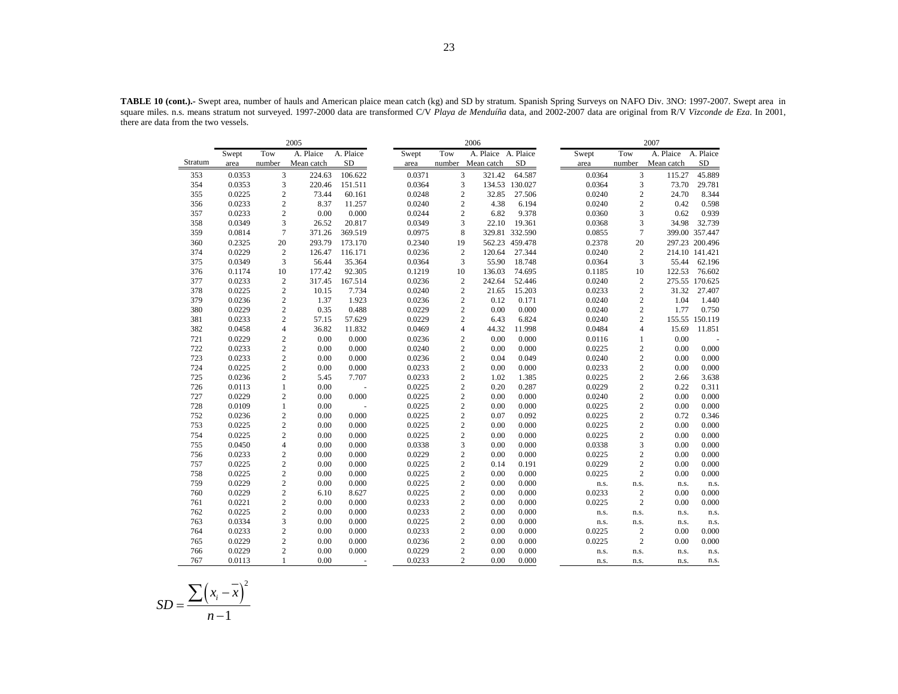**TABLE 10 (cont.).-** Swept area, number of hauls and American plaice mean catch (kg) and SD by stratum. Spanish Spring Surveys on NAFO Div. 3NO: 1997-2007. Swept area in square miles. n.s. means stratum not surveyed. 1997-2000 data are transformed C/V *Playa de Menduíña* data, and 2002-2007 data are original from R/V *Vizconde de Eza*. In 2001, there are data from the two vessels.

| | 2005 | | | | 2006 | | | | 2007 | | | |
|---|---|---|---|---|---|---|---|---|---|---|---|---|
| Stratum | Swept area | Tow number | A. Plaice Mean catch | A. Plaice SD | Swept area | Tow number | A. Plaice Mean catch | A. Plaice SD | Swept area | Tow number | A. Plaice Mean catch | A. Plaice SD |
| 353 | 0.0353 | 3 | 224.63 | 106.622 | 0.0371 | 3 | 321.42 | 64.587 | 0.0364 | 3 | 115.27 | 45.889 |
| 354 | 0.0353 | 3 | 220.46 | 151.511 | 0.0364 | 3 | 134.53 | 130.027 | 0.0364 | 3 | 73.70 | 29.781 |
| 355 | 0.0225 | 2 | 73.44 | 60.161 | 0.0248 | 2 | 32.85 | 27.506 | 0.0240 | 2 | 24.70 | 8.344 |
| 356 | 0.0233 | 2 | 8.37 | 11.257 | 0.0240 | 2 | 4.38 | 6.194 | 0.0240 | 2 | 0.42 | 0.598 |
| 357 | 0.0233 | 2 | 0.00 | 0.000 | 0.0244 | 2 | 6.82 | 9.378 | 0.0360 | 3 | 0.62 | 0.939 |
| 358 | 0.0349 | 3 | 26.52 | 20.817 | 0.0349 | 3 | 22.10 | 19.361 | 0.0368 | 3 | 34.98 | 32.739 |
| 359 | 0.0814 | 7 | 371.26 | 369.519 | 0.0975 | 8 | 329.81 | 332.590 | 0.0855 | 7 | 399.00 | 357.447 |
| 360 | 0.2325 | 20 | 293.79 | 173.170 | 0.2340 | 19 | 562.23 | 459.478 | 0.2378 | 20 | 297.23 | 200.496 |
| 374 | 0.0229 | 2 | 126.47 | 116.171 | 0.0236 | 2 | 120.64 | 27.344 | 0.0240 | 2 | 214.10 | 141.421 |
| 375 | 0.0349 | 3 | 56.44 | 35.364 | 0.0364 | 3 | 55.90 | 18.748 | 0.0364 | 3 | 55.44 | 62.196 |
| 376 | 0.1174 | 10 | 177.42 | 92.305 | 0.1219 | 10 | 136.03 | 74.695 | 0.1185 | 10 | 122.53 | 76.602 |
| 377 | 0.0233 | 2 | 317.45 | 167.514 | 0.0236 | 2 | 242.64 | 52.446 | 0.0240 | 2 | 275.55 | 170.625 |
| 378 | 0.0225 | 2 | 10.15 | 7.734 | 0.0240 | 2 | 21.65 | 15.203 | 0.0233 | 2 | 31.32 | 27.407 |
| 379 | 0.0236 | 2 | 1.37 | 1.923 | 0.0236 | 2 | 0.12 | 0.171 | 0.0240 | 2 | 1.04 | 1.440 |
| 380 | 0.0229 | 2 | 0.35 | 0.488 | 0.0229 | 2 | 0.00 | 0.000 | 0.0240 | 2 | 1.77 | 0.750 |
| 381 | 0.0233 | 2 | 57.15 | 57.629 | 0.0229 | 2 | 6.43 | 6.824 | 0.0240 | 2 | 155.55 | 150.119 |
| 382 | 0.0458 | 4 | 36.82 | 11.832 | 0.0469 | 4 | 44.32 | 11.998 | 0.0484 | 4 | 15.69 | 11.851 |
| 721 | 0.0229 | 2 | 0.00 | 0.000 | 0.0236 | 2 | 0.00 | 0.000 | 0.0116 | 1 | 0.00 | - |
| 722 | 0.0233 | 2 | 0.00 | 0.000 | 0.0240 | 2 | 0.00 | 0.000 | 0.0225 | 2 | 0.00 | 0.000 |
| 723 | 0.0233 | 2 | 0.00 | 0.000 | 0.0236 | 2 | 0.04 | 0.049 | 0.0240 | 2 | 0.00 | 0.000 |
| 724 | 0.0225 | 2 | 0.00 | 0.000 | 0.0233 | 2 | 0.00 | 0.000 | 0.0233 | 2 | 0.00 | 0.000 |
| 725 | 0.0236 | 2 | 5.45 | 7.707 | 0.0233 | 2 | 1.02 | 1.385 | 0.0225 | 2 | 2.66 | 3.638 |
| 726 | 0.0113 | 1 | 0.00 | - | 0.0225 | 2 | 0.20 | 0.287 | 0.0229 | 2 | 0.22 | 0.311 |
| 727 | 0.0229 | 2 | 0.00 | 0.000 | 0.0225 | 2 | 0.00 | 0.000 | 0.0240 | 2 | 0.00 | 0.000 |
| 728 | 0.0109 | 1 | 0.00 | - | 0.0225 | 2 | 0.00 | 0.000 | 0.0225 | 2 | 0.00 | 0.000 |
| 752 | 0.0236 | 2 | 0.00 | 0.000 | 0.0225 | 2 | 0.07 | 0.092 | 0.0225 | 2 | 0.72 | 0.346 |
| 753 | 0.0225 | 2 | 0.00 | 0.000 | 0.0225 | 2 | 0.00 | 0.000 | 0.0225 | 2 | 0.00 | 0.000 |
| 754 | 0.0225 | 2 | 0.00 | 0.000 | 0.0225 | 2 | 0.00 | 0.000 | 0.0225 | 2 | 0.00 | 0.000 |
| 755 | 0.0450 | 4 | 0.00 | 0.000 | 0.0338 | 3 | 0.00 | 0.000 | 0.0338 | 3 | 0.00 | 0.000 |
| 756 | 0.0233 | 2 | 0.00 | 0.000 | 0.0229 | 2 | 0.00 | 0.000 | 0.0225 | 2 | 0.00 | 0.000 |
| 757 | 0.0225 | 2 | 0.00 | 0.000 | 0.0225 | 2 | 0.14 | 0.191 | 0.0229 | 2 | 0.00 | 0.000 |
| 758 | 0.0225 | 2 | 0.00 | 0.000 | 0.0225 | 2 | 0.00 | 0.000 | 0.0225 | 2 | 0.00 | 0.000 |
| 759 | 0.0229 | 2 | 0.00 | 0.000 | 0.0225 | 2 | 0.00 | 0.000 | n.s. | n.s. | n.s. | n.s. |
| 760 | 0.0229 | 2 | 6.10 | 8.627 | 0.0225 | 2 | 0.00 | 0.000 | 0.0233 | 2 | 0.00 | 0.000 |
| 761 | 0.0221 | 2 | 0.00 | 0.000 | 0.0233 | 2 | 0.00 | 0.000 | 0.0225 | 2 | 0.00 | 0.000 |
| 762 | 0.0225 | 2 | 0.00 | 0.000 | 0.0233 | 2 | 0.00 | 0.000 | n.s. | n.s. | n.s. | n.s. |
| 763 | 0.0334 | 3 | 0.00 | 0.000 | 0.0225 | 2 | 0.00 | 0.000 | n.s. | n.s. | n.s. | n.s. |
| 764 | 0.0233 | 2 | 0.00 | 0.000 | 0.0233 | 2 | 0.00 | 0.000 | 0.0225 | 2 | 0.00 | 0.000 |
| 765 | 0.0229 | 2 | 0.00 | 0.000 | 0.0236 | 2 | 0.00 | 0.000 | 0.0225 | 2 | 0.00 | 0.000 |
| 766 | 0.0229 | 2 | 0.00 | 0.000 | 0.0229 | 2 | 0.00 | 0.000 | n.s. | n.s. | n.s. | n.s. |
| 767 | 0.0113 | 1 | 0.00 | - | 0.0233 | 2 | 0.00 | 0.000 | n.s. | n.s. | n.s. | n.s. |

$$SD = \frac{\sum\left(x_i - \overline{x}\right)^2}{n-1}$$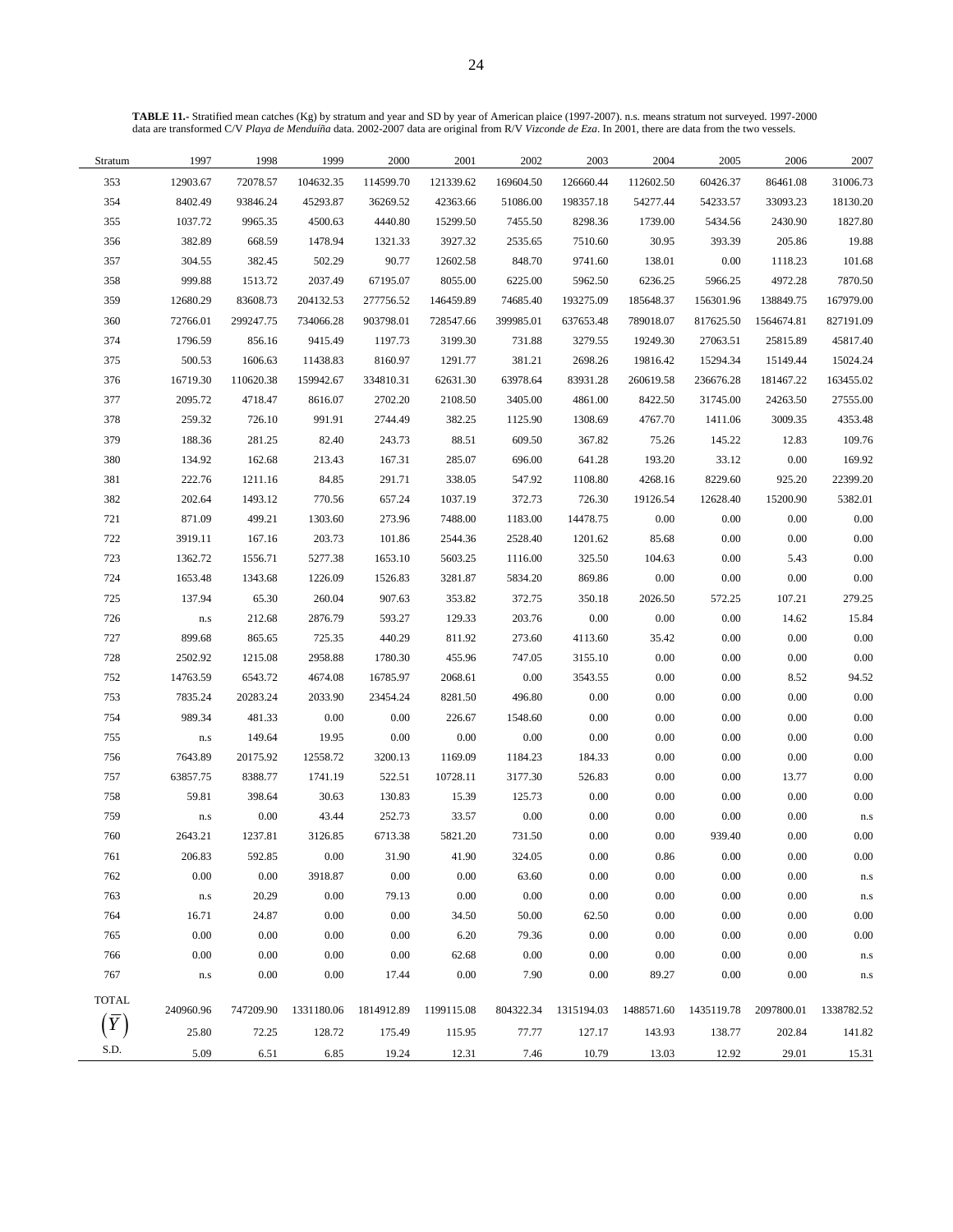**TABLE 11.-** Stratified mean catches (Kg) by stratum and year and SD by year of American plaice (1997-2007). n.s. means stratum not surveyed. 1997-2000 data are transformed C/V *Playa de Menduíña* data. 2002-2007 data are original from R/V *Vizconde de Eza*. In 2001, there are data from the two vessels.

| Stratum | 1997 | 1998 | 1999 | 2000 | 2001 | 2002 | 2003 | 2004 | 2005 | 2006 | 2007 |
|---|---|---|---|---|---|---|---|---|---|---|---|
| 353 | 12903.67 | 72078.57 | 104632.35 | 114599.70 | 121339.62 | 169604.50 | 126660.44 | 112602.50 | 60426.37 | 86461.08 | 31006.73 |
| 354 | 8402.49 | 93846.24 | 45293.87 | 36269.52 | 42363.66 | 51086.00 | 198357.18 | 54277.44 | 54233.57 | 33093.23 | 18130.20 |
| 355 | 1037.72 | 9965.35 | 4500.63 | 4440.80 | 15299.50 | 7455.50 | 8298.36 | 1739.00 | 5434.56 | 2430.90 | 1827.80 |
| 356 | 382.89 | 668.59 | 1478.94 | 1321.33 | 3927.32 | 2535.65 | 7510.60 | 30.95 | 393.39 | 205.86 | 19.88 |
| 357 | 304.55 | 382.45 | 502.29 | 90.77 | 12602.58 | 848.70 | 9741.60 | 138.01 | 0.00 | 1118.23 | 101.68 |
| 358 | 999.88 | 1513.72 | 2037.49 | 67195.07 | 8055.00 | 6225.00 | 5962.50 | 6236.25 | 5966.25 | 4972.28 | 7870.50 |
| 359 | 12680.29 | 83608.73 | 204132.53 | 277756.52 | 146459.89 | 74685.40 | 193275.09 | 185648.37 | 156301.96 | 138849.75 | 167979.00 |
| 360 | 72766.01 | 299247.75 | 734066.28 | 903798.01 | 728547.66 | 399985.01 | 637653.48 | 789018.07 | 817625.50 | 1564674.81 | 827191.09 |
| 374 | 1796.59 | 856.16 | 9415.49 | 1197.73 | 3199.30 | 731.88 | 3279.55 | 19249.30 | 27063.51 | 25815.89 | 45817.40 |
| 375 | 500.53 | 1606.63 | 11438.83 | 8160.97 | 1291.77 | 381.21 | 2698.26 | 19816.42 | 15294.34 | 15149.44 | 15024.24 |
| 376 | 16719.30 | 110620.38 | 159942.67 | 334810.31 | 62631.30 | 63978.64 | 83931.28 | 260619.58 | 236676.28 | 181467.22 | 163455.02 |
| 377 | 2095.72 | 4718.47 | 8616.07 | 2702.20 | 2108.50 | 3405.00 | 4861.00 | 8422.50 | 31745.00 | 24263.50 | 27555.00 |
| 378 | 259.32 | 726.10 | 991.91 | 2744.49 | 382.25 | 1125.90 | 1308.69 | 4767.70 | 1411.06 | 3009.35 | 4353.48 |
| 379 | 188.36 | 281.25 | 82.40 | 243.73 | 88.51 | 609.50 | 367.82 | 75.26 | 145.22 | 12.83 | 109.76 |
| 380 | 134.92 | 162.68 | 213.43 | 167.31 | 285.07 | 696.00 | 641.28 | 193.20 | 33.12 | 0.00 | 169.92 |
| 381 | 222.76 | 1211.16 | 84.85 | 291.71 | 338.05 | 547.92 | 1108.80 | 4268.16 | 8229.60 | 925.20 | 22399.20 |
| 382 | 202.64 | 1493.12 | 770.56 | 657.24 | 1037.19 | 372.73 | 726.30 | 19126.54 | 12628.40 | 15200.90 | 5382.01 |
| 721 | 871.09 | 499.21 | 1303.60 | 273.96 | 7488.00 | 1183.00 | 14478.75 | 0.00 | 0.00 | 0.00 | 0.00 |
| 722 | 3919.11 | 167.16 | 203.73 | 101.86 | 2544.36 | 2528.40 | 1201.62 | 85.68 | 0.00 | 0.00 | 0.00 |
| 723 | 1362.72 | 1556.71 | 5277.38 | 1653.10 | 5603.25 | 1116.00 | 325.50 | 104.63 | 0.00 | 5.43 | 0.00 |
| 724 | 1653.48 | 1343.68 | 1226.09 | 1526.83 | 3281.87 | 5834.20 | 869.86 | 0.00 | 0.00 | 0.00 | 0.00 |
| 725 | 137.94 | 65.30 | 260.04 | 907.63 | 353.82 | 372.75 | 350.18 | 2026.50 | 572.25 | 107.21 | 279.25 |
| 726 | n.s | 212.68 | 2876.79 | 593.27 | 129.33 | 203.76 | 0.00 | 0.00 | 0.00 | 14.62 | 15.84 |
| 727 | 899.68 | 865.65 | 725.35 | 440.29 | 811.92 | 273.60 | 4113.60 | 35.42 | 0.00 | 0.00 | 0.00 |
| 728 | 2502.92 | 1215.08 | 2958.88 | 1780.30 | 455.96 | 747.05 | 3155.10 | 0.00 | 0.00 | 0.00 | 0.00 |
| 752 | 14763.59 | 6543.72 | 4674.08 | 16785.97 | 2068.61 | 0.00 | 3543.55 | 0.00 | 0.00 | 8.52 | 94.52 |
| 753 | 7835.24 | 20283.24 | 2033.90 | 23454.24 | 8281.50 | 496.80 | 0.00 | 0.00 | 0.00 | 0.00 | 0.00 |
| 754 | 989.34 | 481.33 | 0.00 | 0.00 | 226.67 | 1548.60 | 0.00 | 0.00 | 0.00 | 0.00 | 0.00 |
| 755 | n.s | 149.64 | 19.95 | 0.00 | 0.00 | 0.00 | 0.00 | 0.00 | 0.00 | 0.00 | 0.00 |
| 756 | 7643.89 | 20175.92 | 12558.72 | 3200.13 | 1169.09 | 1184.23 | 184.33 | 0.00 | 0.00 | 0.00 | 0.00 |
| 757 | 63857.75 | 8388.77 | 1741.19 | 522.51 | 10728.11 | 3177.30 | 526.83 | 0.00 | 0.00 | 13.77 | 0.00 |
| 758 | 59.81 | 398.64 | 30.63 | 130.83 | 15.39 | 125.73 | 0.00 | 0.00 | 0.00 | 0.00 | 0.00 |
| 759 | n.s | 0.00 | 43.44 | 252.73 | 33.57 | 0.00 | 0.00 | 0.00 | 0.00 | 0.00 | n.s |
| 760 | 2643.21 | 1237.81 | 3126.85 | 6713.38 | 5821.20 | 731.50 | 0.00 | 0.00 | 939.40 | 0.00 | 0.00 |
| 761 | 206.83 | 592.85 | 0.00 | 31.90 | 41.90 | 324.05 | 0.00 | 0.86 | 0.00 | 0.00 | 0.00 |
| 762 | 0.00 | 0.00 | 3918.87 | 0.00 | 0.00 | 63.60 | 0.00 | 0.00 | 0.00 | 0.00 | n.s |
| 763 | n.s | 20.29 | 0.00 | 79.13 | 0.00 | 0.00 | 0.00 | 0.00 | 0.00 | 0.00 | n.s |
| 764 | 16.71 | 24.87 | 0.00 | 0.00 | 34.50 | 50.00 | 62.50 | 0.00 | 0.00 | 0.00 | 0.00 |
| 765 | 0.00 | 0.00 | 0.00 | 0.00 | 6.20 | 79.36 | 0.00 | 0.00 | 0.00 | 0.00 | 0.00 |
| 766 | 0.00 | 0.00 | 0.00 | 0.00 | 62.68 | 0.00 | 0.00 | 0.00 | 0.00 | 0.00 | n.s |
| 767 | n.s | 0.00 | 0.00 | 17.44 | 0.00 | 7.90 | 0.00 | 89.27 | 0.00 | 0.00 | n.s |
| TOTAL | 240960.96 | 747209.90 | 1331180.06 | 1814912.89 | 1199115.08 | 804322.34 | 1315194.03 | 1488571.60 | 1435119.78 | 2097800.01 | 1338782.52 |
| $(\bar{Y})$ | 25.80 | 72.25 | 128.72 | 175.49 | 115.95 | 77.77 | 127.17 | 143.93 | 138.77 | 202.84 | 141.82 |
| S.D. | 5.09 | 6.51 | 6.85 | 19.24 | 12.31 | 7.46 | 10.79 | 13.03 | 12.92 | 29.01 | 15.31 |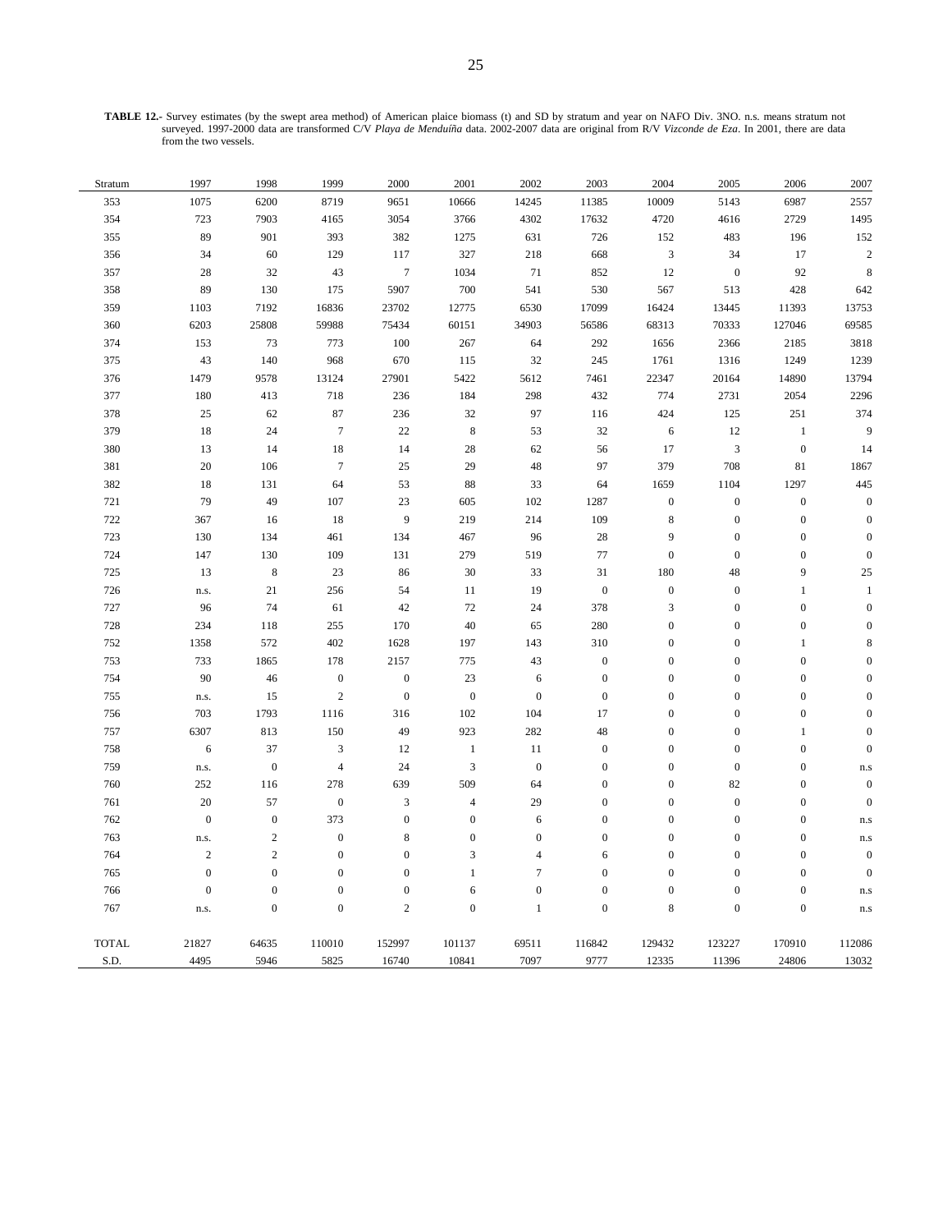**TABLE 12.-** Survey estimates (by the swept area method) of American plaice biomass (t) and SD by stratum and year on NAFO Div. 3NO. n.s. means stratum not surveyed. 1997-2000 data are transformed C/V *Playa de Menduíña* data. 2002-2007 data are original from R/V *Vizconde de Eza*. In 2001, there are data from the two vessels.

| Stratum | 1997 | 1998 | 1999 | 2000 | 2001 | 2002 | 2003 | 2004 | 2005 | 2006 | 2007 |
|---|---|---|---|---|---|---|---|---|---|---|---|
| 353 | 1075 | 6200 | 8719 | 9651 | 10666 | 14245 | 11385 | 10009 | 5143 | 6987 | 2557 |
| 354 | 723 | 7903 | 4165 | 3054 | 3766 | 4302 | 17632 | 4720 | 4616 | 2729 | 1495 |
| 355 | 89 | 901 | 393 | 382 | 1275 | 631 | 726 | 152 | 483 | 196 | 152 |
| 356 | 34 | 60 | 129 | 117 | 327 | 218 | 668 | 3 | 34 | 17 | 2 |
| 357 | 28 | 32 | 43 | 7 | 1034 | 71 | 852 | 12 | 0 | 92 | 8 |
| 358 | 89 | 130 | 175 | 5907 | 700 | 541 | 530 | 567 | 513 | 428 | 642 |
| 359 | 1103 | 7192 | 16836 | 23702 | 12775 | 6530 | 17099 | 16424 | 13445 | 11393 | 13753 |
| 360 | 6203 | 25808 | 59988 | 75434 | 60151 | 34903 | 56586 | 68313 | 70333 | 127046 | 69585 |
| 374 | 153 | 73 | 773 | 100 | 267 | 64 | 292 | 1656 | 2366 | 2185 | 3818 |
| 375 | 43 | 140 | 968 | 670 | 115 | 32 | 245 | 1761 | 1316 | 1249 | 1239 |
| 376 | 1479 | 9578 | 13124 | 27901 | 5422 | 5612 | 7461 | 22347 | 20164 | 14890 | 13794 |
| 377 | 180 | 413 | 718 | 236 | 184 | 298 | 432 | 774 | 2731 | 2054 | 2296 |
| 378 | 25 | 62 | 87 | 236 | 32 | 97 | 116 | 424 | 125 | 251 | 374 |
| 379 | 18 | 24 | 7 | 22 | 8 | 53 | 32 | 6 | 12 | 1 | 9 |
| 380 | 13 | 14 | 18 | 14 | 28 | 62 | 56 | 17 | 3 | 0 | 14 |
| 381 | 20 | 106 | 7 | 25 | 29 | 48 | 97 | 379 | 708 | 81 | 1867 |
| 382 | 18 | 131 | 64 | 53 | 88 | 33 | 64 | 1659 | 1104 | 1297 | 445 |
| 721 | 79 | 49 | 107 | 23 | 605 | 102 | 1287 | 0 | 0 | 0 | 0 |
| 722 | 367 | 16 | 18 | 9 | 219 | 214 | 109 | 8 | 0 | 0 | 0 |
| 723 | 130 | 134 | 461 | 134 | 467 | 96 | 28 | 9 | 0 | 0 | 0 |
| 724 | 147 | 130 | 109 | 131 | 279 | 519 | 77 | 0 | 0 | 0 | 0 |
| 725 | 13 | 8 | 23 | 86 | 30 | 33 | 31 | 180 | 48 | 9 | 25 |
| 726 | n.s. | 21 | 256 | 54 | 11 | 19 | 0 | 0 | 0 | 1 | 1 |
| 727 | 96 | 74 | 61 | 42 | 72 | 24 | 378 | 3 | 0 | 0 | 0 |
| 728 | 234 | 118 | 255 | 170 | 40 | 65 | 280 | 0 | 0 | 0 | 0 |
| 752 | 1358 | 572 | 402 | 1628 | 197 | 143 | 310 | 0 | 0 | 1 | 8 |
| 753 | 733 | 1865 | 178 | 2157 | 775 | 43 | 0 | 0 | 0 | 0 | 0 |
| 754 | 90 | 46 | 0 | 0 | 23 | 6 | 0 | 0 | 0 | 0 | 0 |
| 755 | n.s. | 15 | 2 | 0 | 0 | 0 | 0 | 0 | 0 | 0 | 0 |
| 756 | 703 | 1793 | 1116 | 316 | 102 | 104 | 17 | 0 | 0 | 0 | 0 |
| 757 | 6307 | 813 | 150 | 49 | 923 | 282 | 48 | 0 | 0 | 1 | 0 |
| 758 | 6 | 37 | 3 | 12 | 1 | 11 | 0 | 0 | 0 | 0 | 0 |
| 759 | n.s. | 0 | 4 | 24 | 3 | 0 | 0 | 0 | 0 | 0 | n.s |
| 760 | 252 | 116 | 278 | 639 | 509 | 64 | 0 | 0 | 82 | 0 | 0 |
| 761 | 20 | 57 | 0 | 3 | 4 | 29 | 0 | 0 | 0 | 0 | 0 |
| 762 | 0 | 0 | 373 | 0 | 0 | 6 | 0 | 0 | 0 | 0 | n.s |
| 763 | n.s. | 2 | 0 | 8 | 0 | 0 | 0 | 0 | 0 | 0 | n.s |
| 764 | 2 | 2 | 0 | 0 | 3 | 4 | 6 | 0 | 0 | 0 | 0 |
| 765 | 0 | 0 | 0 | 0 | 1 | 7 | 0 | 0 | 0 | 0 | 0 |
| 766 | 0 | 0 | 0 | 0 | 6 | 0 | 0 | 0 | 0 | 0 | n.s |
| 767 | n.s. | 0 | 0 | 2 | 0 | 1 | 0 | 8 | 0 | 0 | n.s |
| TOTAL | 21827 | 64635 | 110010 | 152997 | 101137 | 69511 | 116842 | 129432 | 123227 | 170910 | 112086 |
| S.D. | 4495 | 5946 | 5825 | 16740 | 10841 | 7097 | 9777 | 12335 | 11396 | 24806 | 13032 |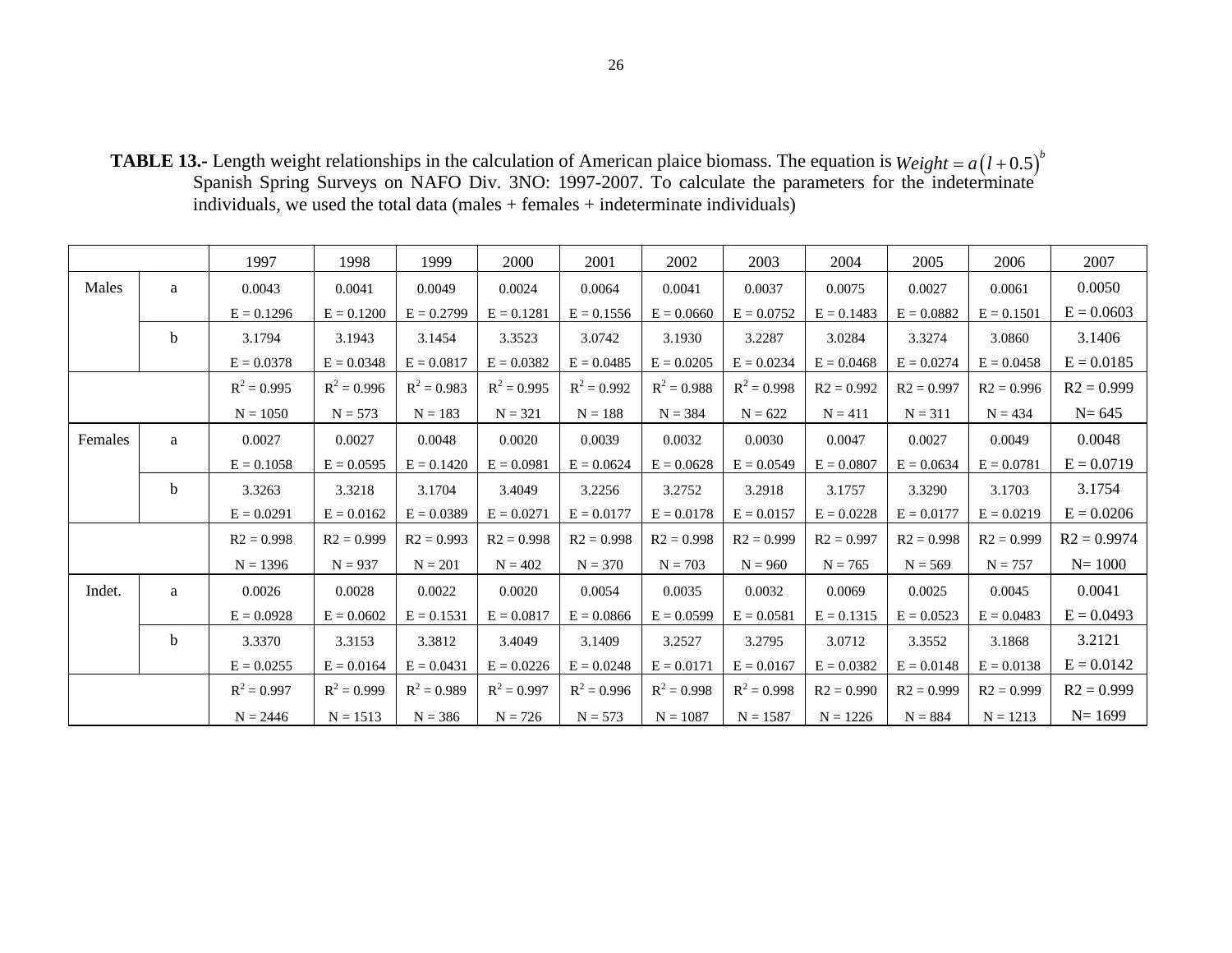**TABLE 13.-** Length weight relationships in the calculation of American plaice biomass. The equation is $Weight = a\left(l + 0.5\right)^{b}$ Spanish Spring Surveys on NAFO Div. 3NO: 1997-2007. To calculate the parameters for the indeterminate individuals, we used the total data (males + females + indeterminate individuals)

| | | 1997 | 1998 | 1999 | 2000 | 2001 | 2002 | 2003 | 2004 | 2005 | 2006 | 2007 |
|---|---|---|---|---|---|---|---|---|---|---|---|---|
| Males | a | 0.0043 | 0.0041 | 0.0049 | 0.0024 | 0.0064 | 0.0041 | 0.0037 | 0.0075 | 0.0027 | 0.0061 | 0.0050 |
| | | E = 0.1296 | E = 0.1200 | E = 0.2799 | E = 0.1281 | E = 0.1556 | E = 0.0660 | E = 0.0752 | E = 0.1483 | E = 0.0882 | E = 0.1501 | E = 0.0603 |
| | b | 3.1794 | 3.1943 | 3.1454 | 3.3523 | 3.0742 | 3.1930 | 3.2287 | 3.0284 | 3.3274 | 3.0860 | 3.1406 |
| | | E = 0.0378 | E = 0.0348 | E = 0.0817 | E = 0.0382 | E = 0.0485 | E = 0.0205 | E = 0.0234 | E = 0.0468 | E = 0.0274 | E = 0.0458 | E = 0.0185 |
| | | $R^2$ = 0.995 | $R^2$ = 0.996 | $R^2$ = 0.983 | $R^2$ = 0.995 | $R^2$ = 0.992 | $R^2$ = 0.988 | $R^2$ = 0.998 | R2 = 0.992 | R2 = 0.997 | R2 = 0.996 | R2 = 0.999 |
| | | N = 1050 | N = 573 | N = 183 | N = 321 | N = 188 | N = 384 | N = 622 | N = 411 | N = 311 | N = 434 | N= 645 |
| Females | a | 0.0027 | 0.0027 | 0.0048 | 0.0020 | 0.0039 | 0.0032 | 0.0030 | 0.0047 | 0.0027 | 0.0049 | 0.0048 |
| | | E = 0.1058 | E = 0.0595 | E = 0.1420 | E = 0.0981 | E = 0.0624 | E = 0.0628 | E = 0.0549 | E = 0.0807 | E = 0.0634 | E = 0.0781 | E = 0.0719 |
| | b | 3.3263 | 3.3218 | 3.1704 | 3.4049 | 3.2256 | 3.2752 | 3.2918 | 3.1757 | 3.3290 | 3.1703 | 3.1754 |
| | | E = 0.0291 | E = 0.0162 | E = 0.0389 | E = 0.0271 | E = 0.0177 | E = 0.0178 | E = 0.0157 | E = 0.0228 | E = 0.0177 | E = 0.0219 | E = 0.0206 |
| | | R2 = 0.998 | R2 = 0.999 | R2 = 0.993 | R2 = 0.998 | R2 = 0.998 | R2 = 0.998 | R2 = 0.999 | R2 = 0.997 | R2 = 0.998 | R2 = 0.999 | R2 = 0.9974 |
| | | N = 1396 | N = 937 | N = 201 | N = 402 | N = 370 | N = 703 | N = 960 | N = 765 | N = 569 | N = 757 | N= 1000 |
| Indet. | a | 0.0026 | 0.0028 | 0.0022 | 0.0020 | 0.0054 | 0.0035 | 0.0032 | 0.0069 | 0.0025 | 0.0045 | 0.0041 |
| | | E = 0.0928 | E = 0.0602 | E = 0.1531 | E = 0.0817 | E = 0.0866 | E = 0.0599 | E = 0.0581 | E = 0.1315 | E = 0.0523 | E = 0.0483 | E = 0.0493 |
| | b | 3.3370 | 3.3153 | 3.3812 | 3.4049 | 3.1409 | 3.2527 | 3.2795 | 3.0712 | 3.3552 | 3.1868 | 3.2121 |
| | | E = 0.0255 | E = 0.0164 | E = 0.0431 | E = 0.0226 | E = 0.0248 | E = 0.0171 | E = 0.0167 | E = 0.0382 | E = 0.0148 | E = 0.0138 | E = 0.0142 |
| | | $R^2$ = 0.997 | $R^2$ = 0.999 | $R^2$ = 0.989 | $R^2$ = 0.997 | $R^2$ = 0.996 | $R^2$ = 0.998 | $R^2$ = 0.998 | R2 = 0.990 | R2 = 0.999 | R2 = 0.999 | R2 = 0.999 |
| | | N = 2446 | N = 1513 | N = 386 | N = 726 | N = 573 | N = 1087 | N = 1587 | N = 1226 | N = 884 | N = 1213 | N= 1699 |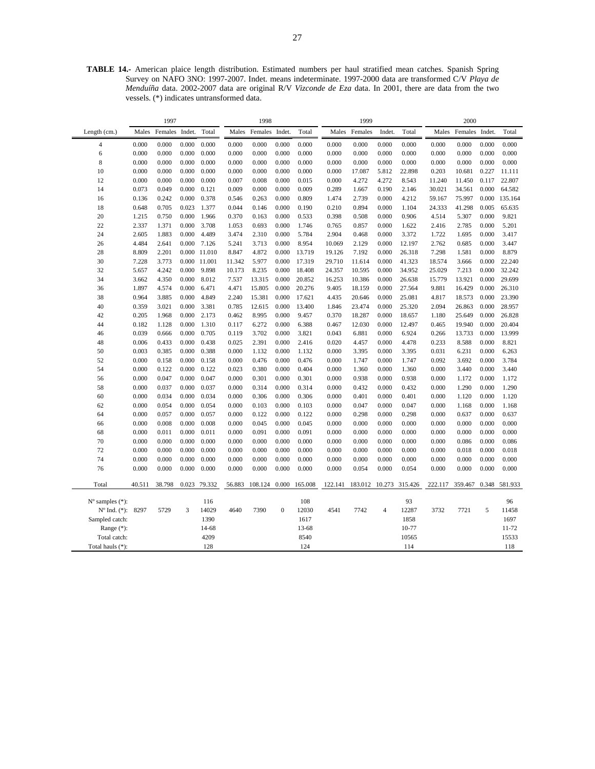**TABLE 14.-** American plaice length distribution. Estimated numbers per haul stratified mean catches. Spanish Spring Survey on NAFO 3NO: 1997-2007. Indet. means indeterminate. 1997-2000 data are transformed C/V *Playa de Menduíña* data. 2002-2007 data are original R/V *Vizconde de Eza* data. In 2001, there are data from the two vessels. (*) indicates untransformed data.

| | 1997 | | | | 1998 | | | | 1999 | | | | 2000 | | | |
|---|---|---|---|---|---|---|---|---|---|---|---|---|---|---|---|---|
| Length (cm.) | Males | Females | Indet. | Total | Males | Females | Indet. | Total | Males | Females | Indet. | Total | Males | Females | Indet. | Total |
| 4 | 0.000 | 0.000 | 0.000 | 0.000 | 0.000 | 0.000 | 0.000 | 0.000 | 0.000 | 0.000 | 0.000 | 0.000 | 0.000 | 0.000 | 0.000 | 0.000 |
| 6 | 0.000 | 0.000 | 0.000 | 0.000 | 0.000 | 0.000 | 0.000 | 0.000 | 0.000 | 0.000 | 0.000 | 0.000 | 0.000 | 0.000 | 0.000 | 0.000 |
| 8 | 0.000 | 0.000 | 0.000 | 0.000 | 0.000 | 0.000 | 0.000 | 0.000 | 0.000 | 0.000 | 0.000 | 0.000 | 0.000 | 0.000 | 0.000 | 0.000 |
| 10 | 0.000 | 0.000 | 0.000 | 0.000 | 0.000 | 0.000 | 0.000 | 0.000 | 0.000 | 17.087 | 5.812 | 22.898 | 0.203 | 10.681 | 0.227 | 11.111 |
| 12 | 0.000 | 0.000 | 0.000 | 0.000 | 0.007 | 0.008 | 0.000 | 0.015 | 0.000 | 4.272 | 4.272 | 8.543 | 11.240 | 11.450 | 0.117 | 22.807 |
| 14 | 0.073 | 0.049 | 0.000 | 0.121 | 0.009 | 0.000 | 0.000 | 0.009 | 0.289 | 1.667 | 0.190 | 2.146 | 30.021 | 34.561 | 0.000 | 64.582 |
| 16 | 0.136 | 0.242 | 0.000 | 0.378 | 0.546 | 0.263 | 0.000 | 0.809 | 1.474 | 2.739 | 0.000 | 4.212 | 59.167 | 75.997 | 0.000 | 135.164 |
| 18 | 0.648 | 0.705 | 0.023 | 1.377 | 0.044 | 0.146 | 0.000 | 0.190 | 0.210 | 0.894 | 0.000 | 1.104 | 24.333 | 41.298 | 0.005 | 65.635 |
| 20 | 1.215 | 0.750 | 0.000 | 1.966 | 0.370 | 0.163 | 0.000 | 0.533 | 0.398 | 0.508 | 0.000 | 0.906 | 4.514 | 5.307 | 0.000 | 9.821 |
| 22 | 2.337 | 1.371 | 0.000 | 3.708 | 1.053 | 0.693 | 0.000 | 1.746 | 0.765 | 0.857 | 0.000 | 1.622 | 2.416 | 2.785 | 0.000 | 5.201 |
| 24 | 2.605 | 1.883 | 0.000 | 4.489 | 3.474 | 2.310 | 0.000 | 5.784 | 2.904 | 0.468 | 0.000 | 3.372 | 1.722 | 1.695 | 0.000 | 3.417 |
| 26 | 4.484 | 2.641 | 0.000 | 7.126 | 5.241 | 3.713 | 0.000 | 8.954 | 10.069 | 2.129 | 0.000 | 12.197 | 2.762 | 0.685 | 0.000 | 3.447 |
| 28 | 8.809 | 2.201 | 0.000 | 11.010 | 8.847 | 4.872 | 0.000 | 13.719 | 19.126 | 7.192 | 0.000 | 26.318 | 7.298 | 1.581 | 0.000 | 8.879 |
| 30 | 7.228 | 3.773 | 0.000 | 11.001 | 11.342 | 5.977 | 0.000 | 17.319 | 29.710 | 11.614 | 0.000 | 41.323 | 18.574 | 3.666 | 0.000 | 22.240 |
| 32 | 5.657 | 4.242 | 0.000 | 9.898 | 10.173 | 8.235 | 0.000 | 18.408 | 24.357 | 10.595 | 0.000 | 34.952 | 25.029 | 7.213 | 0.000 | 32.242 |
| 34 | 3.662 | 4.350 | 0.000 | 8.012 | 7.537 | 13.315 | 0.000 | 20.852 | 16.253 | 10.386 | 0.000 | 26.638 | 15.779 | 13.921 | 0.000 | 29.699 |
| 36 | 1.897 | 4.574 | 0.000 | 6.471 | 4.471 | 15.805 | 0.000 | 20.276 | 9.405 | 18.159 | 0.000 | 27.564 | 9.881 | 16.429 | 0.000 | 26.310 |
| 38 | 0.964 | 3.885 | 0.000 | 4.849 | 2.240 | 15.381 | 0.000 | 17.621 | 4.435 | 20.646 | 0.000 | 25.081 | 4.817 | 18.573 | 0.000 | 23.390 |
| 40 | 0.359 | 3.021 | 0.000 | 3.381 | 0.785 | 12.615 | 0.000 | 13.400 | 1.846 | 23.474 | 0.000 | 25.320 | 2.094 | 26.863 | 0.000 | 28.957 |
| 42 | 0.205 | 1.968 | 0.000 | 2.173 | 0.462 | 8.995 | 0.000 | 9.457 | 0.370 | 18.287 | 0.000 | 18.657 | 1.180 | 25.649 | 0.000 | 26.828 |
| 44 | 0.182 | 1.128 | 0.000 | 1.310 | 0.117 | 6.272 | 0.000 | 6.388 | 0.467 | 12.030 | 0.000 | 12.497 | 0.465 | 19.940 | 0.000 | 20.404 |
| 46 | 0.039 | 0.666 | 0.000 | 0.705 | 0.119 | 3.702 | 0.000 | 3.821 | 0.043 | 6.881 | 0.000 | 6.924 | 0.266 | 13.733 | 0.000 | 13.999 |
| 48 | 0.006 | 0.433 | 0.000 | 0.438 | 0.025 | 2.391 | 0.000 | 2.416 | 0.020 | 4.457 | 0.000 | 4.478 | 0.233 | 8.588 | 0.000 | 8.821 |
| 50 | 0.003 | 0.385 | 0.000 | 0.388 | 0.000 | 1.132 | 0.000 | 1.132 | 0.000 | 3.395 | 0.000 | 3.395 | 0.031 | 6.231 | 0.000 | 6.263 |
| 52 | 0.000 | 0.158 | 0.000 | 0.158 | 0.000 | 0.476 | 0.000 | 0.476 | 0.000 | 1.747 | 0.000 | 1.747 | 0.092 | 3.692 | 0.000 | 3.784 |
| 54 | 0.000 | 0.122 | 0.000 | 0.122 | 0.023 | 0.380 | 0.000 | 0.404 | 0.000 | 1.360 | 0.000 | 1.360 | 0.000 | 3.440 | 0.000 | 3.440 |
| 56 | 0.000 | 0.047 | 0.000 | 0.047 | 0.000 | 0.301 | 0.000 | 0.301 | 0.000 | 0.938 | 0.000 | 0.938 | 0.000 | 1.172 | 0.000 | 1.172 |
| 58 | 0.000 | 0.037 | 0.000 | 0.037 | 0.000 | 0.314 | 0.000 | 0.314 | 0.000 | 0.432 | 0.000 | 0.432 | 0.000 | 1.290 | 0.000 | 1.290 |
| 60 | 0.000 | 0.034 | 0.000 | 0.034 | 0.000 | 0.306 | 0.000 | 0.306 | 0.000 | 0.401 | 0.000 | 0.401 | 0.000 | 1.120 | 0.000 | 1.120 |
| 62 | 0.000 | 0.054 | 0.000 | 0.054 | 0.000 | 0.103 | 0.000 | 0.103 | 0.000 | 0.047 | 0.000 | 0.047 | 0.000 | 1.168 | 0.000 | 1.168 |
| 64 | 0.000 | 0.057 | 0.000 | 0.057 | 0.000 | 0.122 | 0.000 | 0.122 | 0.000 | 0.298 | 0.000 | 0.298 | 0.000 | 0.637 | 0.000 | 0.637 |
| 66 | 0.000 | 0.008 | 0.000 | 0.008 | 0.000 | 0.045 | 0.000 | 0.045 | 0.000 | 0.000 | 0.000 | 0.000 | 0.000 | 0.000 | 0.000 | 0.000 |
| 68 | 0.000 | 0.011 | 0.000 | 0.011 | 0.000 | 0.091 | 0.000 | 0.091 | 0.000 | 0.000 | 0.000 | 0.000 | 0.000 | 0.000 | 0.000 | 0.000 |
| 70 | 0.000 | 0.000 | 0.000 | 0.000 | 0.000 | 0.000 | 0.000 | 0.000 | 0.000 | 0.000 | 0.000 | 0.000 | 0.000 | 0.086 | 0.000 | 0.086 |
| 72 | 0.000 | 0.000 | 0.000 | 0.000 | 0.000 | 0.000 | 0.000 | 0.000 | 0.000 | 0.000 | 0.000 | 0.000 | 0.000 | 0.018 | 0.000 | 0.018 |
| 74 | 0.000 | 0.000 | 0.000 | 0.000 | 0.000 | 0.000 | 0.000 | 0.000 | 0.000 | 0.000 | 0.000 | 0.000 | 0.000 | 0.000 | 0.000 | 0.000 |
| 76 | 0.000 | 0.000 | 0.000 | 0.000 | 0.000 | 0.000 | 0.000 | 0.000 | 0.000 | 0.054 | 0.000 | 0.054 | 0.000 | 0.000 | 0.000 | 0.000 |
| Total | 40.511 | 38.798 | 0.023 | 79.332 | 56.883 | 108.124 | 0.000 | 165.008 | 122.141 | 183.012 | 10.273 | 315.426 | 222.117 | 359.467 | 0.348 | 581.933 |
| Nº samples (*): | | | | 116 | | | | 108 | | | | 93 | | | | 96 |
| Nº Ind. (*): | 8297 | 5729 | 3 | 14029 | 4640 | 7390 | 0 | 12030 | 4541 | 7742 | 4 | 12287 | 3732 | 7721 | 5 | 11458 |
| Sampled catch: | | | | 1390 | | | | 1617 | | | | 1858 | | | | 1697 |
| Range (*): | | | | 14-68 | | | | 13-68 | | | | 10-77 | | | | 11-72 |
| Total catch: | | | | 4209 | | | | 8540 | | | | 10565 | | | | 15533 |
| Total hauls (*): | | | | 128 | | | | 124 | | | | 114 | | | | 118 |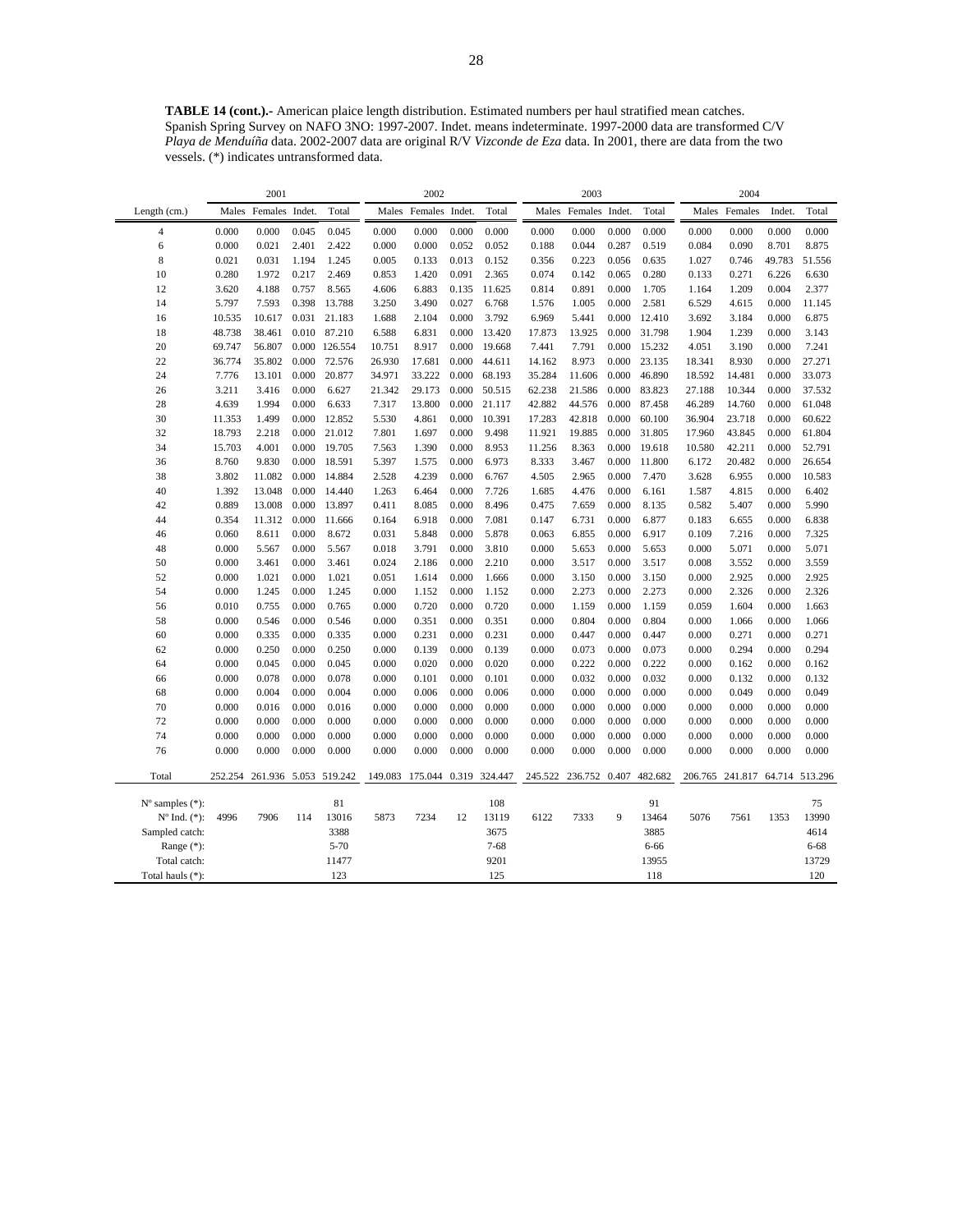**TABLE 14 (cont.).-** American plaice length distribution. Estimated numbers per haul stratified mean catches. Spanish Spring Survey on NAFO 3NO: 1997-2007. Indet. means indeterminate. 1997-2000 data are transformed C/V *Playa de Menduíña* data. 2002-2007 data are original R/V *Vizconde de Eza* data. In 2001, there are data from the two vessels. (*) indicates untransformed data.

| | 2001 | | | | 2002 | | | | 2003 | | | | 2004 | | | |
|---|---|---|---|---|---|---|---|---|---|---|---|---|---|---|---|---|
| Length (cm.) | Males | Females | Indet. | Total | Males | Females | Indet. | Total | Males | Females | Indet. | Total | Males | Females | Indet. | Total |
| 4 | 0.000 | 0.000 | 0.045 | 0.045 | 0.000 | 0.000 | 0.000 | 0.000 | 0.000 | 0.000 | 0.000 | 0.000 | 0.000 | 0.000 | 0.000 | 0.000 |
| 6 | 0.000 | 0.021 | 2.401 | 2.422 | 0.000 | 0.000 | 0.052 | 0.052 | 0.188 | 0.044 | 0.287 | 0.519 | 0.084 | 0.090 | 8.701 | 8.875 |
| 8 | 0.021 | 0.031 | 1.194 | 1.245 | 0.005 | 0.133 | 0.013 | 0.152 | 0.356 | 0.223 | 0.056 | 0.635 | 1.027 | 0.746 | 49.783 | 51.556 |
| 10 | 0.280 | 1.972 | 0.217 | 2.469 | 0.853 | 1.420 | 0.091 | 2.365 | 0.074 | 0.142 | 0.065 | 0.280 | 0.133 | 0.271 | 6.226 | 6.630 |
| 12 | 3.620 | 4.188 | 0.757 | 8.565 | 4.606 | 6.883 | 0.135 | 11.625 | 0.814 | 0.891 | 0.000 | 1.705 | 1.164 | 1.209 | 0.004 | 2.377 |
| 14 | 5.797 | 7.593 | 0.398 | 13.788 | 3.250 | 3.490 | 0.027 | 6.768 | 1.576 | 1.005 | 0.000 | 2.581 | 6.529 | 4.615 | 0.000 | 11.145 |
| 16 | 10.535 | 10.617 | 0.031 | 21.183 | 1.688 | 2.104 | 0.000 | 3.792 | 6.969 | 5.441 | 0.000 | 12.410 | 3.692 | 3.184 | 0.000 | 6.875 |
| 18 | 48.738 | 38.461 | 0.010 | 87.210 | 6.588 | 6.831 | 0.000 | 13.420 | 17.873 | 13.925 | 0.000 | 31.798 | 1.904 | 1.239 | 0.000 | 3.143 |
| 20 | 69.747 | 56.807 | 0.000 | 126.554 | 10.751 | 8.917 | 0.000 | 19.668 | 7.441 | 7.791 | 0.000 | 15.232 | 4.051 | 3.190 | 0.000 | 7.241 |
| 22 | 36.774 | 35.802 | 0.000 | 72.576 | 26.930 | 17.681 | 0.000 | 44.611 | 14.162 | 8.973 | 0.000 | 23.135 | 18.341 | 8.930 | 0.000 | 27.271 |
| 24 | 7.776 | 13.101 | 0.000 | 20.877 | 34.971 | 33.222 | 0.000 | 68.193 | 35.284 | 11.606 | 0.000 | 46.890 | 18.592 | 14.481 | 0.000 | 33.073 |
| 26 | 3.211 | 3.416 | 0.000 | 6.627 | 21.342 | 29.173 | 0.000 | 50.515 | 62.238 | 21.586 | 0.000 | 83.823 | 27.188 | 10.344 | 0.000 | 37.532 |
| 28 | 4.639 | 1.994 | 0.000 | 6.633 | 7.317 | 13.800 | 0.000 | 21.117 | 42.882 | 44.576 | 0.000 | 87.458 | 46.289 | 14.760 | 0.000 | 61.048 |
| 30 | 11.353 | 1.499 | 0.000 | 12.852 | 5.530 | 4.861 | 0.000 | 10.391 | 17.283 | 42.818 | 0.000 | 60.100 | 36.904 | 23.718 | 0.000 | 60.622 |
| 32 | 18.793 | 2.218 | 0.000 | 21.012 | 7.801 | 1.697 | 0.000 | 9.498 | 11.921 | 19.885 | 0.000 | 31.805 | 17.960 | 43.845 | 0.000 | 61.804 |
| 34 | 15.703 | 4.001 | 0.000 | 19.705 | 7.563 | 1.390 | 0.000 | 8.953 | 11.256 | 8.363 | 0.000 | 19.618 | 10.580 | 42.211 | 0.000 | 52.791 |
| 36 | 8.760 | 9.830 | 0.000 | 18.591 | 5.397 | 1.575 | 0.000 | 6.973 | 8.333 | 3.467 | 0.000 | 11.800 | 6.172 | 20.482 | 0.000 | 26.654 |
| 38 | 3.802 | 11.082 | 0.000 | 14.884 | 2.528 | 4.239 | 0.000 | 6.767 | 4.505 | 2.965 | 0.000 | 7.470 | 3.628 | 6.955 | 0.000 | 10.583 |
| 40 | 1.392 | 13.048 | 0.000 | 14.440 | 1.263 | 6.464 | 0.000 | 7.726 | 1.685 | 4.476 | 0.000 | 6.161 | 1.587 | 4.815 | 0.000 | 6.402 |
| 42 | 0.889 | 13.008 | 0.000 | 13.897 | 0.411 | 8.085 | 0.000 | 8.496 | 0.475 | 7.659 | 0.000 | 8.135 | 0.582 | 5.407 | 0.000 | 5.990 |
| 44 | 0.354 | 11.312 | 0.000 | 11.666 | 0.164 | 6.918 | 0.000 | 7.081 | 0.147 | 6.731 | 0.000 | 6.877 | 0.183 | 6.655 | 0.000 | 6.838 |
| 46 | 0.060 | 8.611 | 0.000 | 8.672 | 0.031 | 5.848 | 0.000 | 5.878 | 0.063 | 6.855 | 0.000 | 6.917 | 0.109 | 7.216 | 0.000 | 7.325 |
| 48 | 0.000 | 5.567 | 0.000 | 5.567 | 0.018 | 3.791 | 0.000 | 3.810 | 0.000 | 5.653 | 0.000 | 5.653 | 0.000 | 5.071 | 0.000 | 5.071 |
| 50 | 0.000 | 3.461 | 0.000 | 3.461 | 0.024 | 2.186 | 0.000 | 2.210 | 0.000 | 3.517 | 0.000 | 3.517 | 0.008 | 3.552 | 0.000 | 3.559 |
| 52 | 0.000 | 1.021 | 0.000 | 1.021 | 0.051 | 1.614 | 0.000 | 1.666 | 0.000 | 3.150 | 0.000 | 3.150 | 0.000 | 2.925 | 0.000 | 2.925 |
| 54 | 0.000 | 1.245 | 0.000 | 1.245 | 0.000 | 1.152 | 0.000 | 1.152 | 0.000 | 2.273 | 0.000 | 2.273 | 0.000 | 2.326 | 0.000 | 2.326 |
| 56 | 0.010 | 0.755 | 0.000 | 0.765 | 0.000 | 0.720 | 0.000 | 0.720 | 0.000 | 1.159 | 0.000 | 1.159 | 0.059 | 1.604 | 0.000 | 1.663 |
| 58 | 0.000 | 0.546 | 0.000 | 0.546 | 0.000 | 0.351 | 0.000 | 0.351 | 0.000 | 0.804 | 0.000 | 0.804 | 0.000 | 1.066 | 0.000 | 1.066 |
| 60 | 0.000 | 0.335 | 0.000 | 0.335 | 0.000 | 0.231 | 0.000 | 0.231 | 0.000 | 0.447 | 0.000 | 0.447 | 0.000 | 0.271 | 0.000 | 0.271 |
| 62 | 0.000 | 0.250 | 0.000 | 0.250 | 0.000 | 0.139 | 0.000 | 0.139 | 0.000 | 0.073 | 0.000 | 0.073 | 0.000 | 0.294 | 0.000 | 0.294 |
| 64 | 0.000 | 0.045 | 0.000 | 0.045 | 0.000 | 0.020 | 0.000 | 0.020 | 0.000 | 0.222 | 0.000 | 0.222 | 0.000 | 0.162 | 0.000 | 0.162 |
| 66 | 0.000 | 0.078 | 0.000 | 0.078 | 0.000 | 0.101 | 0.000 | 0.101 | 0.000 | 0.032 | 0.000 | 0.032 | 0.000 | 0.132 | 0.000 | 0.132 |
| 68 | 0.000 | 0.004 | 0.000 | 0.004 | 0.000 | 0.006 | 0.000 | 0.006 | 0.000 | 0.000 | 0.000 | 0.000 | 0.000 | 0.049 | 0.000 | 0.049 |
| 70 | 0.000 | 0.016 | 0.000 | 0.016 | 0.000 | 0.000 | 0.000 | 0.000 | 0.000 | 0.000 | 0.000 | 0.000 | 0.000 | 0.000 | 0.000 | 0.000 |
| 72 | 0.000 | 0.000 | 0.000 | 0.000 | 0.000 | 0.000 | 0.000 | 0.000 | 0.000 | 0.000 | 0.000 | 0.000 | 0.000 | 0.000 | 0.000 | 0.000 |
| 74 | 0.000 | 0.000 | 0.000 | 0.000 | 0.000 | 0.000 | 0.000 | 0.000 | 0.000 | 0.000 | 0.000 | 0.000 | 0.000 | 0.000 | 0.000 | 0.000 |
| 76 | 0.000 | 0.000 | 0.000 | 0.000 | 0.000 | 0.000 | 0.000 | 0.000 | 0.000 | 0.000 | 0.000 | 0.000 | 0.000 | 0.000 | 0.000 | 0.000 |
| Total | 252.254 | 261.936 | 5.053 | 519.242 | 149.083 | 175.044 | 0.319 | 324.447 | 245.522 | 236.752 | 0.407 | 482.682 | 206.765 | 241.817 | 64.714 | 513.296 |
| Nº samples (*): | | | | 81 | | | | 108 | | | | 91 | | | | 75 |
| Nº Ind. (*): | 4996 | 7906 | 114 | 13016 | 5873 | 7234 | 12 | 13119 | 6122 | 7333 | 9 | 13464 | 5076 | 7561 | 1353 | 13990 |
| Sampled catch: | | | | 3388 | | | | 3675 | | | | 3885 | | | | 4614 |
| Range (*): | | | | 5-70 | | | | 7-68 | | | | 6-66 | | | | 6-68 |
| Total catch: | | | | 11477 | | | | 9201 | | | | 13955 | | | | 13729 |
| Total hauls (*): | | | | 123 | | | | 125 | | | | 118 | | | | 120 |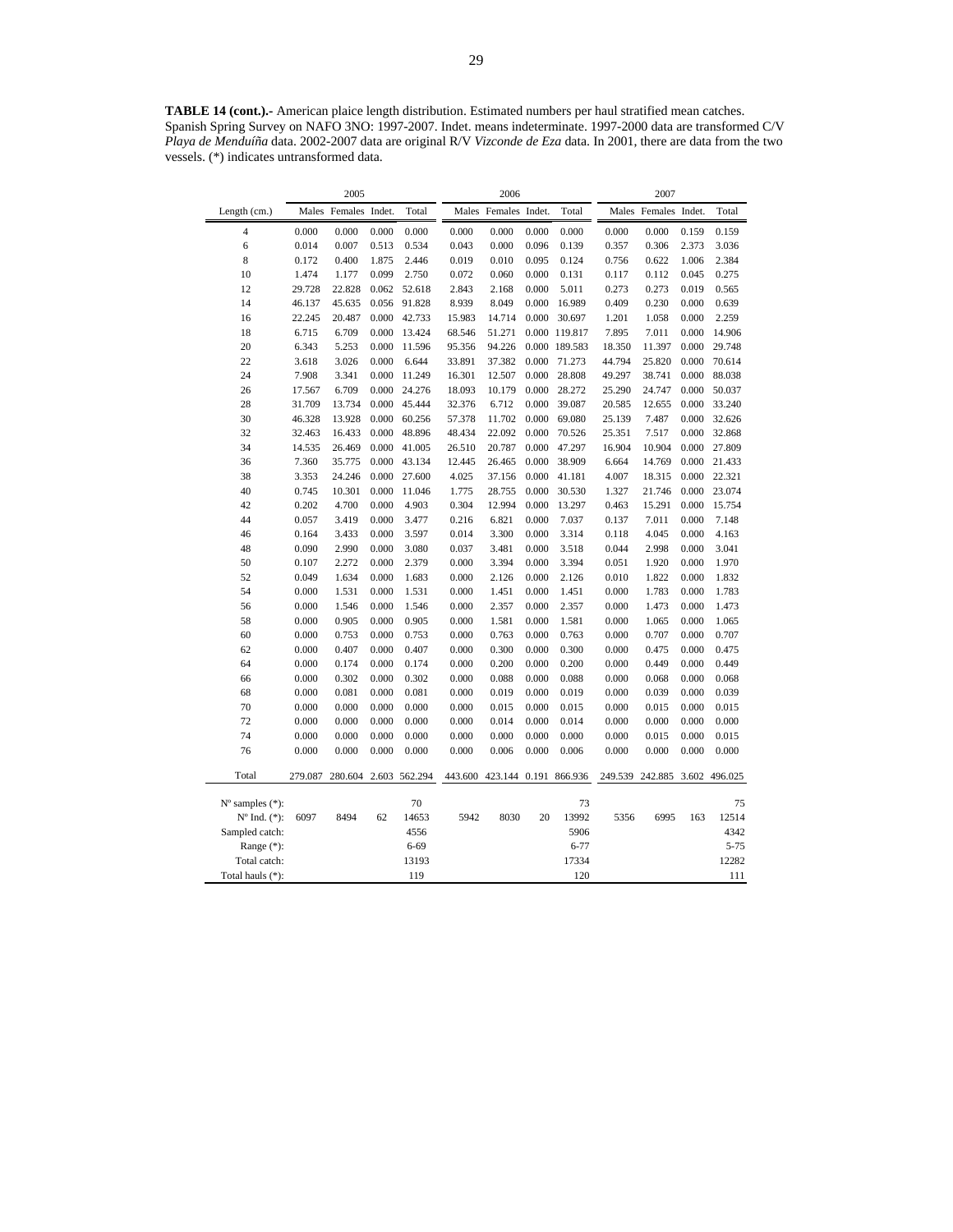**TABLE 14 (cont.).-** American plaice length distribution. Estimated numbers per haul stratified mean catches. Spanish Spring Survey on NAFO 3NO: 1997-2007. Indet. means indeterminate. 1997-2000 data are transformed C/V *Playa de Menduíña* data. 2002-2007 data are original R/V *Vizconde de Eza* data. In 2001, there are data from the two vessels. (*) indicates untransformed data.

| | 2005 | | | | 2006 | | | | 2007 | | | |
|---|---|---|---|---|---|---|---|---|---|---|---|---|
| Length (cm.) | Males | Females | Indet. | Total | Males | Females | Indet. | Total | Males | Females | Indet. | Total |
| 4 | 0.000 | 0.000 | 0.000 | 0.000 | 0.000 | 0.000 | 0.000 | 0.000 | 0.000 | 0.000 | 0.159 | 0.159 |
| 6 | 0.014 | 0.007 | 0.513 | 0.534 | 0.043 | 0.000 | 0.096 | 0.139 | 0.357 | 0.306 | 2.373 | 3.036 |
| 8 | 0.172 | 0.400 | 1.875 | 2.446 | 0.019 | 0.010 | 0.095 | 0.124 | 0.756 | 0.622 | 1.006 | 2.384 |
| 10 | 1.474 | 1.177 | 0.099 | 2.750 | 0.072 | 0.060 | 0.000 | 0.131 | 0.117 | 0.112 | 0.045 | 0.275 |
| 12 | 29.728 | 22.828 | 0.062 | 52.618 | 2.843 | 2.168 | 0.000 | 5.011 | 0.273 | 0.273 | 0.019 | 0.565 |
| 14 | 46.137 | 45.635 | 0.056 | 91.828 | 8.939 | 8.049 | 0.000 | 16.989 | 0.409 | 0.230 | 0.000 | 0.639 |
| 16 | 22.245 | 20.487 | 0.000 | 42.733 | 15.983 | 14.714 | 0.000 | 30.697 | 1.201 | 1.058 | 0.000 | 2.259 |
| 18 | 6.715 | 6.709 | 0.000 | 13.424 | 68.546 | 51.271 | 0.000 | 119.817 | 7.895 | 7.011 | 0.000 | 14.906 |
| 20 | 6.343 | 5.253 | 0.000 | 11.596 | 95.356 | 94.226 | 0.000 | 189.583 | 18.350 | 11.397 | 0.000 | 29.748 |
| 22 | 3.618 | 3.026 | 0.000 | 6.644 | 33.891 | 37.382 | 0.000 | 71.273 | 44.794 | 25.820 | 0.000 | 70.614 |
| 24 | 7.908 | 3.341 | 0.000 | 11.249 | 16.301 | 12.507 | 0.000 | 28.808 | 49.297 | 38.741 | 0.000 | 88.038 |
| 26 | 17.567 | 6.709 | 0.000 | 24.276 | 18.093 | 10.179 | 0.000 | 28.272 | 25.290 | 24.747 | 0.000 | 50.037 |
| 28 | 31.709 | 13.734 | 0.000 | 45.444 | 32.376 | 6.712 | 0.000 | 39.087 | 20.585 | 12.655 | 0.000 | 33.240 |
| 30 | 46.328 | 13.928 | 0.000 | 60.256 | 57.378 | 11.702 | 0.000 | 69.080 | 25.139 | 7.487 | 0.000 | 32.626 |
| 32 | 32.463 | 16.433 | 0.000 | 48.896 | 48.434 | 22.092 | 0.000 | 70.526 | 25.351 | 7.517 | 0.000 | 32.868 |
| 34 | 14.535 | 26.469 | 0.000 | 41.005 | 26.510 | 20.787 | 0.000 | 47.297 | 16.904 | 10.904 | 0.000 | 27.809 |
| 36 | 7.360 | 35.775 | 0.000 | 43.134 | 12.445 | 26.465 | 0.000 | 38.909 | 6.664 | 14.769 | 0.000 | 21.433 |
| 38 | 3.353 | 24.246 | 0.000 | 27.600 | 4.025 | 37.156 | 0.000 | 41.181 | 4.007 | 18.315 | 0.000 | 22.321 |
| 40 | 0.745 | 10.301 | 0.000 | 11.046 | 1.775 | 28.755 | 0.000 | 30.530 | 1.327 | 21.746 | 0.000 | 23.074 |
| 42 | 0.202 | 4.700 | 0.000 | 4.903 | 0.304 | 12.994 | 0.000 | 13.297 | 0.463 | 15.291 | 0.000 | 15.754 |
| 44 | 0.057 | 3.419 | 0.000 | 3.477 | 0.216 | 6.821 | 0.000 | 7.037 | 0.137 | 7.011 | 0.000 | 7.148 |
| 46 | 0.164 | 3.433 | 0.000 | 3.597 | 0.014 | 3.300 | 0.000 | 3.314 | 0.118 | 4.045 | 0.000 | 4.163 |
| 48 | 0.090 | 2.990 | 0.000 | 3.080 | 0.037 | 3.481 | 0.000 | 3.518 | 0.044 | 2.998 | 0.000 | 3.041 |
| 50 | 0.107 | 2.272 | 0.000 | 2.379 | 0.000 | 3.394 | 0.000 | 3.394 | 0.051 | 1.920 | 0.000 | 1.970 |
| 52 | 0.049 | 1.634 | 0.000 | 1.683 | 0.000 | 2.126 | 0.000 | 2.126 | 0.010 | 1.822 | 0.000 | 1.832 |
| 54 | 0.000 | 1.531 | 0.000 | 1.531 | 0.000 | 1.451 | 0.000 | 1.451 | 0.000 | 1.783 | 0.000 | 1.783 |
| 56 | 0.000 | 1.546 | 0.000 | 1.546 | 0.000 | 2.357 | 0.000 | 2.357 | 0.000 | 1.473 | 0.000 | 1.473 |
| 58 | 0.000 | 0.905 | 0.000 | 0.905 | 0.000 | 1.581 | 0.000 | 1.581 | 0.000 | 1.065 | 0.000 | 1.065 |
| 60 | 0.000 | 0.753 | 0.000 | 0.753 | 0.000 | 0.763 | 0.000 | 0.763 | 0.000 | 0.707 | 0.000 | 0.707 |
| 62 | 0.000 | 0.407 | 0.000 | 0.407 | 0.000 | 0.300 | 0.000 | 0.300 | 0.000 | 0.475 | 0.000 | 0.475 |
| 64 | 0.000 | 0.174 | 0.000 | 0.174 | 0.000 | 0.200 | 0.000 | 0.200 | 0.000 | 0.449 | 0.000 | 0.449 |
| 66 | 0.000 | 0.302 | 0.000 | 0.302 | 0.000 | 0.088 | 0.000 | 0.088 | 0.000 | 0.068 | 0.000 | 0.068 |
| 68 | 0.000 | 0.081 | 0.000 | 0.081 | 0.000 | 0.019 | 0.000 | 0.019 | 0.000 | 0.039 | 0.000 | 0.039 |
| 70 | 0.000 | 0.000 | 0.000 | 0.000 | 0.000 | 0.015 | 0.000 | 0.015 | 0.000 | 0.015 | 0.000 | 0.015 |
| 72 | 0.000 | 0.000 | 0.000 | 0.000 | 0.000 | 0.014 | 0.000 | 0.014 | 0.000 | 0.000 | 0.000 | 0.000 |
| 74 | 0.000 | 0.000 | 0.000 | 0.000 | 0.000 | 0.000 | 0.000 | 0.000 | 0.000 | 0.015 | 0.000 | 0.015 |
| 76 | 0.000 | 0.000 | 0.000 | 0.000 | 0.000 | 0.006 | 0.000 | 0.006 | 0.000 | 0.000 | 0.000 | 0.000 |
| Total | 279.087 | 280.604 | 2.603 | 562.294 | 443.600 | 423.144 | 0.191 | 866.936 | 249.539 | 242.885 | 3.602 | 496.025 |
| Nº samples (*): | | | | 70 | | | | 73 | | | | 75 |
| Nº Ind. (*): | 6097 | 8494 | 62 | 14653 | 5942 | 8030 | 20 | 13992 | 5356 | 6995 | 163 | 12514 |
| Sampled catch: | | | | 4556 | | | | 5906 | | | | 4342 |
| Range (*): | | | | 6-69 | | | | 6-77 | | | | 5-75 |
| Total catch: | | | | 13193 | | | | 17334 | | | | 12282 |
| Total hauls (*): | | | | 119 | | | | 120 | | | | 111 |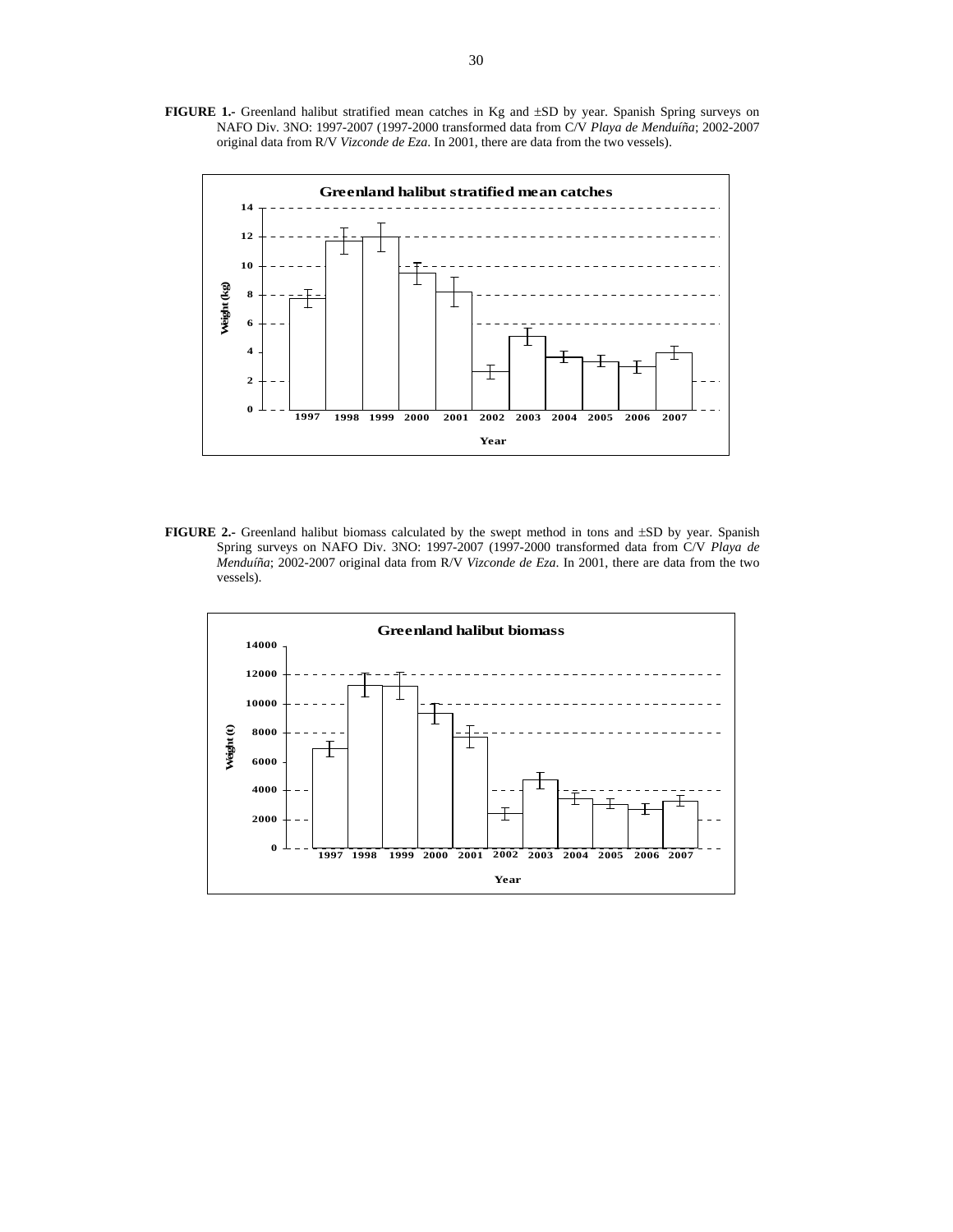**FIGURE 1.-** Greenland halibut stratified mean catches in Kg and ±SD by year. Spanish Spring surveys on NAFO Div. 3NO: 1997-2007 (1997-2000 transformed data from C/V *Playa de Menduíña*; 2002-2007 original data from R/V *Vizconde de Eza*. In 2001, there are data from the two vessels).

**FIGURE 2.-** Greenland halibut biomass calculated by the swept method in tons and ±SD by year. Spanish Spring surveys on NAFO Div. 3NO: 1997-2007 (1997-2000 transformed data from C/V *Playa de Menduíña*; 2002-2007 original data from R/V *Vizconde de Eza*. In 2001, there are data from the two vessels).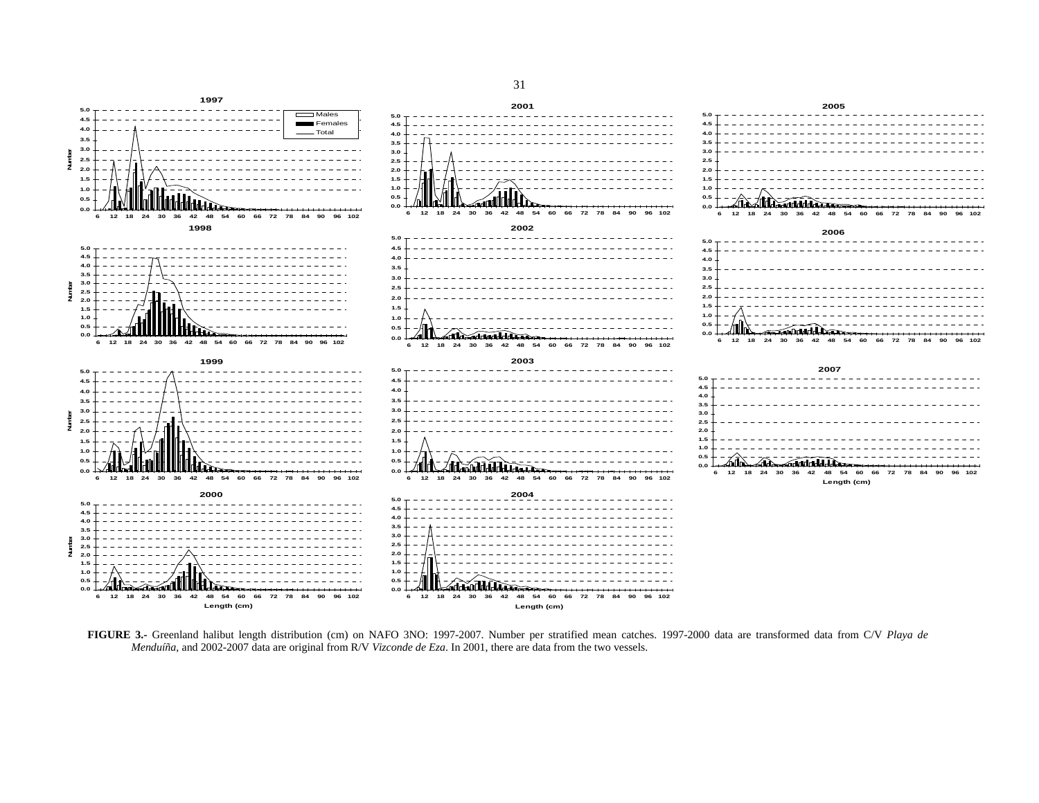**FIGURE 3.-** Greenland halibut length distribution (cm) on NAFO 3NO: 1997-2007. Number per stratified mean catches. 1997-2000 data are transformed data from C/V *Playa de Menduíña*, and 2002-2007 data are original from R/V *Vizconde de Eza*. In 2001, there are data from the two vessels.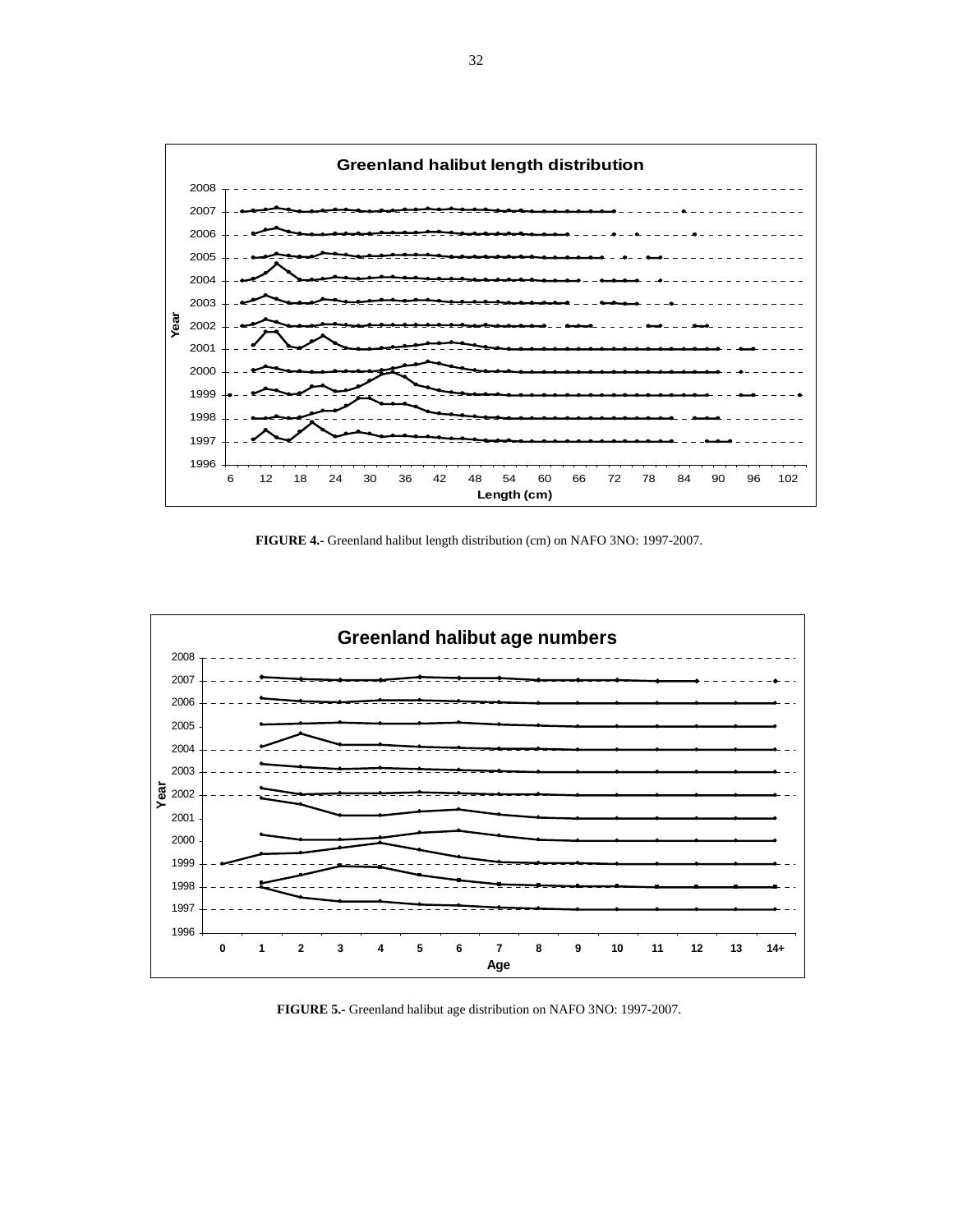**FIGURE 4.-** Greenland halibut length distribution (cm) on NAFO 3NO: 1997-2007.

**FIGURE 5.-** Greenland halibut age distribution on NAFO 3NO: 1997-2007.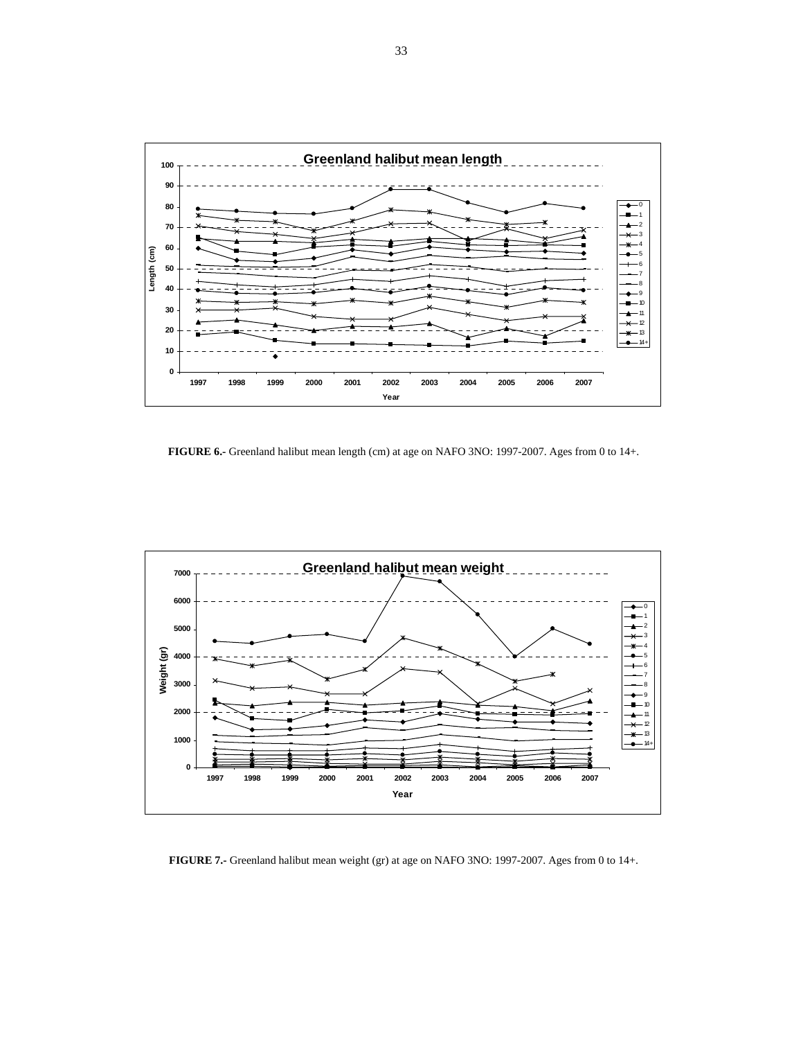**FIGURE 6.-** Greenland halibut mean length (cm) at age on NAFO 3NO: 1997-2007. Ages from 0 to 14+.

**FIGURE 7.-** Greenland halibut mean weight (gr) at age on NAFO 3NO: 1997-2007. Ages from 0 to 14+.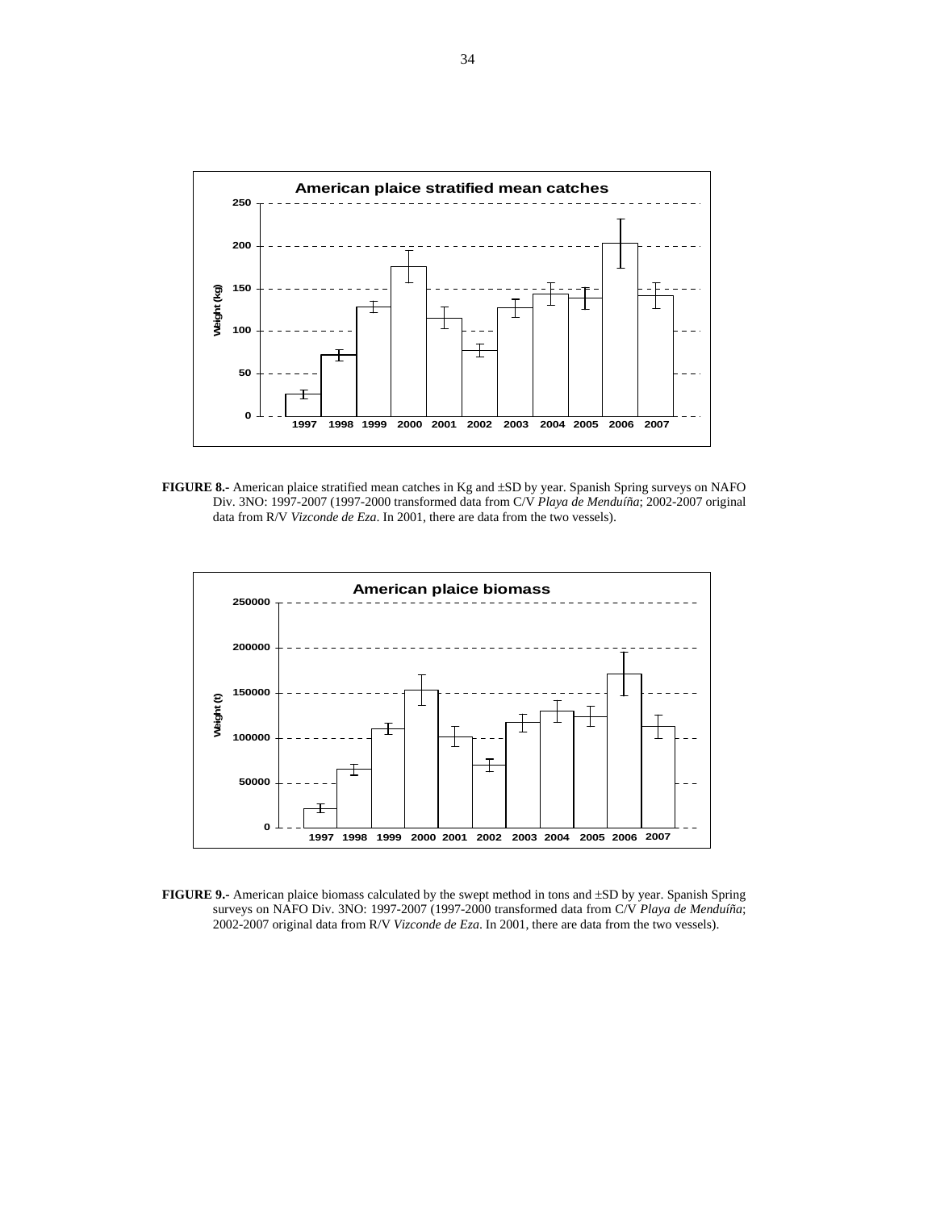**FIGURE 8.-** American plaice stratified mean catches in Kg and ±SD by year. Spanish Spring surveys on NAFO Div. 3NO: 1997-2007 (1997-2000 transformed data from C/V *Playa de Menduíña*; 2002-2007 original data from R/V *Vizconde de Eza*. In 2001, there are data from the two vessels).

**FIGURE 9.-** American plaice biomass calculated by the swept method in tons and ±SD by year. Spanish Spring surveys on NAFO Div. 3NO: 1997-2007 (1997-2000 transformed data from C/V *Playa de Menduíña*; 2002-2007 original data from R/V *Vizconde de Eza*. In 2001, there are data from the two vessels).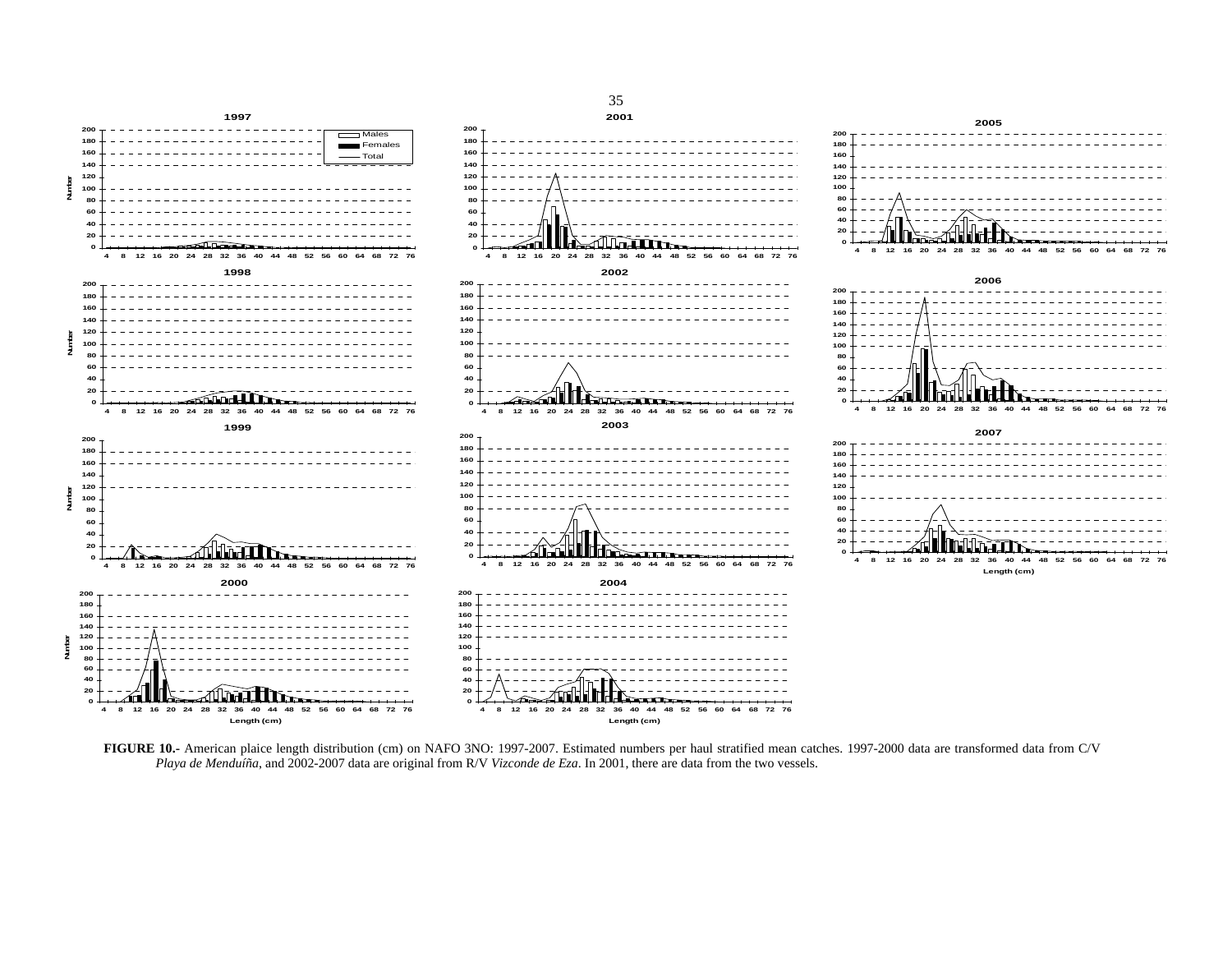**FIGURE 10.-** American plaice length distribution (cm) on NAFO 3NO: 1997-2007. Estimated numbers per haul stratified mean catches. 1997-2000 data are transformed data from C/V *Playa de Menduíña*, and 2002-2007 data are original from R/V *Vizconde de Eza*. In 2001, there are data from the two vessels.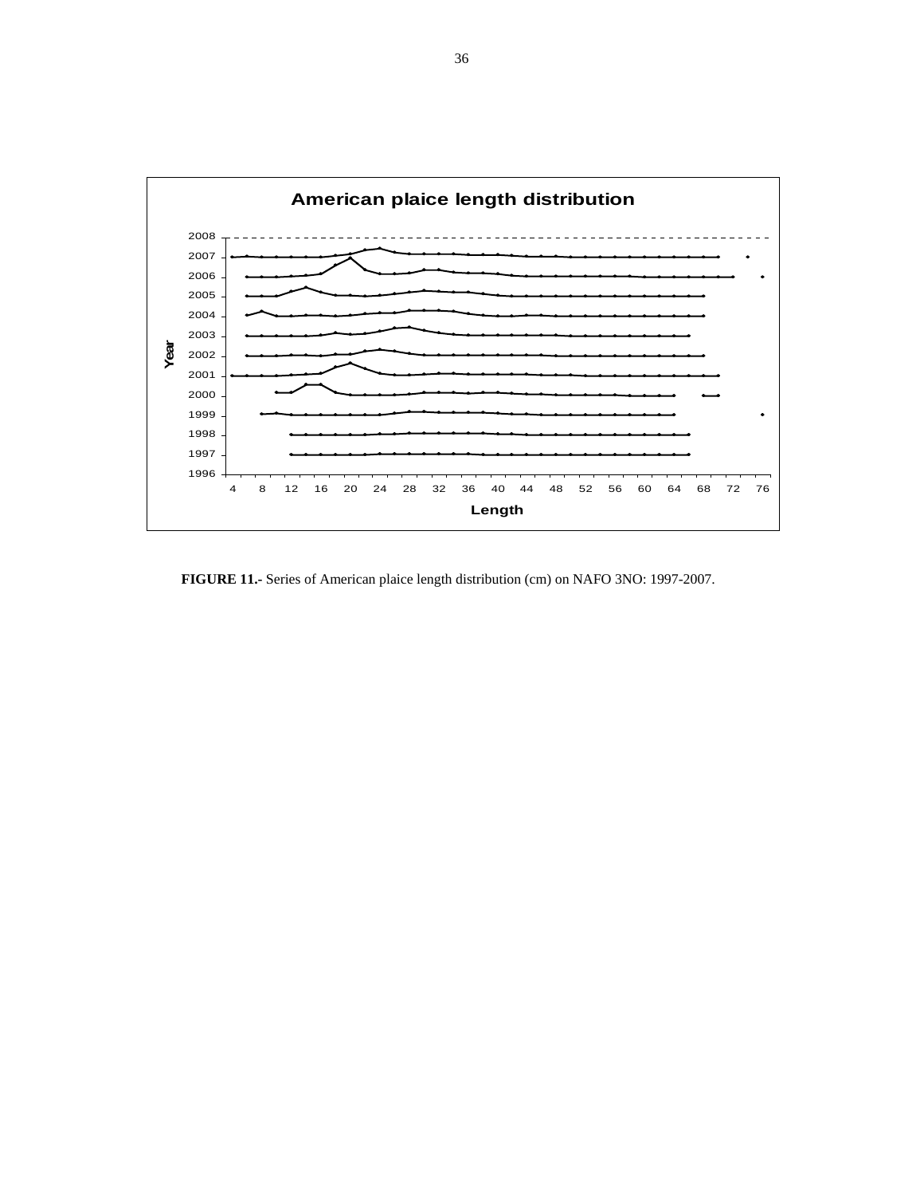American plaice length distribution

Year

2008
2007
2006
2005
2004
2003
2002
2001
2000
1999
1998
1997
1996

4 8 12 16 20 24 28 32 36 40 44 48 52 56 60 64 68 72 76

Length

**FIGURE 11.-** Series of American plaice length distribution (cm) on NAFO 3NO: 1997-2007.